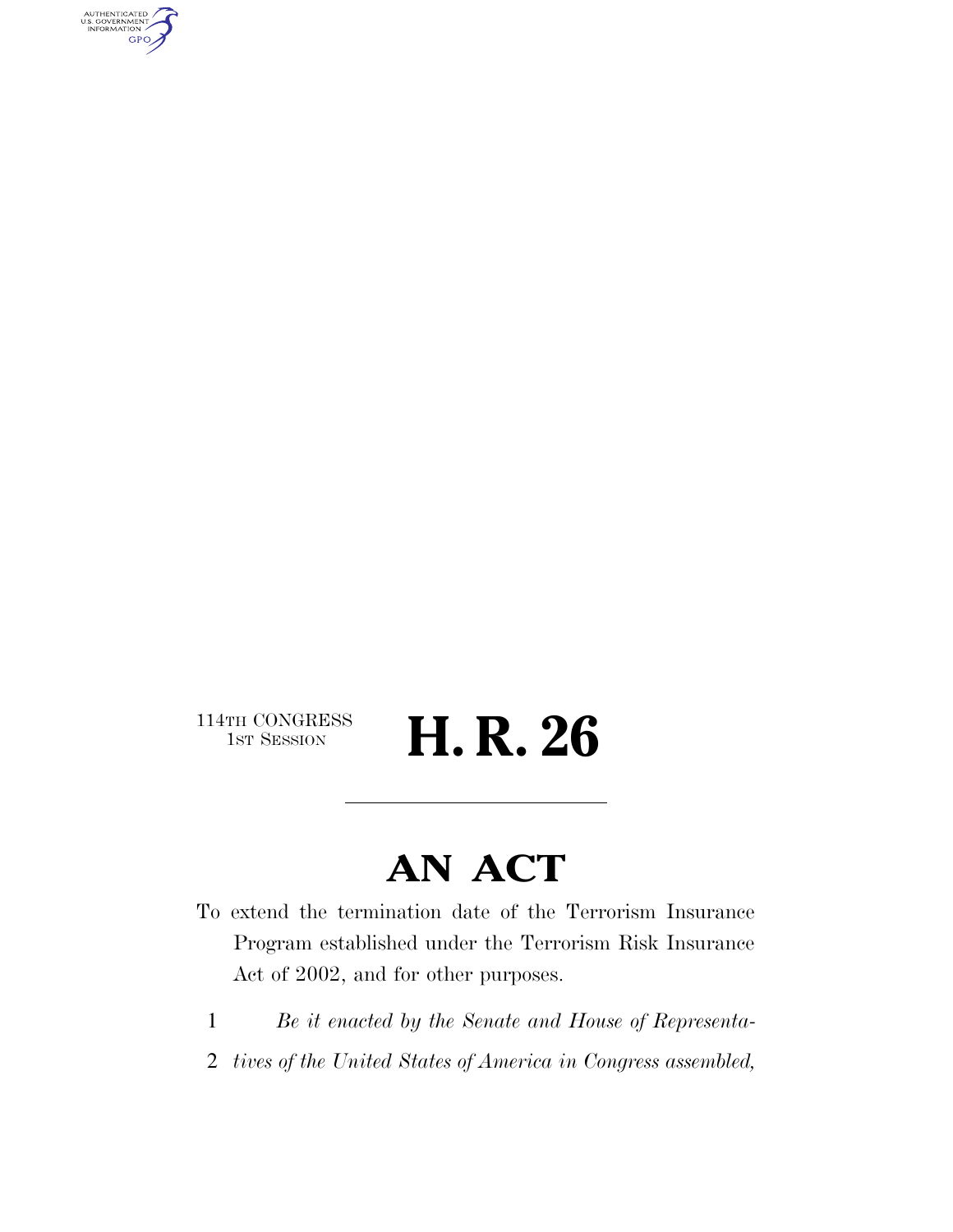114TH CONGRESS
1ST SESSION

# H. R. 26

## AN ACT

To extend the termination date of the Terrorism Insurance Program established under the Terrorism Risk Insurance Act of 2002, and for other purposes.

1 *Be it enacted by the Senate and House of Representa-*

2 *tives of the United States of America in Congress assembled,*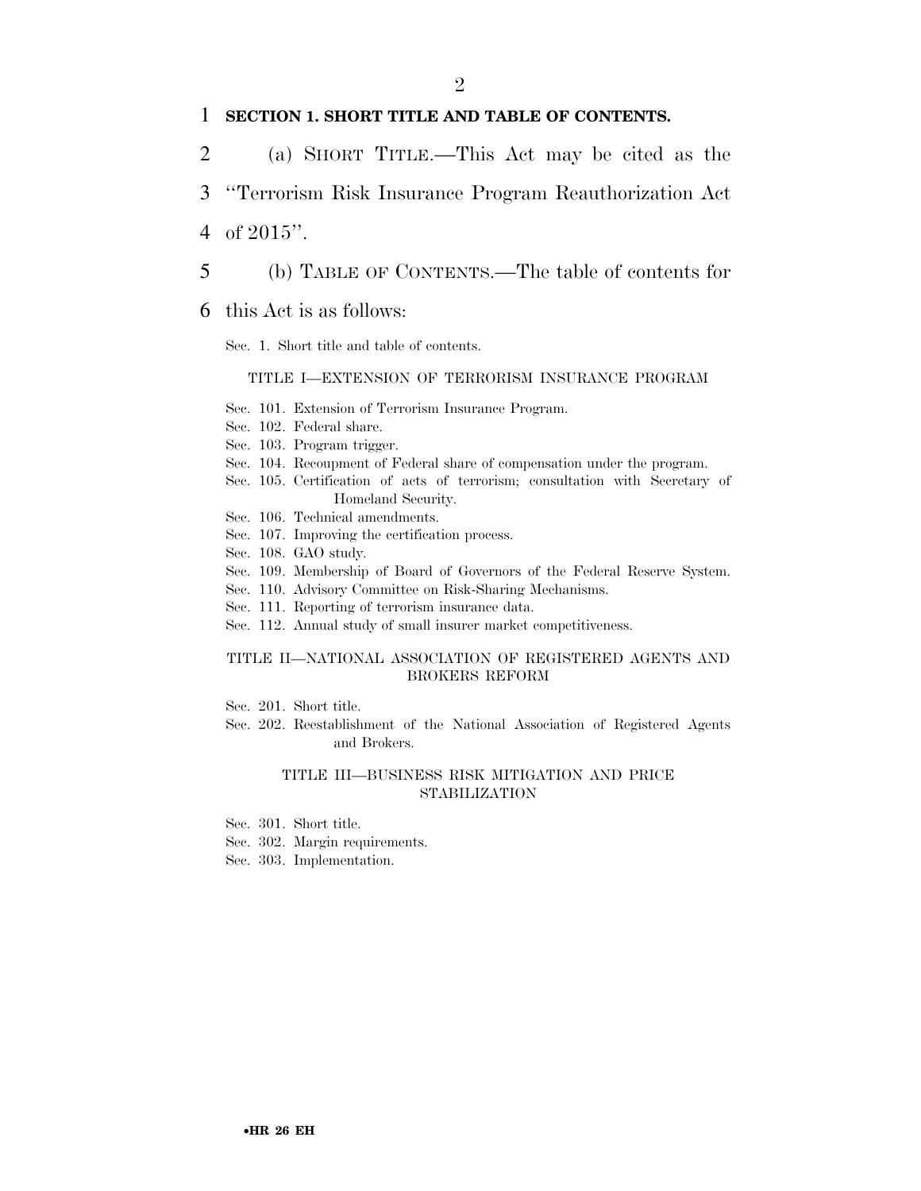**SECTION 1. SHORT TITLE AND TABLE OF CONTENTS.**

(a) SHORT TITLE.—This Act may be cited as the "Terrorism Risk Insurance Program Reauthorization Act of 2015".

(b) TABLE OF CONTENTS.—The table of contents for this Act is as follows:

Sec. 1. Short title and table of contents.

TITLE I—EXTENSION OF TERRORISM INSURANCE PROGRAM

Sec. 101. Extension of Terrorism Insurance Program.
Sec. 102. Federal share.
Sec. 103. Program trigger.
Sec. 104. Recoupment of Federal share of compensation under the program.
Sec. 105. Certification of acts of terrorism; consultation with Secretary of Homeland Security.
Sec. 106. Technical amendments.
Sec. 107. Improving the certification process.
Sec. 108. GAO study.
Sec. 109. Membership of Board of Governors of the Federal Reserve System.
Sec. 110. Advisory Committee on Risk-Sharing Mechanisms.
Sec. 111. Reporting of terrorism insurance data.
Sec. 112. Annual study of small insurer market competitiveness.

TITLE II—NATIONAL ASSOCIATION OF REGISTERED AGENTS AND BROKERS REFORM

Sec. 201. Short title.
Sec. 202. Reestablishment of the National Association of Registered Agents and Brokers.

TITLE III—BUSINESS RISK MITIGATION AND PRICE STABILIZATION

Sec. 301. Short title.
Sec. 302. Margin requirements.
Sec. 303. Implementation.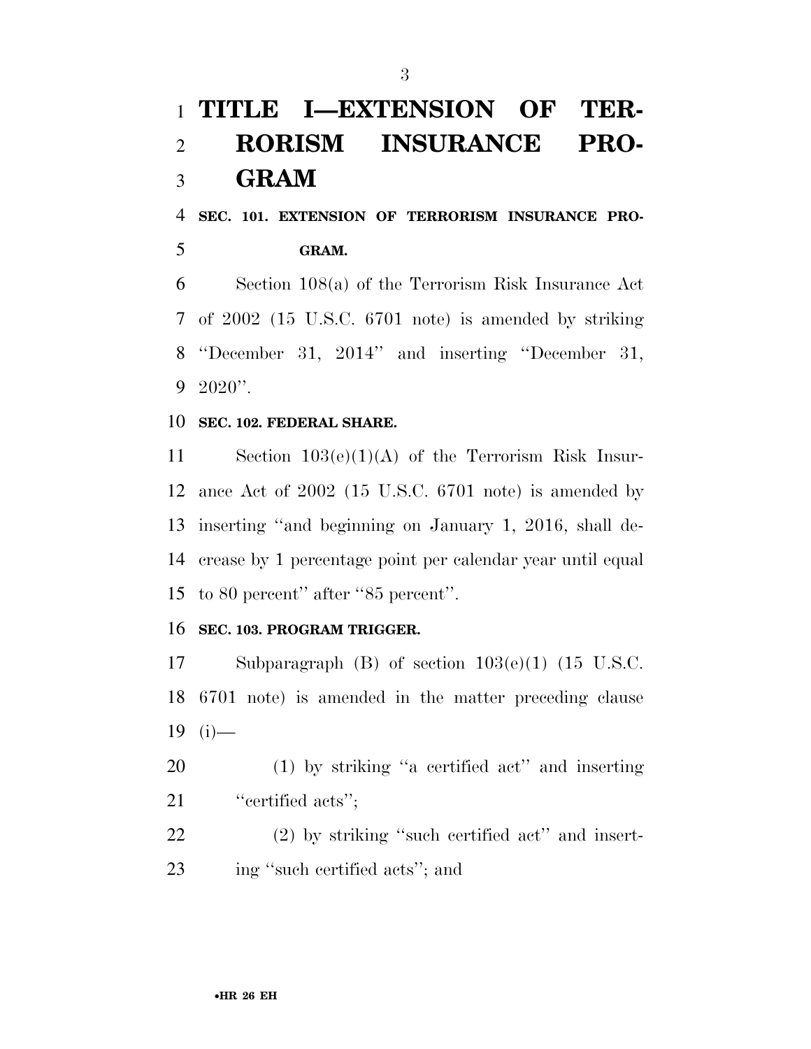# TITLE I—EXTENSION OF TERRORISM INSURANCE PROGRAM

**SEC. 101. EXTENSION OF TERRORISM INSURANCE PROGRAM.**

Section 108(a) of the Terrorism Risk Insurance Act of 2002 (15 U.S.C. 6701 note) is amended by striking ''December 31, 2014'' and inserting ''December 31, 2020''.

**SEC. 102. FEDERAL SHARE.**

Section 103(e)(1)(A) of the Terrorism Risk Insurance Act of 2002 (15 U.S.C. 6701 note) is amended by inserting ''and beginning on January 1, 2016, shall decrease by 1 percentage point per calendar year until equal to 80 percent'' after ''85 percent''.

**SEC. 103. PROGRAM TRIGGER.**

Subparagraph (B) of section 103(e)(1) (15 U.S.C. 6701 note) is amended in the matter preceding clause (i)—

(1) by striking ''a certified act'' and inserting ''certified acts'';

(2) by striking ''such certified act'' and inserting ''such certified acts''; and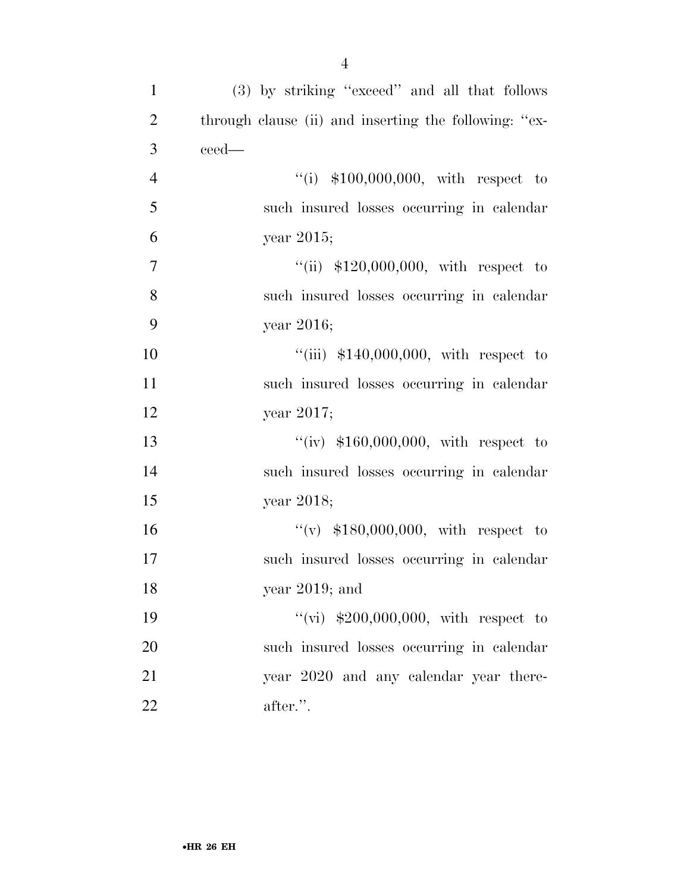(3) by striking "exceed" and all that follows through clause (ii) and inserting the following: "exceed—

"(i) $100,000,000, with respect to such insured losses occurring in calendar year 2015;

"(ii) $120,000,000, with respect to such insured losses occurring in calendar year 2016;

"(iii) $140,000,000, with respect to such insured losses occurring in calendar year 2017;

"(iv) $160,000,000, with respect to such insured losses occurring in calendar year 2018;

"(v) $180,000,000, with respect to such insured losses occurring in calendar year 2019; and

"(vi) $200,000,000, with respect to such insured losses occurring in calendar year 2020 and any calendar year thereafter.".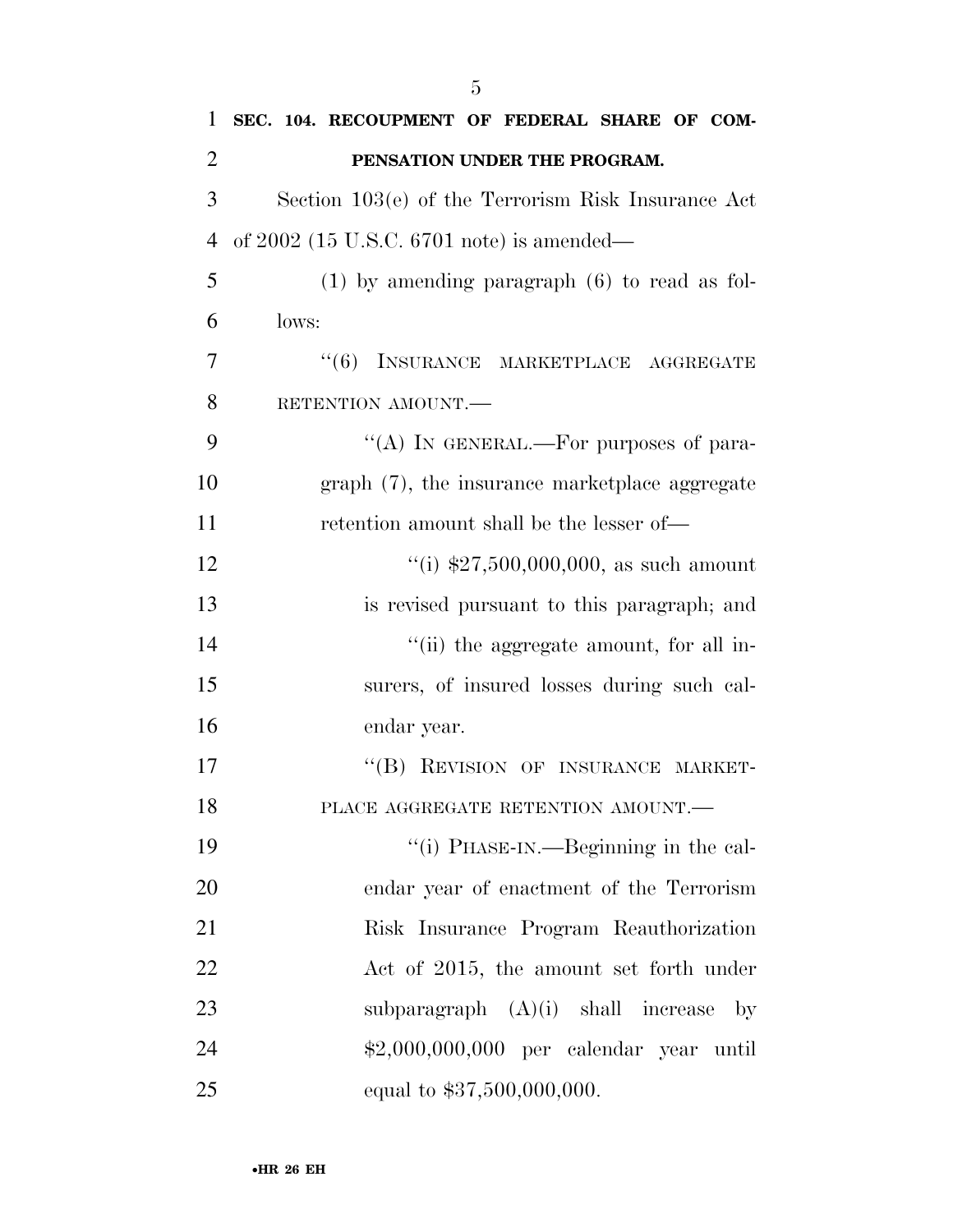**SEC. 104. RECOUPMENT OF FEDERAL SHARE OF COMPENSATION UNDER THE PROGRAM.**

Section 103(e) of the Terrorism Risk Insurance Act of 2002 (15 U.S.C. 6701 note) is amended—

(1) by amending paragraph (6) to read as follows:

"(6) INSURANCE MARKETPLACE AGGREGATE RETENTION AMOUNT.—

"(A) IN GENERAL.—For purposes of paragraph (7), the insurance marketplace aggregate retention amount shall be the lesser of—

"(i) $27,500,000,000, as such amount is revised pursuant to this paragraph; and

"(ii) the aggregate amount, for all insurers, of insured losses during such calendar year.

"(B) REVISION OF INSURANCE MARKETPLACE AGGREGATE RETENTION AMOUNT.—

"(i) PHASE-IN.—Beginning in the calendar year of enactment of the Terrorism Risk Insurance Program Reauthorization Act of 2015, the amount set forth under subparagraph (A)(i) shall increase by $2,000,000,000 per calendar year until equal to $37,500,000,000.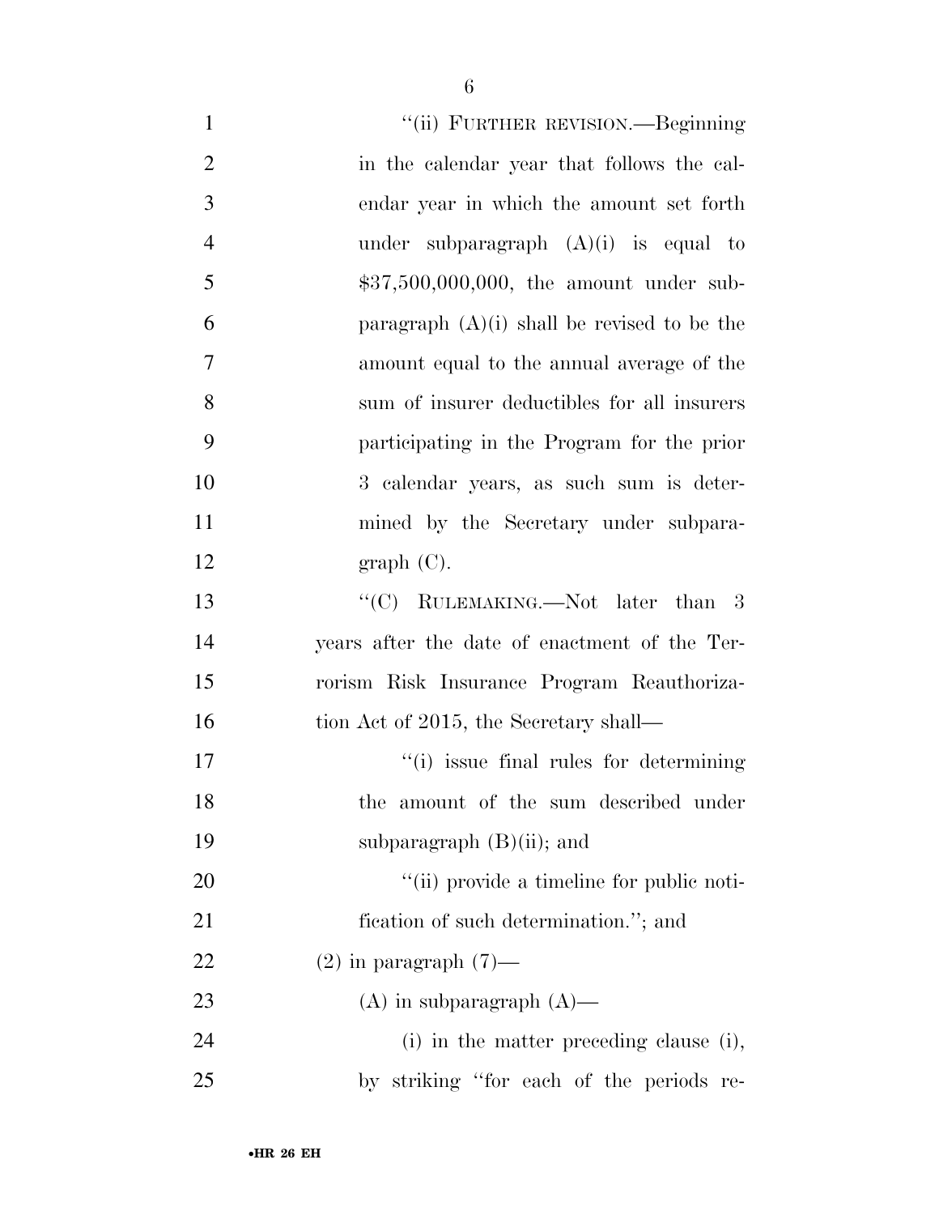"(ii) FURTHER REVISION.—Beginning in the calendar year that follows the calendar year in which the amount set forth under subparagraph (A)(i) is equal to $37,500,000,000, the amount under subparagraph (A)(i) shall be revised to be the amount equal to the annual average of the sum of insurer deductibles for all insurers participating in the Program for the prior 3 calendar years, as such sum is determined by the Secretary under subparagraph (C).

"(C) RULEMAKING.—Not later than 3 years after the date of enactment of the Terrorism Risk Insurance Program Reauthorization Act of 2015, the Secretary shall—

"(i) issue final rules for determining the amount of the sum described under subparagraph (B)(ii); and

"(ii) provide a timeline for public notification of such determination."; and

(2) in paragraph (7)—

(A) in subparagraph (A)—

(i) in the matter preceding clause (i), by striking "for each of the periods re-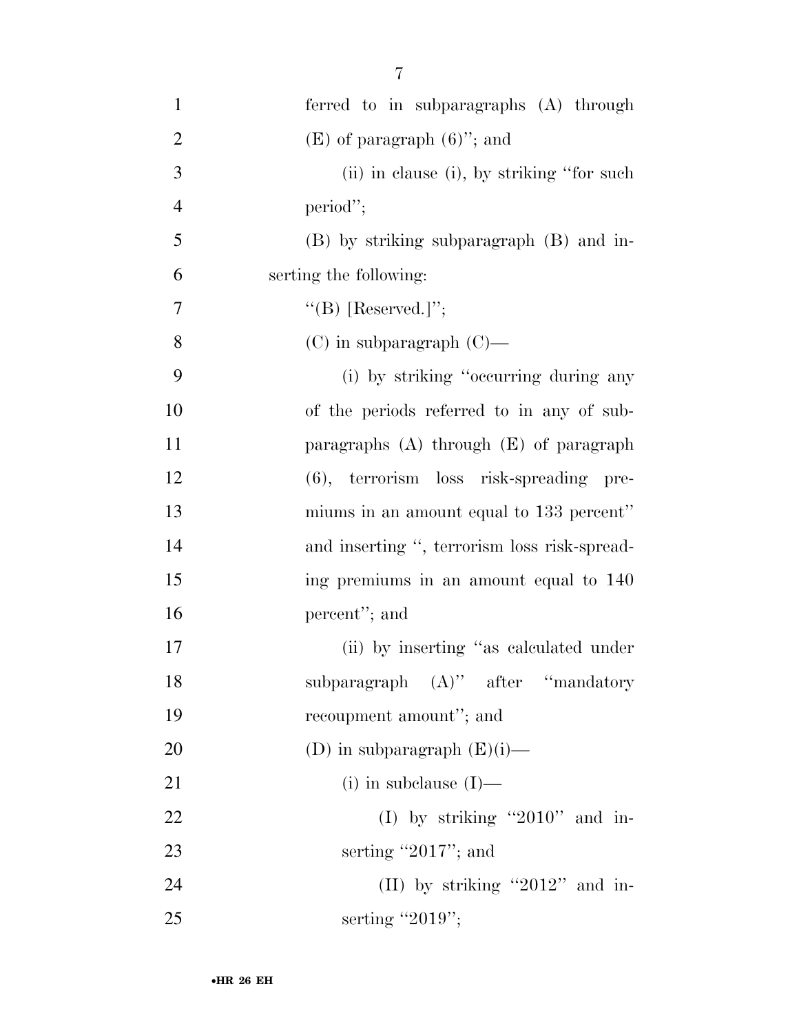ferred to in subparagraphs (A) through (E) of paragraph (6)''; and

(ii) in clause (i), by striking ''for such period'';

(B) by striking subparagraph (B) and inserting the following:

''(B) [Reserved.]'';

(C) in subparagraph (C)—

(i) by striking ''occurring during any of the periods referred to in any of subparagraphs (A) through (E) of paragraph (6), terrorism loss risk-spreading premiums in an amount equal to 133 percent'' and inserting '', terrorism loss risk-spreading premiums in an amount equal to 140 percent''; and

(ii) by inserting ''as calculated under subparagraph (A)'' after ''mandatory recoupment amount''; and

(D) in subparagraph (E)(i)—

(i) in subclause (I)—

(I) by striking ''2010'' and inserting ''2017''; and

(II) by striking ''2012'' and inserting ''2019'';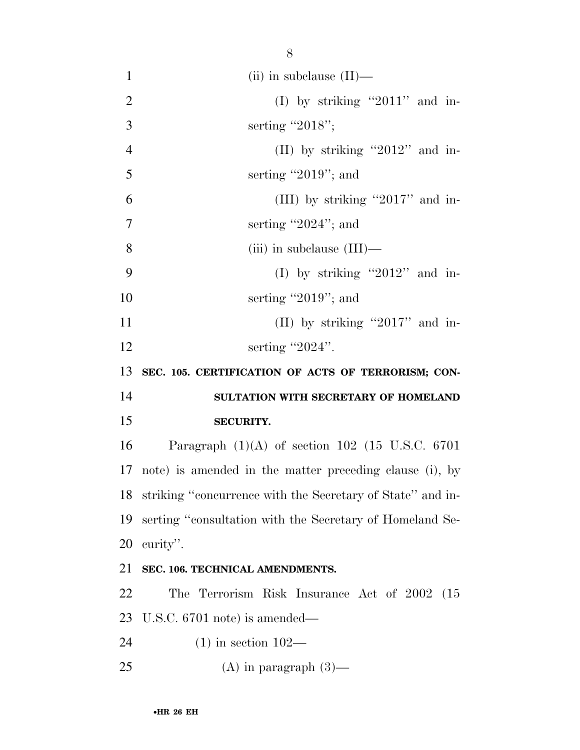(ii) in subclause (II)—

(I) by striking "2011" and inserting "2018";

(II) by striking "2012" and inserting "2019"; and

(III) by striking "2017" and inserting "2024"; and

(iii) in subclause (III)—

(I) by striking "2012" and inserting "2019"; and

(II) by striking "2017" and inserting "2024".

**SEC. 105. CERTIFICATION OF ACTS OF TERRORISM; CONSULTATION WITH SECRETARY OF HOMELAND SECURITY.**

Paragraph (1)(A) of section 102 (15 U.S.C. 6701 note) is amended in the matter preceding clause (i), by striking "concurrence with the Secretary of State" and inserting "consultation with the Secretary of Homeland Security".

**SEC. 106. TECHNICAL AMENDMENTS.**

The Terrorism Risk Insurance Act of 2002 (15 U.S.C. 6701 note) is amended—

(1) in section 102—

(A) in paragraph (3)—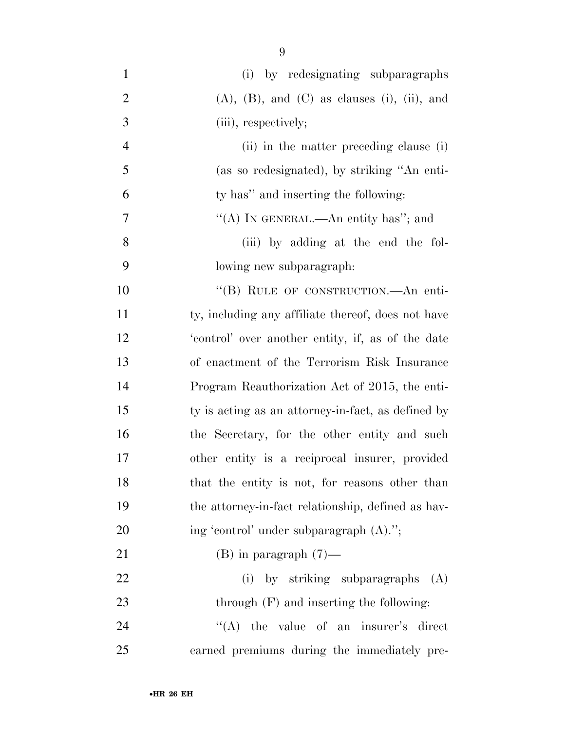(i) by redesignating subparagraphs (A), (B), and (C) as clauses (i), (ii), and (iii), respectively;

(ii) in the matter preceding clause (i) (as so redesignated), by striking "An entity has" and inserting the following:

"(A) IN GENERAL.—An entity has"; and

(iii) by adding at the end the following new subparagraph:

"(B) RULE OF CONSTRUCTION.—An entity, including any affiliate thereof, does not have 'control' over another entity, if, as of the date of enactment of the Terrorism Risk Insurance Program Reauthorization Act of 2015, the entity is acting as an attorney-in-fact, as defined by the Secretary, for the other entity and such other entity is a reciprocal insurer, provided that the entity is not, for reasons other than the attorney-in-fact relationship, defined as having 'control' under subparagraph (A).";

(B) in paragraph (7)—

(i) by striking subparagraphs (A) through (F) and inserting the following:

"(A) the value of an insurer's direct earned premiums during the immediately pre-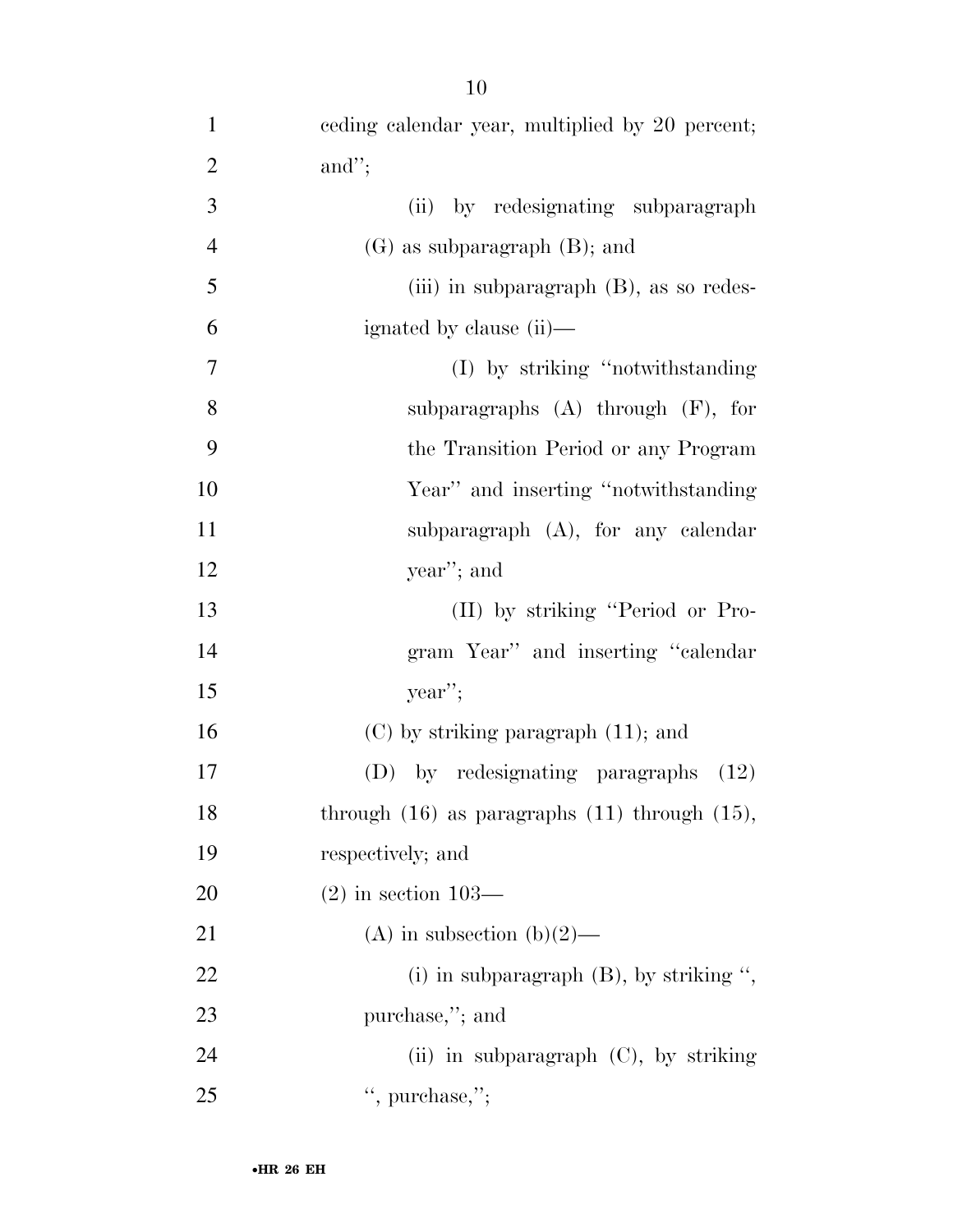ceding calendar year, multiplied by 20 percent; and'';

(ii) by redesignating subparagraph (G) as subparagraph (B); and

(iii) in subparagraph (B), as so redesignated by clause (ii)—

(I) by striking ''notwithstanding subparagraphs (A) through (F), for the Transition Period or any Program Year'' and inserting ''notwithstanding subparagraph (A), for any calendar year''; and

(II) by striking ''Period or Program Year'' and inserting ''calendar year'';

(C) by striking paragraph (11); and

(D) by redesignating paragraphs (12) through (16) as paragraphs (11) through (15), respectively; and

(2) in section 103—

(A) in subsection (b)(2)—

(i) in subparagraph (B), by striking '', purchase,''; and

(ii) in subparagraph (C), by striking '', purchase,'';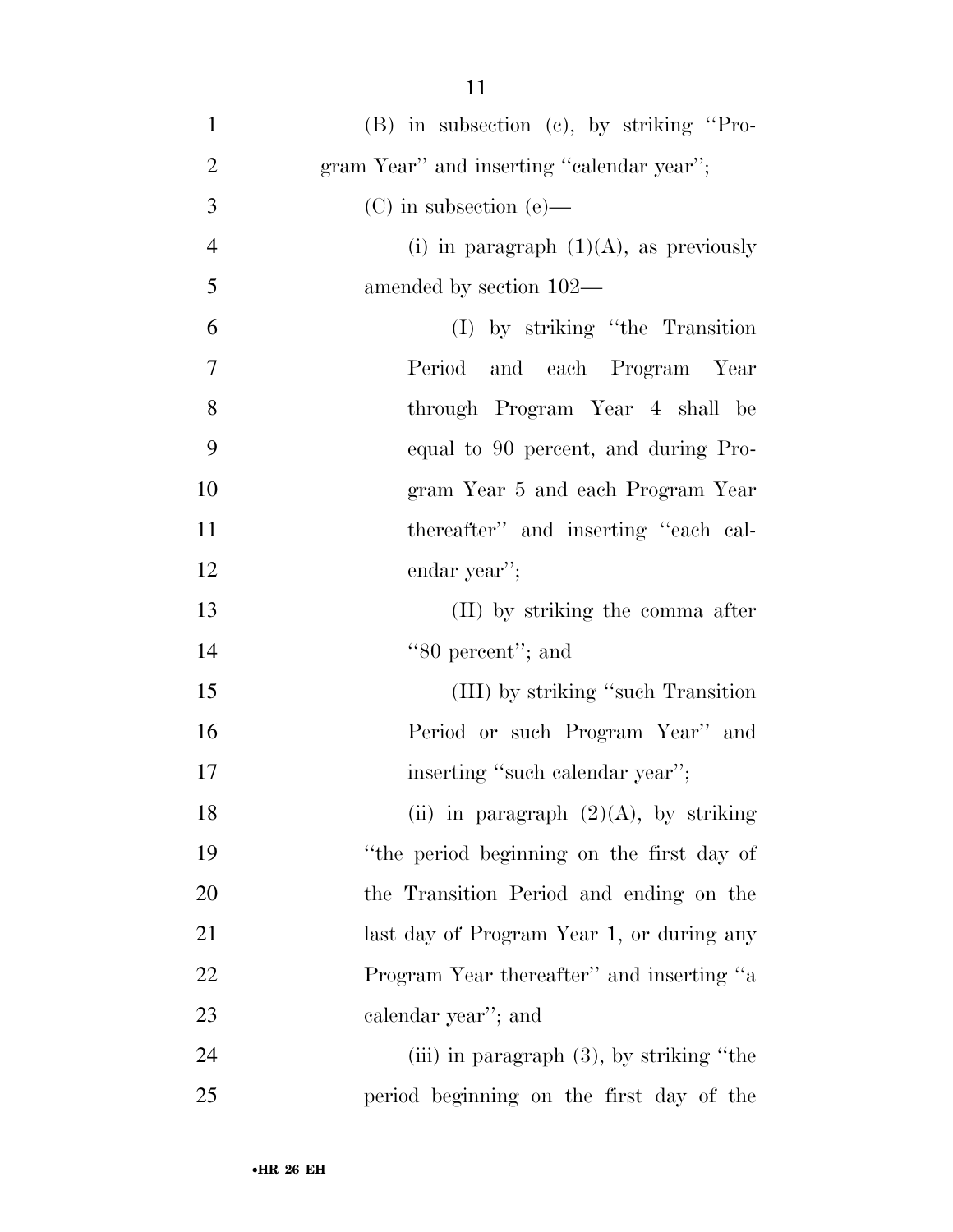(B) in subsection (c), by striking ''Program Year'' and inserting ''calendar year'';

(C) in subsection (e)—

(i) in paragraph (1)(A), as previously amended by section 102—

(I) by striking ''the Transition Period and each Program Year through Program Year 4 shall be equal to 90 percent, and during Program Year 5 and each Program Year thereafter'' and inserting ''each calendar year'';

(II) by striking the comma after ''80 percent''; and

(III) by striking ''such Transition Period or such Program Year'' and inserting ''such calendar year'';

(ii) in paragraph (2)(A), by striking ''the period beginning on the first day of the Transition Period and ending on the last day of Program Year 1, or during any Program Year thereafter'' and inserting ''a calendar year''; and

(iii) in paragraph (3), by striking ''the period beginning on the first day of the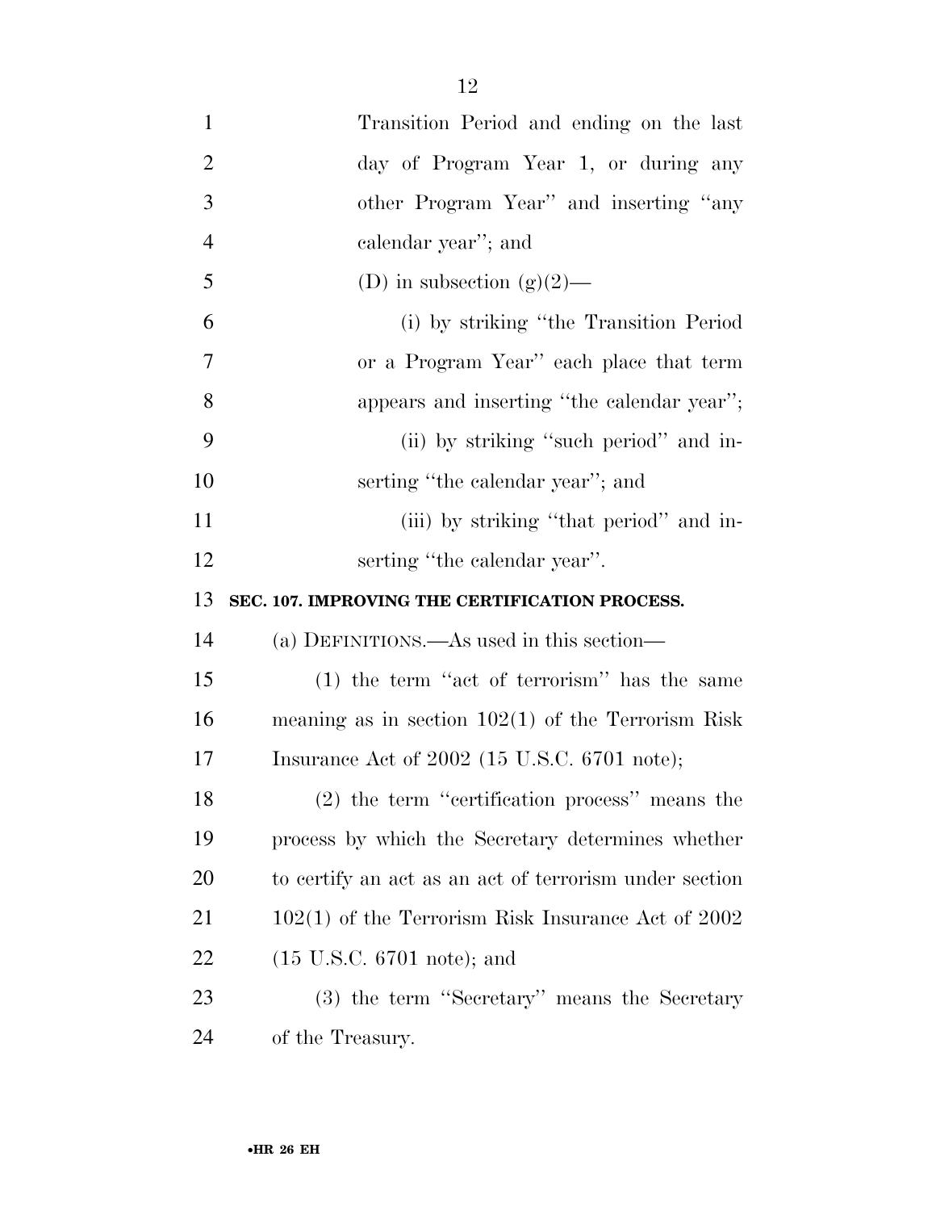Transition Period and ending on the last day of Program Year 1, or during any other Program Year'' and inserting ''any calendar year''; and

(D) in subsection (g)(2)—

(i) by striking ''the Transition Period or a Program Year'' each place that term appears and inserting ''the calendar year'';

(ii) by striking ''such period'' and inserting ''the calendar year''; and

(iii) by striking ''that period'' and inserting ''the calendar year''.

**SEC. 107. IMPROVING THE CERTIFICATION PROCESS.**

(a) DEFINITIONS.—As used in this section—

(1) the term ''act of terrorism'' has the same meaning as in section 102(1) of the Terrorism Risk Insurance Act of 2002 (15 U.S.C. 6701 note);

(2) the term ''certification process'' means the process by which the Secretary determines whether to certify an act as an act of terrorism under section 102(1) of the Terrorism Risk Insurance Act of 2002 (15 U.S.C. 6701 note); and

(3) the term ''Secretary'' means the Secretary of the Treasury.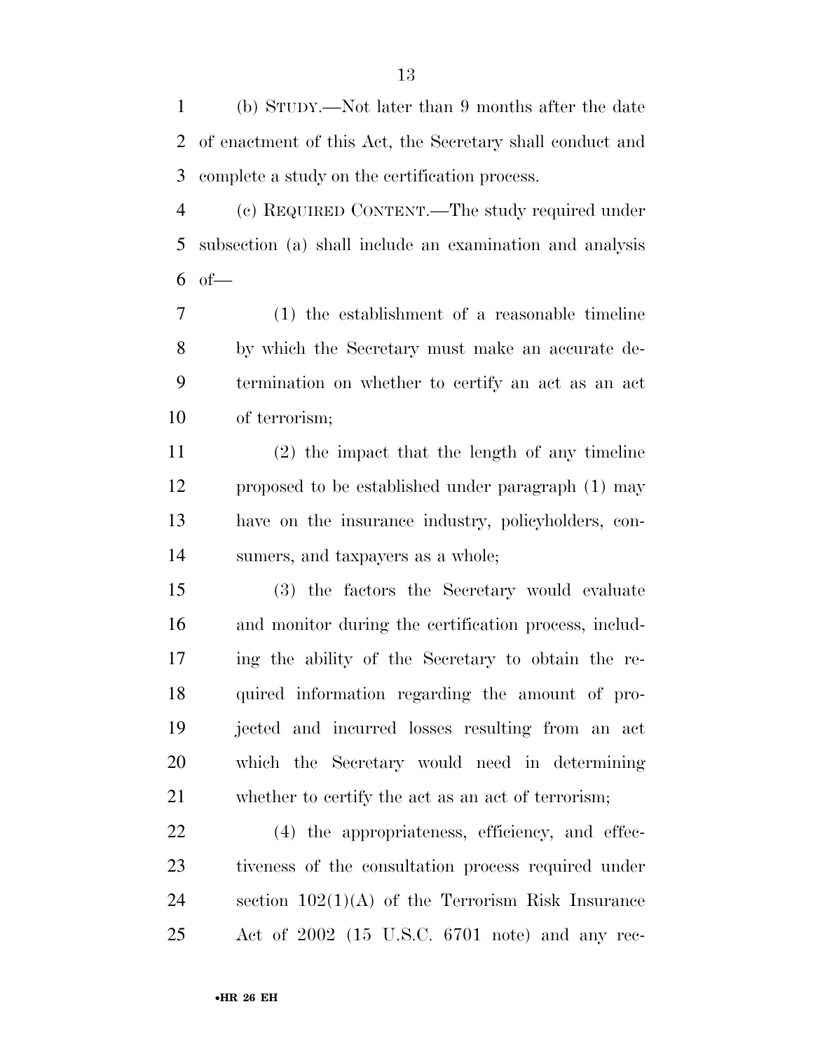(b) STUDY.—Not later than 9 months after the date of enactment of this Act, the Secretary shall conduct and complete a study on the certification process.

(c) REQUIRED CONTENT.—The study required under subsection (a) shall include an examination and analysis of—

(1) the establishment of a reasonable timeline by which the Secretary must make an accurate determination on whether to certify an act as an act of terrorism;

(2) the impact that the length of any timeline proposed to be established under paragraph (1) may have on the insurance industry, policyholders, consumers, and taxpayers as a whole;

(3) the factors the Secretary would evaluate and monitor during the certification process, including the ability of the Secretary to obtain the required information regarding the amount of projected and incurred losses resulting from an act which the Secretary would need in determining whether to certify the act as an act of terrorism;

(4) the appropriateness, efficiency, and effectiveness of the consultation process required under section 102(1)(A) of the Terrorism Risk Insurance Act of 2002 (15 U.S.C. 6701 note) and any rec-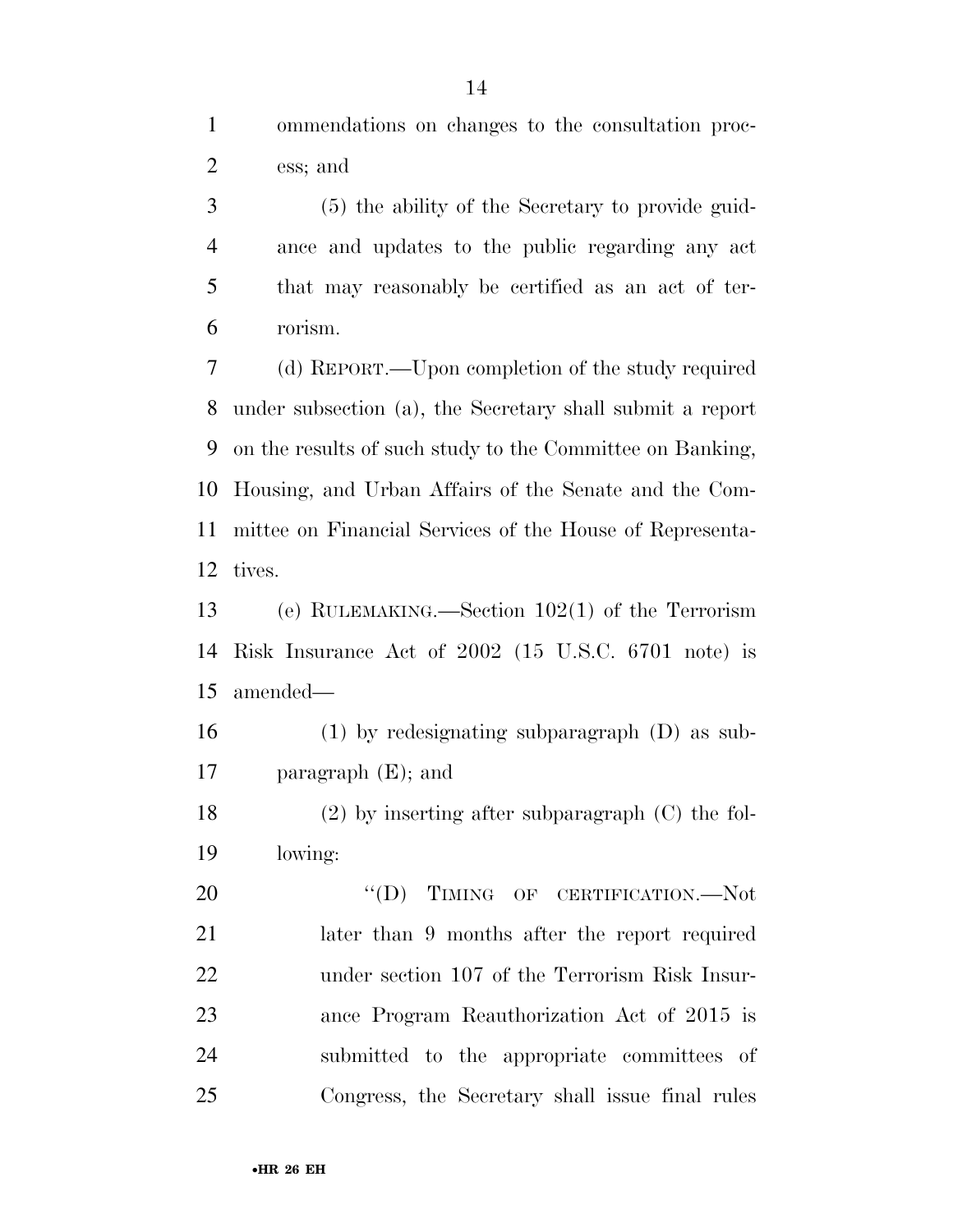ommendations on changes to the consultation process; and

(5) the ability of the Secretary to provide guidance and updates to the public regarding any act that may reasonably be certified as an act of terrorism.

(d) REPORT.—Upon completion of the study required under subsection (a), the Secretary shall submit a report on the results of such study to the Committee on Banking, Housing, and Urban Affairs of the Senate and the Committee on Financial Services of the House of Representatives.

(e) RULEMAKING.—Section 102(1) of the Terrorism Risk Insurance Act of 2002 (15 U.S.C. 6701 note) is amended—

(1) by redesignating subparagraph (D) as subparagraph (E); and

(2) by inserting after subparagraph (C) the following:

"(D) TIMING OF CERTIFICATION.—Not later than 9 months after the report required under section 107 of the Terrorism Risk Insurance Program Reauthorization Act of 2015 is submitted to the appropriate committees of Congress, the Secretary shall issue final rules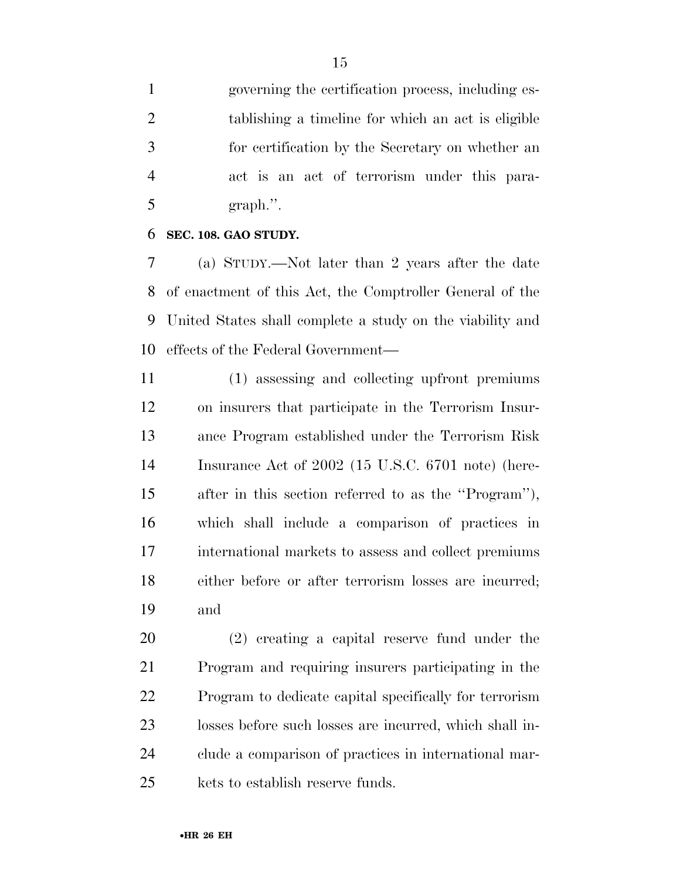governing the certification process, including establishing a timeline for which an act is eligible for certification by the Secretary on whether an act is an act of terrorism under this paragraph.''.

**SEC. 108. GAO STUDY.**

(a) STUDY.—Not later than 2 years after the date of enactment of this Act, the Comptroller General of the United States shall complete a study on the viability and effects of the Federal Government—

(1) assessing and collecting upfront premiums on insurers that participate in the Terrorism Insurance Program established under the Terrorism Risk Insurance Act of 2002 (15 U.S.C. 6701 note) (hereafter in this section referred to as the ''Program''), which shall include a comparison of practices in international markets to assess and collect premiums either before or after terrorism losses are incurred; and

(2) creating a capital reserve fund under the Program and requiring insurers participating in the Program to dedicate capital specifically for terrorism losses before such losses are incurred, which shall include a comparison of practices in international markets to establish reserve funds.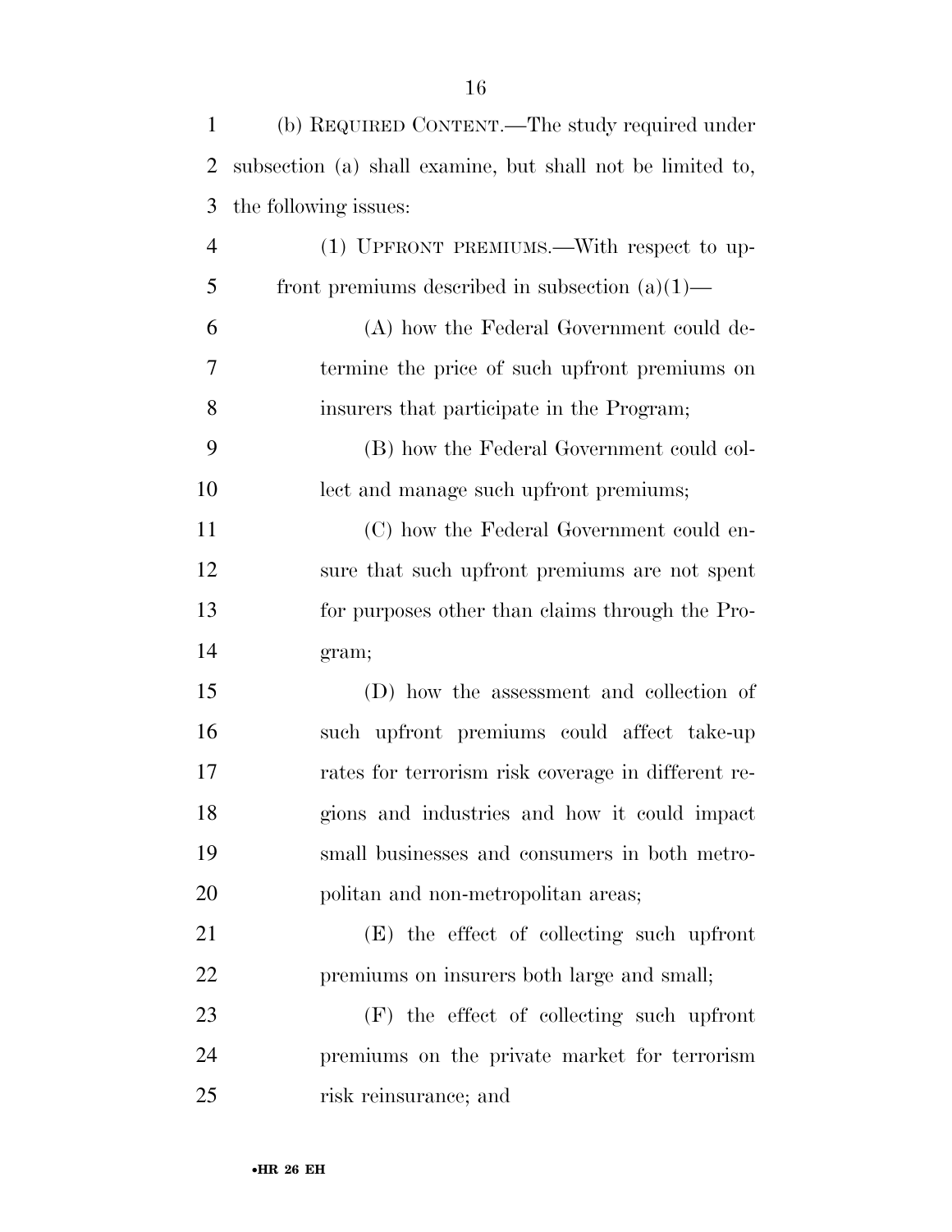(b) REQUIRED CONTENT.—The study required under subsection (a) shall examine, but shall not be limited to, the following issues:

(1) UPFRONT PREMIUMS.—With respect to upfront premiums described in subsection (a)(1)—

(A) how the Federal Government could determine the price of such upfront premiums on insurers that participate in the Program;

(B) how the Federal Government could collect and manage such upfront premiums;

(C) how the Federal Government could ensure that such upfront premiums are not spent for purposes other than claims through the Program;

(D) how the assessment and collection of such upfront premiums could affect take-up rates for terrorism risk coverage in different regions and industries and how it could impact small businesses and consumers in both metropolitan and non-metropolitan areas;

(E) the effect of collecting such upfront premiums on insurers both large and small;

(F) the effect of collecting such upfront premiums on the private market for terrorism risk reinsurance; and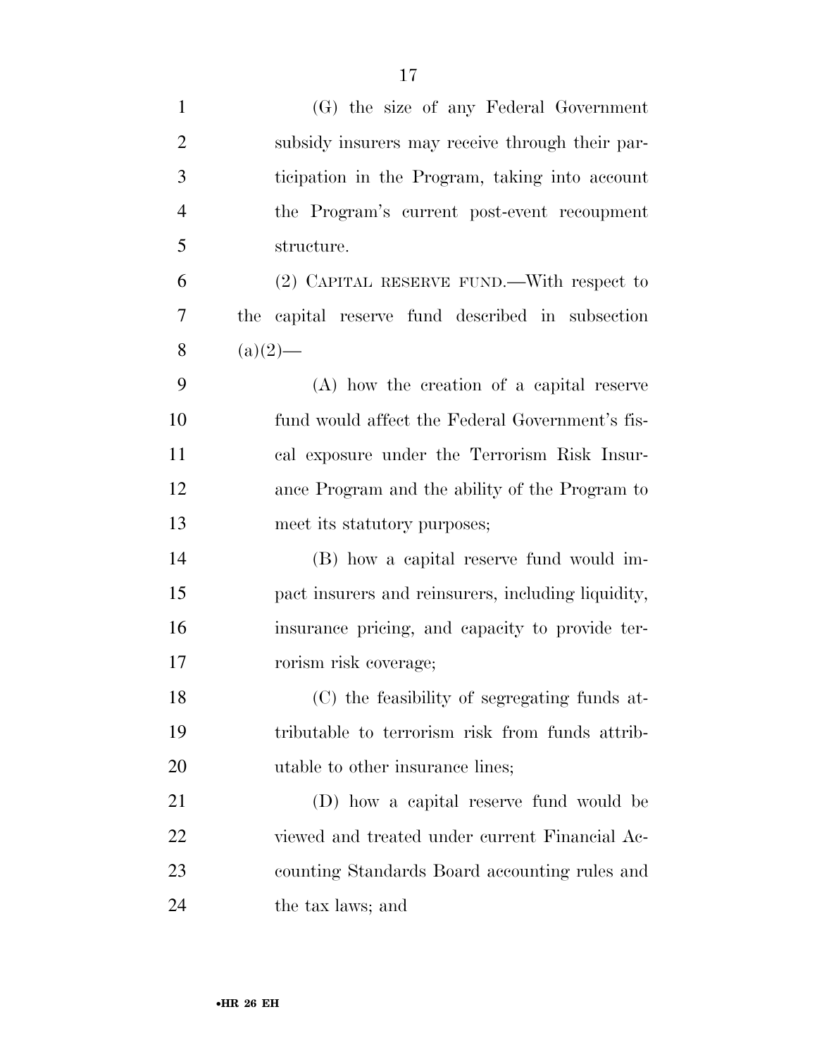(G) the size of any Federal Government subsidy insurers may receive through their participation in the Program, taking into account the Program's current post-event recoupment structure.

(2) CAPITAL RESERVE FUND.—With respect to the capital reserve fund described in subsection (a)(2)—

(A) how the creation of a capital reserve fund would affect the Federal Government's fiscal exposure under the Terrorism Risk Insurance Program and the ability of the Program to meet its statutory purposes;

(B) how a capital reserve fund would impact insurers and reinsurers, including liquidity, insurance pricing, and capacity to provide terrorism risk coverage;

(C) the feasibility of segregating funds attributable to terrorism risk from funds attributable to other insurance lines;

(D) how a capital reserve fund would be viewed and treated under current Financial Accounting Standards Board accounting rules and the tax laws; and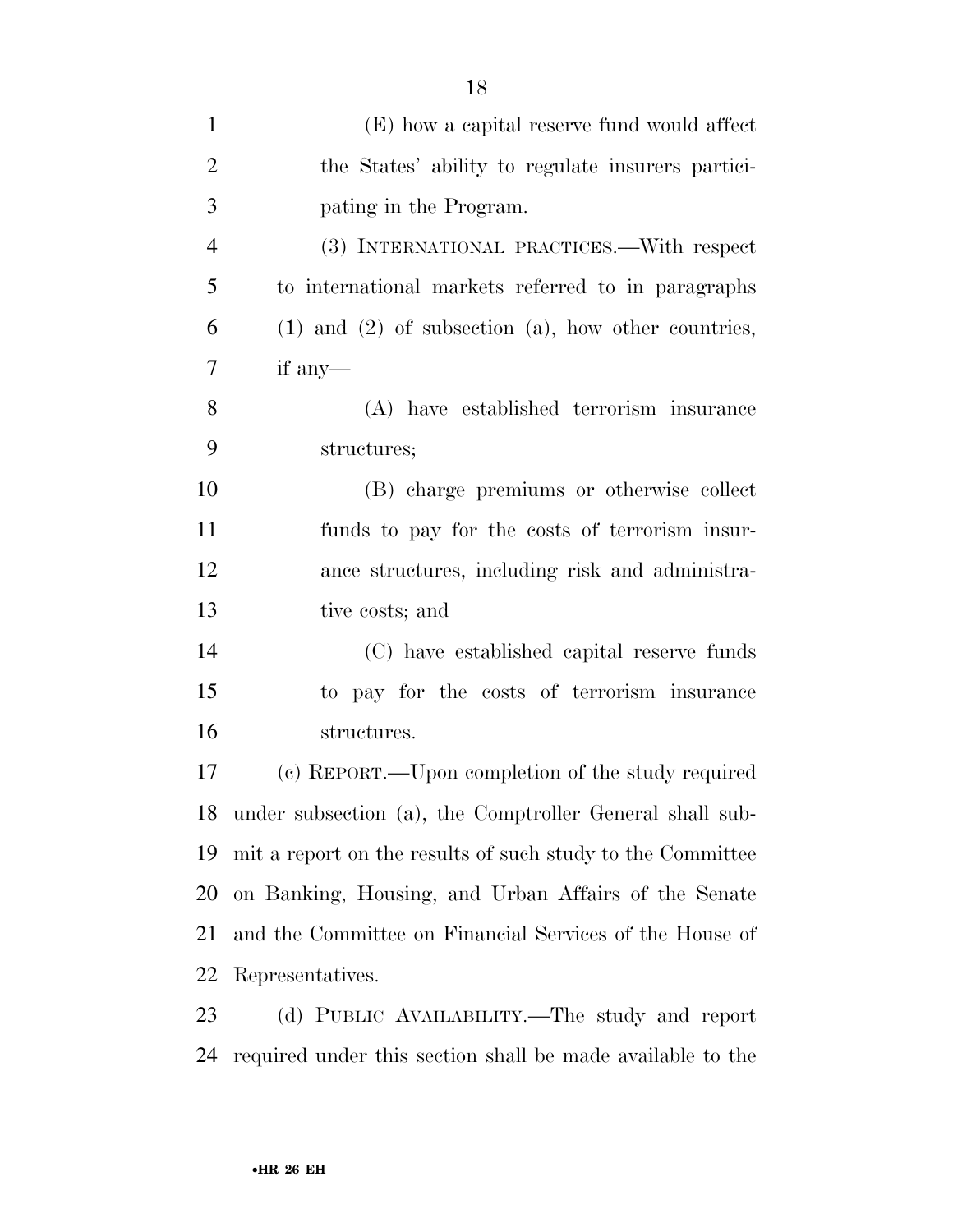(E) how a capital reserve fund would affect the States' ability to regulate insurers participating in the Program.

(3) INTERNATIONAL PRACTICES.—With respect to international markets referred to in paragraphs (1) and (2) of subsection (a), how other countries, if any—

(A) have established terrorism insurance structures;

(B) charge premiums or otherwise collect funds to pay for the costs of terrorism insurance structures, including risk and administrative costs; and

(C) have established capital reserve funds to pay for the costs of terrorism insurance structures.

(c) REPORT.—Upon completion of the study required under subsection (a), the Comptroller General shall submit a report on the results of such study to the Committee on Banking, Housing, and Urban Affairs of the Senate and the Committee on Financial Services of the House of Representatives.

(d) PUBLIC AVAILABILITY.—The study and report required under this section shall be made available to the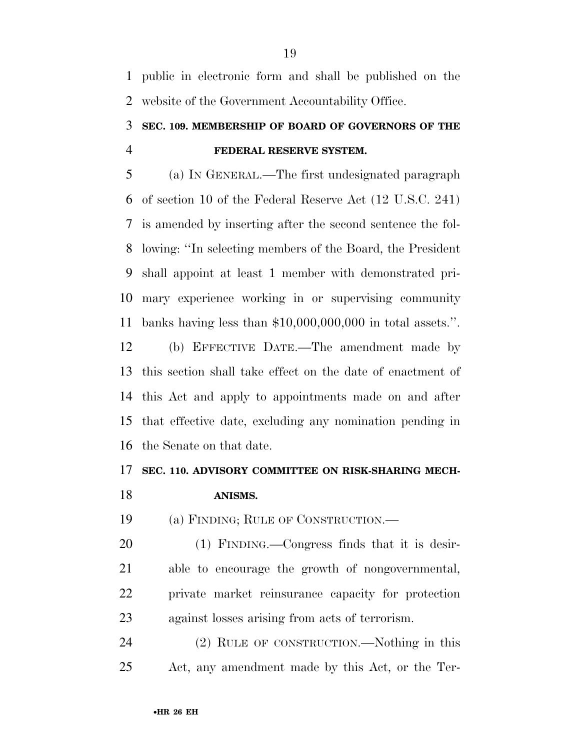public in electronic form and shall be published on the website of the Government Accountability Office.

### SEC. 109. MEMBERSHIP OF BOARD OF GOVERNORS OF THE FEDERAL RESERVE SYSTEM.

(a) IN GENERAL.—The first undesignated paragraph of section 10 of the Federal Reserve Act (12 U.S.C. 241) is amended by inserting after the second sentence the following: ''In selecting members of the Board, the President shall appoint at least 1 member with demonstrated primary experience working in or supervising community banks having less than $10,000,000,000 in total assets.''.

(b) EFFECTIVE DATE.—The amendment made by this section shall take effect on the date of enactment of this Act and apply to appointments made on and after that effective date, excluding any nomination pending in the Senate on that date.

### SEC. 110. ADVISORY COMMITTEE ON RISK-SHARING MECHANISMS.

(a) FINDING; RULE OF CONSTRUCTION.—

(1) FINDING.—Congress finds that it is desirable to encourage the growth of nongovernmental, private market reinsurance capacity for protection against losses arising from acts of terrorism.

(2) RULE OF CONSTRUCTION.—Nothing in this Act, any amendment made by this Act, or the Ter-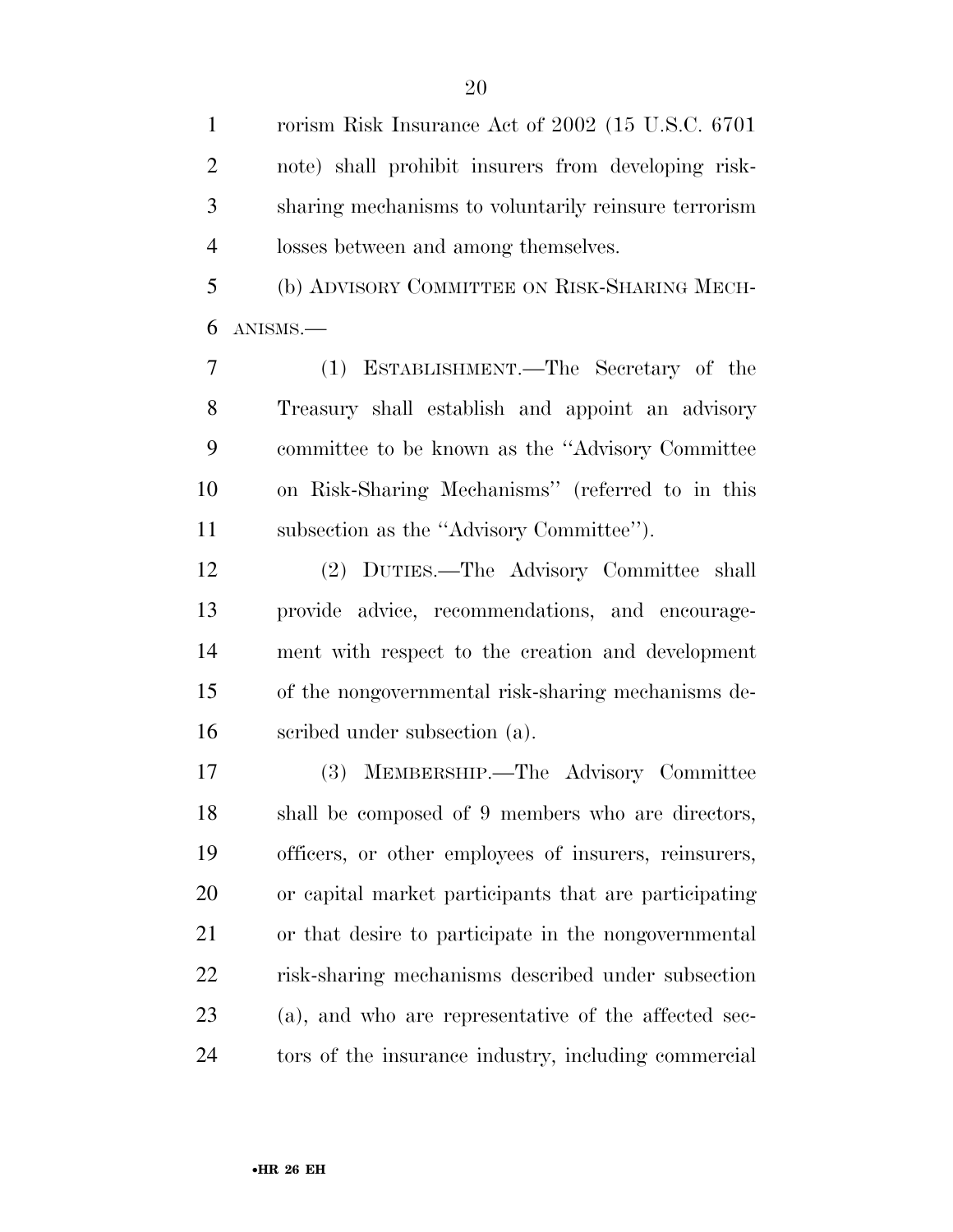rorism Risk Insurance Act of 2002 (15 U.S.C. 6701 note) shall prohibit insurers from developing risk-sharing mechanisms to voluntarily reinsure terrorism losses between and among themselves.

(b) ADVISORY COMMITTEE ON RISK-SHARING MECHANISMS.—

(1) ESTABLISHMENT.—The Secretary of the Treasury shall establish and appoint an advisory committee to be known as the ''Advisory Committee on Risk-Sharing Mechanisms'' (referred to in this subsection as the ''Advisory Committee'').

(2) DUTIES.—The Advisory Committee shall provide advice, recommendations, and encouragement with respect to the creation and development of the nongovernmental risk-sharing mechanisms described under subsection (a).

(3) MEMBERSHIP.—The Advisory Committee shall be composed of 9 members who are directors, officers, or other employees of insurers, reinsurers, or capital market participants that are participating or that desire to participate in the nongovernmental risk-sharing mechanisms described under subsection (a), and who are representative of the affected sectors of the insurance industry, including commercial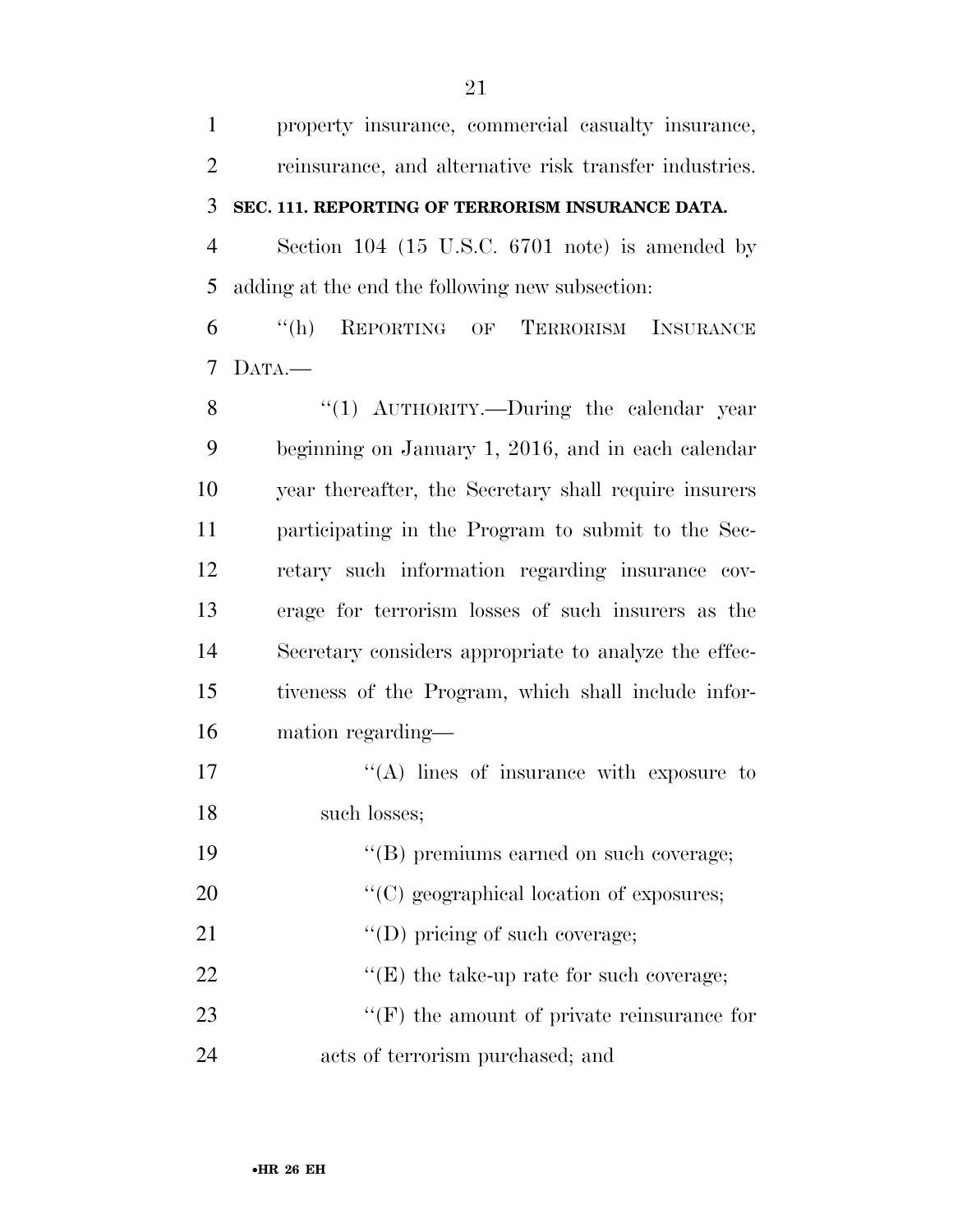property insurance, commercial casualty insurance, reinsurance, and alternative risk transfer industries.

**SEC. 111. REPORTING OF TERRORISM INSURANCE DATA.**

Section 104 (15 U.S.C. 6701 note) is amended by adding at the end the following new subsection:

"(h) REPORTING OF TERRORISM INSURANCE DATA.—

"(1) AUTHORITY.—During the calendar year beginning on January 1, 2016, and in each calendar year thereafter, the Secretary shall require insurers participating in the Program to submit to the Secretary such information regarding insurance coverage for terrorism losses of such insurers as the Secretary considers appropriate to analyze the effectiveness of the Program, which shall include information regarding—

"(A) lines of insurance with exposure to such losses;

"(B) premiums earned on such coverage;

"(C) geographical location of exposures;

"(D) pricing of such coverage;

"(E) the take-up rate for such coverage;

"(F) the amount of private reinsurance for acts of terrorism purchased; and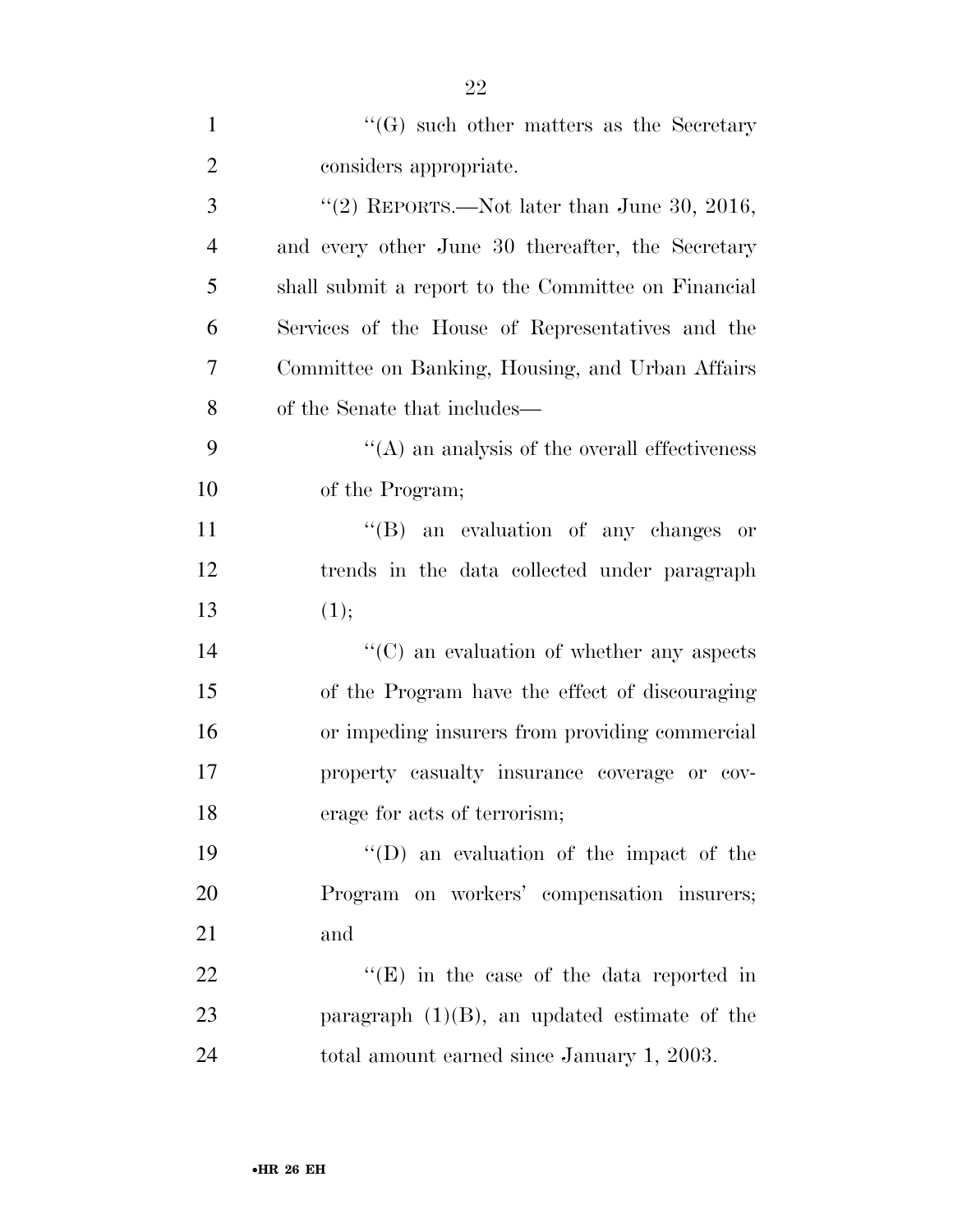"(G) such other matters as the Secretary considers appropriate.

"(2) REPORTS.—Not later than June 30, 2016, and every other June 30 thereafter, the Secretary shall submit a report to the Committee on Financial Services of the House of Representatives and the Committee on Banking, Housing, and Urban Affairs of the Senate that includes—

"(A) an analysis of the overall effectiveness of the Program;

"(B) an evaluation of any changes or trends in the data collected under paragraph (1);

"(C) an evaluation of whether any aspects of the Program have the effect of discouraging or impeding insurers from providing commercial property casualty insurance coverage or coverage for acts of terrorism;

"(D) an evaluation of the impact of the Program on workers' compensation insurers; and

"(E) in the case of the data reported in paragraph (1)(B), an updated estimate of the total amount earned since January 1, 2003.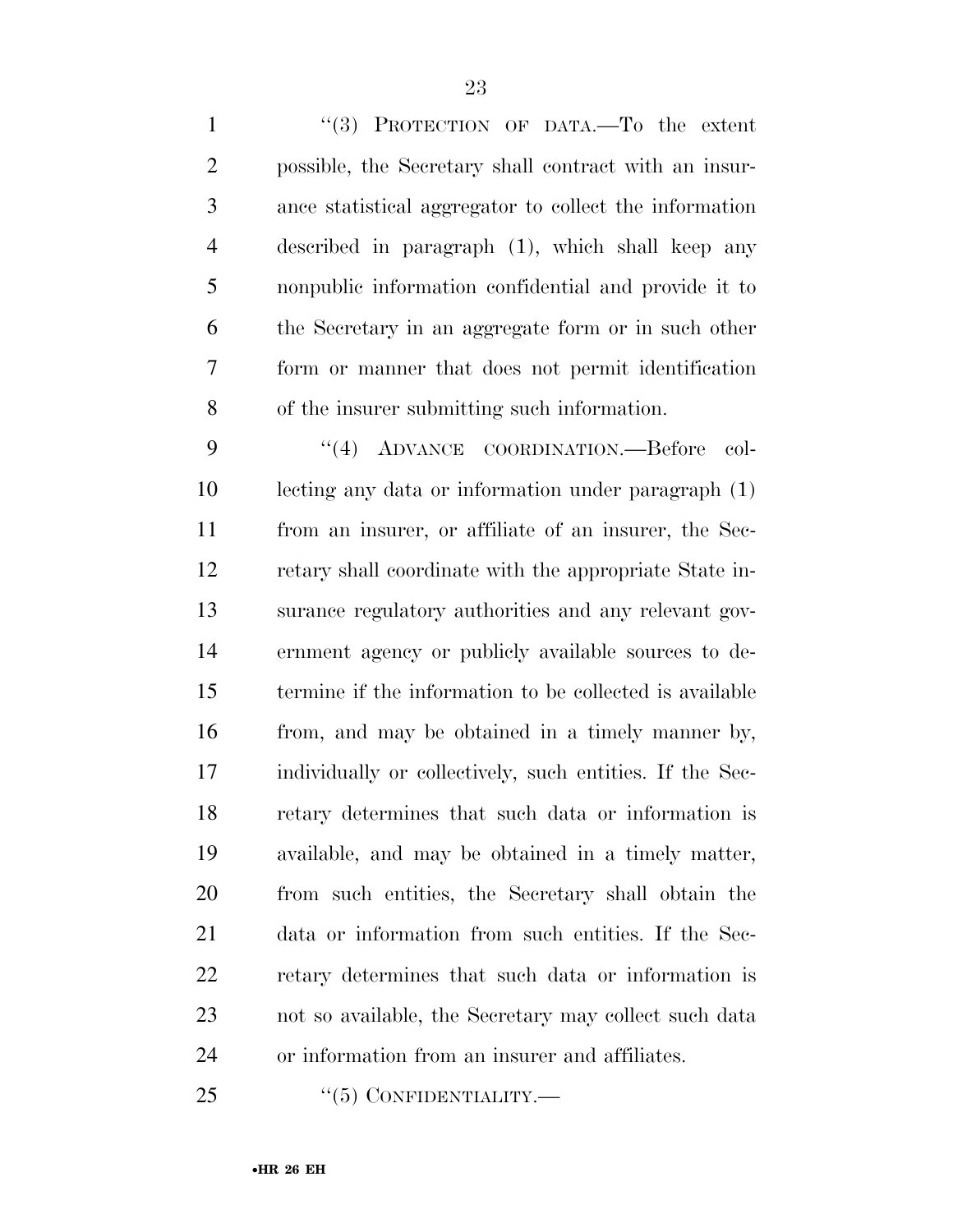"(3) PROTECTION OF DATA.—To the extent possible, the Secretary shall contract with an insurance statistical aggregator to collect the information described in paragraph (1), which shall keep any nonpublic information confidential and provide it to the Secretary in an aggregate form or in such other form or manner that does not permit identification of the insurer submitting such information.

"(4) ADVANCE COORDINATION.—Before collecting any data or information under paragraph (1) from an insurer, or affiliate of an insurer, the Secretary shall coordinate with the appropriate State insurance regulatory authorities and any relevant government agency or publicly available sources to determine if the information to be collected is available from, and may be obtained in a timely manner by, individually or collectively, such entities. If the Secretary determines that such data or information is available, and may be obtained in a timely matter, from such entities, the Secretary shall obtain the data or information from such entities. If the Secretary determines that such data or information is not so available, the Secretary may collect such data or information from an insurer and affiliates.

"(5) CONFIDENTIALITY.—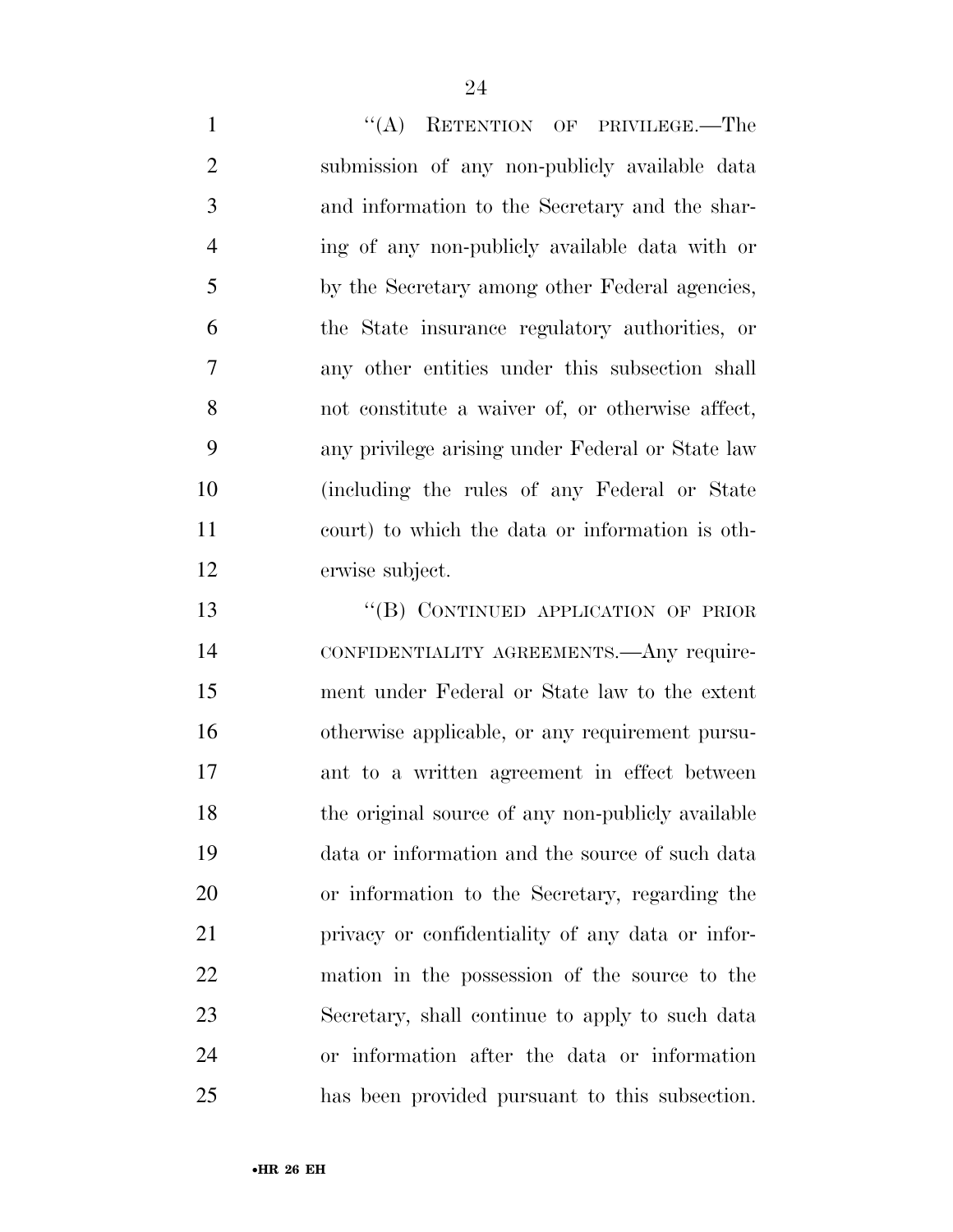''(A) RETENTION OF PRIVILEGE.—The submission of any non-publicly available data and information to the Secretary and the sharing of any non-publicly available data with or by the Secretary among other Federal agencies, the State insurance regulatory authorities, or any other entities under this subsection shall not constitute a waiver of, or otherwise affect, any privilege arising under Federal or State law (including the rules of any Federal or State court) to which the data or information is otherwise subject.

''(B) CONTINUED APPLICATION OF PRIOR CONFIDENTIALITY AGREEMENTS.—Any requirement under Federal or State law to the extent otherwise applicable, or any requirement pursuant to a written agreement in effect between the original source of any non-publicly available data or information and the source of such data or information to the Secretary, regarding the privacy or confidentiality of any data or information in the possession of the source to the Secretary, shall continue to apply to such data or information after the data or information has been provided pursuant to this subsection.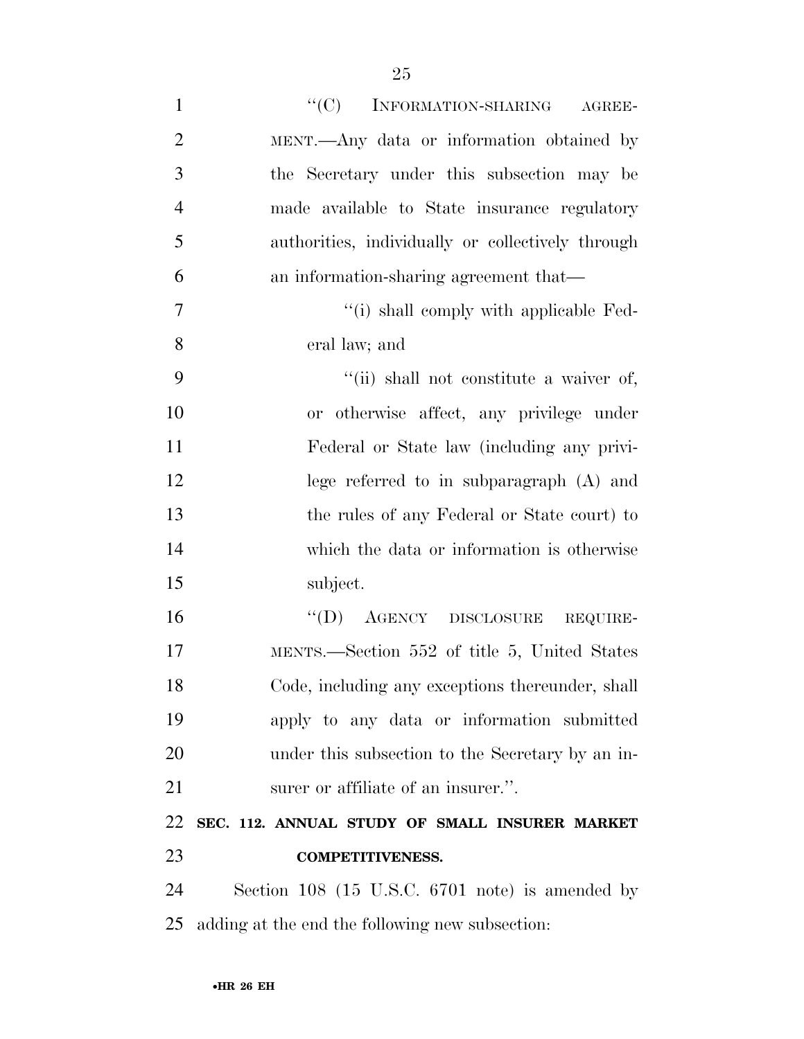"(C) INFORMATION-SHARING AGREEMENT.—Any data or information obtained by the Secretary under this subsection may be made available to State insurance regulatory authorities, individually or collectively through an information-sharing agreement that—

"(i) shall comply with applicable Federal law; and

"(ii) shall not constitute a waiver of, or otherwise affect, any privilege under Federal or State law (including any privilege referred to in subparagraph (A) and the rules of any Federal or State court) to which the data or information is otherwise subject.

"(D) AGENCY DISCLOSURE REQUIREMENTS.—Section 552 of title 5, United States Code, including any exceptions thereunder, shall apply to any data or information submitted under this subsection to the Secretary by an insurer or affiliate of an insurer.".

**SEC. 112. ANNUAL STUDY OF SMALL INSURER MARKET COMPETITIVENESS.**

Section 108 (15 U.S.C. 6701 note) is amended by adding at the end the following new subsection: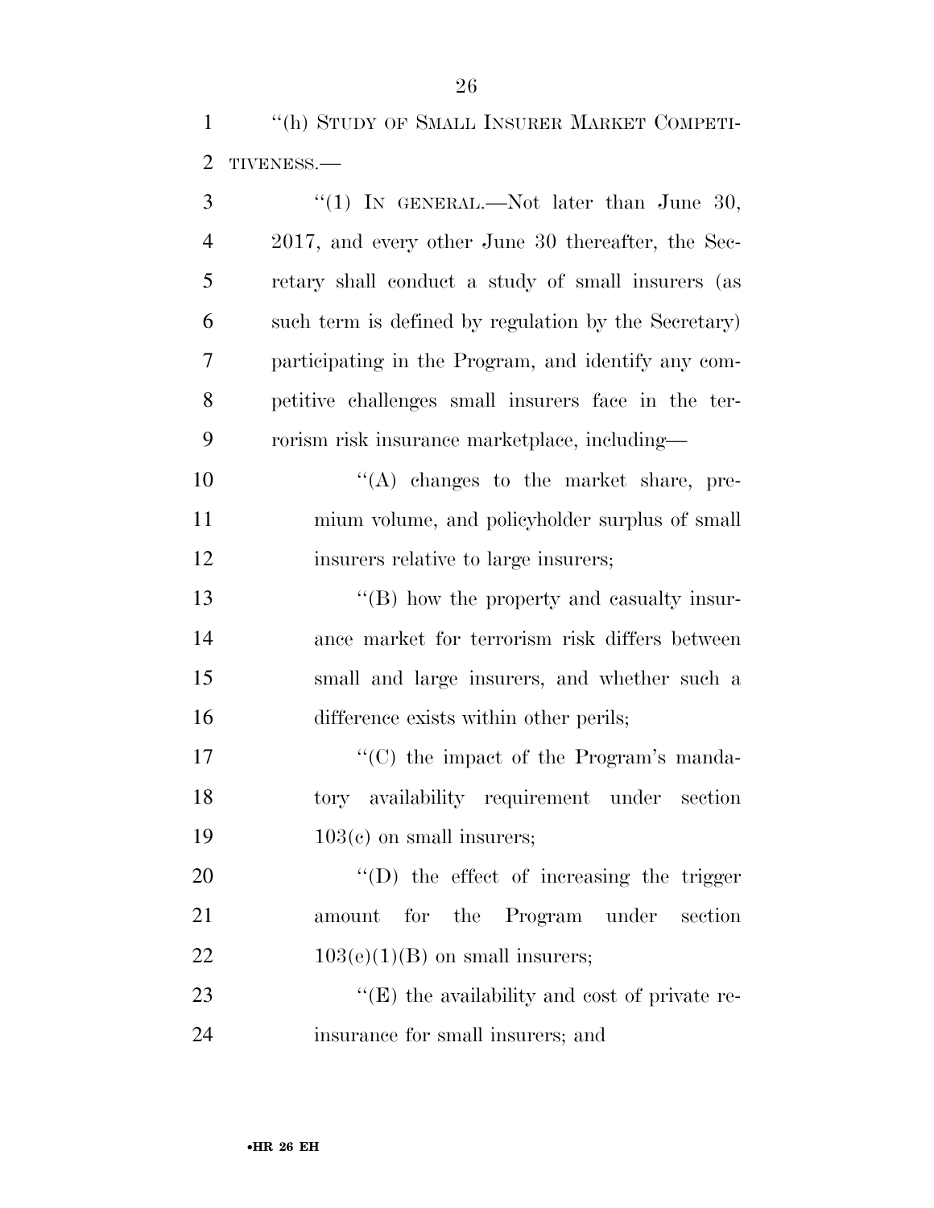''(h) STUDY OF SMALL INSURER MARKET COMPETITIVENESS.—

''(1) IN GENERAL.—Not later than June 30, 2017, and every other June 30 thereafter, the Secretary shall conduct a study of small insurers (as such term is defined by regulation by the Secretary) participating in the Program, and identify any competitive challenges small insurers face in the terrorism risk insurance marketplace, including—

''(A) changes to the market share, premium volume, and policyholder surplus of small insurers relative to large insurers;

''(B) how the property and casualty insurance market for terrorism risk differs between small and large insurers, and whether such a difference exists within other perils;

''(C) the impact of the Program's mandatory availability requirement under section 103(c) on small insurers;

''(D) the effect of increasing the trigger amount for the Program under section 103(e)(1)(B) on small insurers;

''(E) the availability and cost of private reinsurance for small insurers; and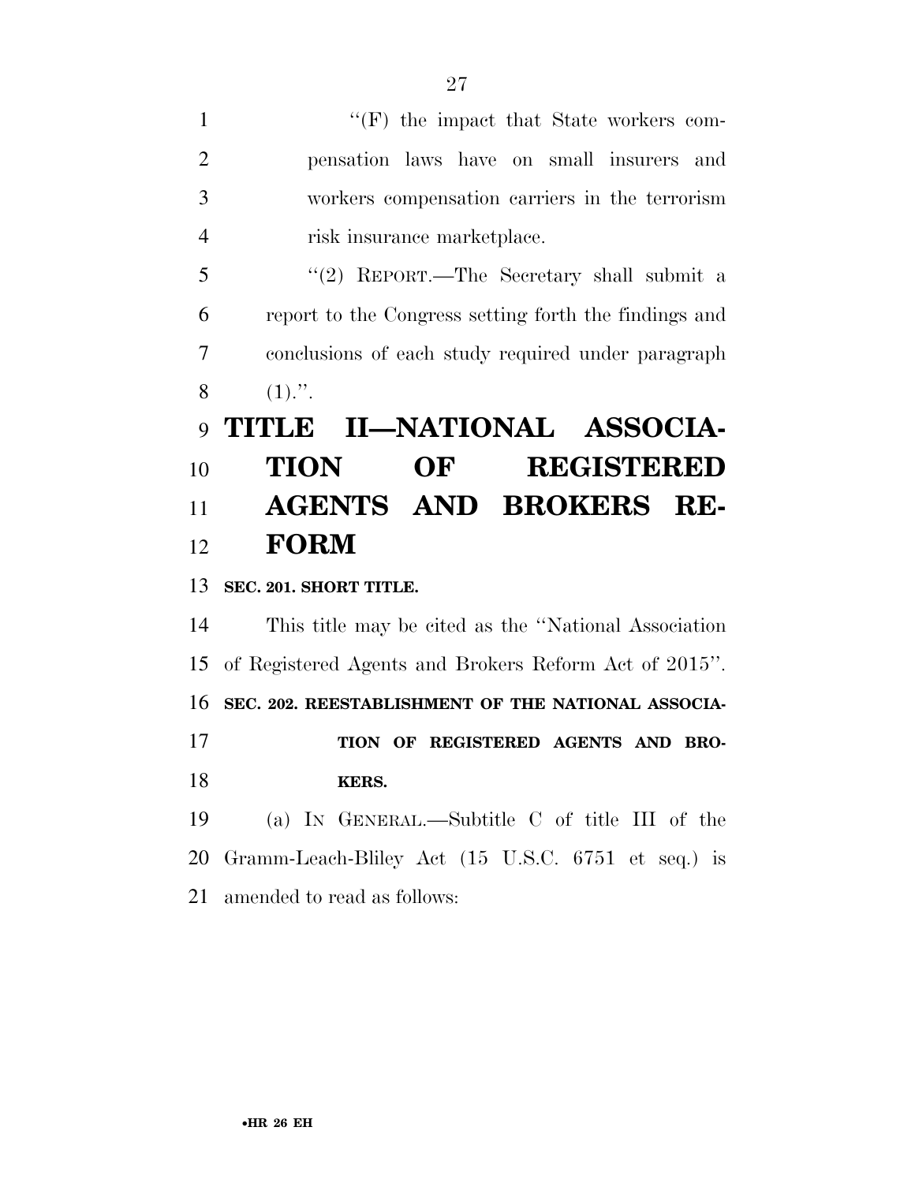''(F) the impact that State workers compensation laws have on small insurers and workers compensation carriers in the terrorism risk insurance marketplace.

''(2) REPORT.—The Secretary shall submit a report to the Congress setting forth the findings and conclusions of each study required under paragraph (1).''.

# TITLE II—NATIONAL ASSOCIATION OF REGISTERED AGENTS AND BROKERS REFORM

**SEC. 201. SHORT TITLE.**

This title may be cited as the ''National Association of Registered Agents and Brokers Reform Act of 2015''.

**SEC. 202. REESTABLISHMENT OF THE NATIONAL ASSOCIATION OF REGISTERED AGENTS AND BROKERS.**

(a) IN GENERAL.—Subtitle C of title III of the Gramm-Leach-Bliley Act (15 U.S.C. 6751 et seq.) is amended to read as follows: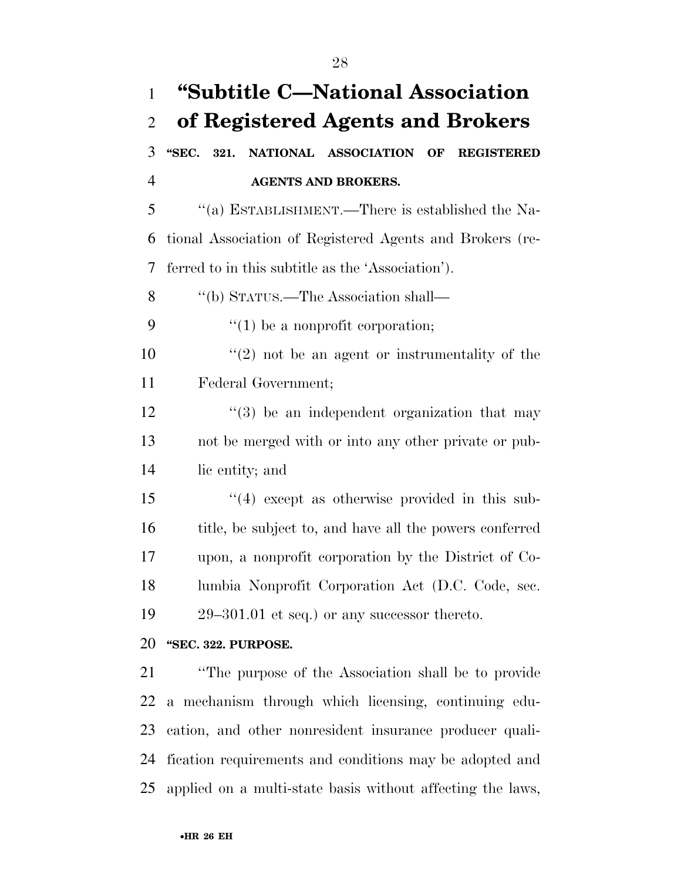# "Subtitle C—National Association of Registered Agents and Brokers

### "SEC. 321. NATIONAL ASSOCIATION OF REGISTERED AGENTS AND BROKERS.

"(a) ESTABLISHMENT.—There is established the National Association of Registered Agents and Brokers (referred to in this subtitle as the 'Association').

"(b) STATUS.—The Association shall—

"(1) be a nonprofit corporation;

"(2) not be an agent or instrumentality of the Federal Government;

"(3) be an independent organization that may not be merged with or into any other private or public entity; and

"(4) except as otherwise provided in this subtitle, be subject to, and have all the powers conferred upon, a nonprofit corporation by the District of Columbia Nonprofit Corporation Act (D.C. Code, sec. 29–301.01 et seq.) or any successor thereto.

### "SEC. 322. PURPOSE.

"The purpose of the Association shall be to provide a mechanism through which licensing, continuing education, and other nonresident insurance producer qualification requirements and conditions may be adopted and applied on a multi-state basis without affecting the laws,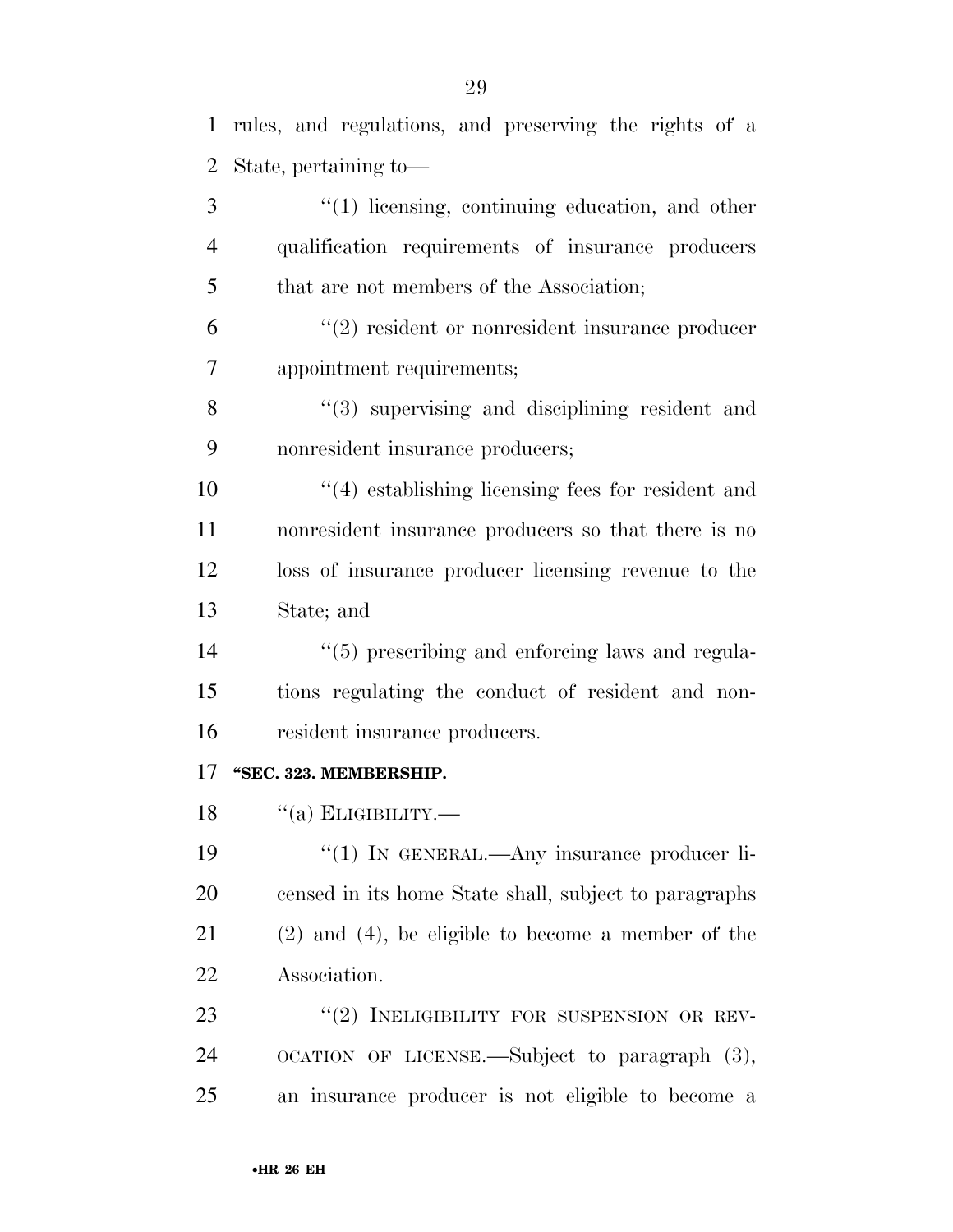rules, and regulations, and preserving the rights of a State, pertaining to—

"(1) licensing, continuing education, and other qualification requirements of insurance producers that are not members of the Association;

"(2) resident or nonresident insurance producer appointment requirements;

"(3) supervising and disciplining resident and nonresident insurance producers;

"(4) establishing licensing fees for resident and nonresident insurance producers so that there is no loss of insurance producer licensing revenue to the State; and

"(5) prescribing and enforcing laws and regulations regulating the conduct of resident and nonresident insurance producers.

**"SEC. 323. MEMBERSHIP.**

"(a) ELIGIBILITY.—

"(1) IN GENERAL.—Any insurance producer licensed in its home State shall, subject to paragraphs (2) and (4), be eligible to become a member of the Association.

"(2) INELIGIBILITY FOR SUSPENSION OR REVOCATION OF LICENSE.—Subject to paragraph (3), an insurance producer is not eligible to become a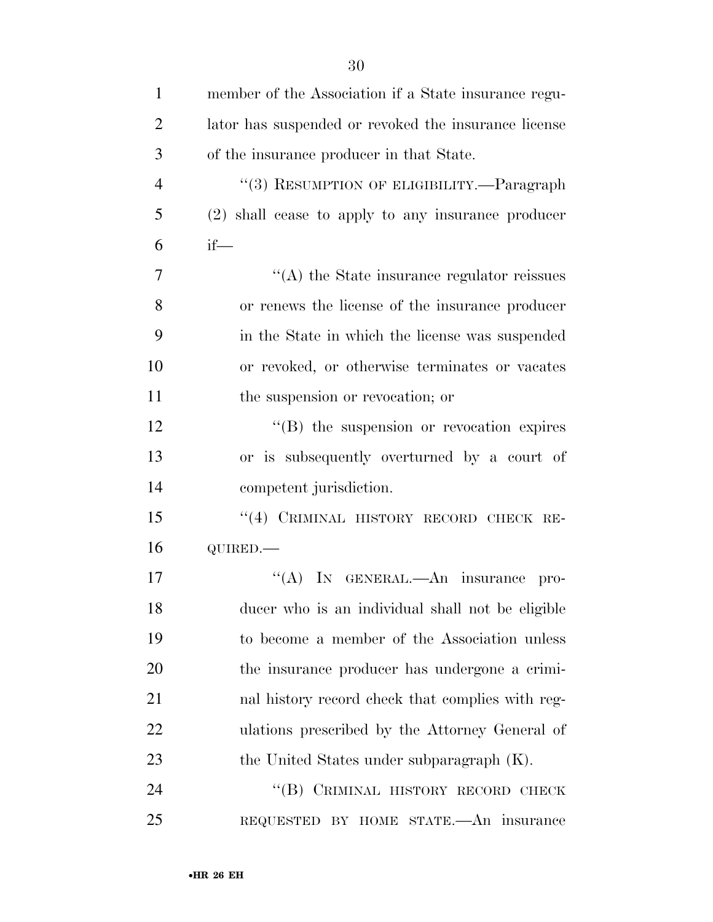member of the Association if a State insurance regulator has suspended or revoked the insurance license of the insurance producer in that State.

"(3) RESUMPTION OF ELIGIBILITY.—Paragraph (2) shall cease to apply to any insurance producer if—

"(A) the State insurance regulator reissues or renews the license of the insurance producer in the State in which the license was suspended or revoked, or otherwise terminates or vacates the suspension or revocation; or

"(B) the suspension or revocation expires or is subsequently overturned by a court of competent jurisdiction.

"(4) CRIMINAL HISTORY RECORD CHECK REQUIRED.—

"(A) IN GENERAL.—An insurance producer who is an individual shall not be eligible to become a member of the Association unless the insurance producer has undergone a criminal history record check that complies with regulations prescribed by the Attorney General of the United States under subparagraph (K).

"(B) CRIMINAL HISTORY RECORD CHECK REQUESTED BY HOME STATE.—An insurance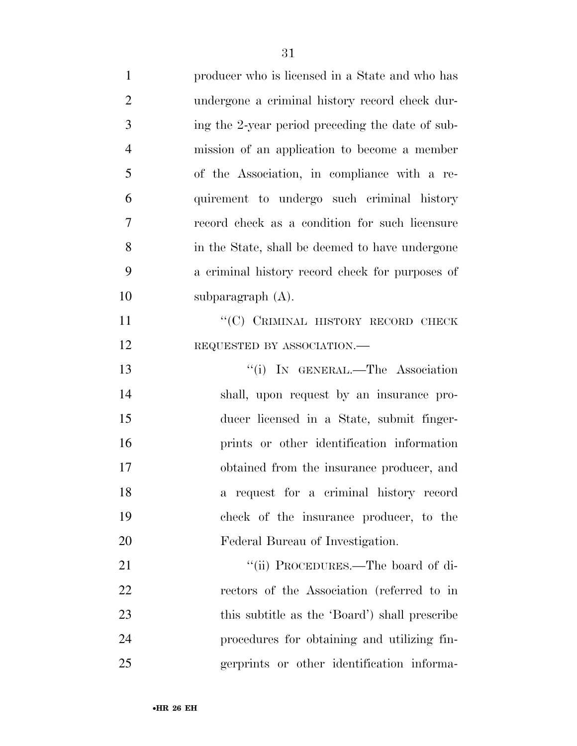producer who is licensed in a State and who has undergone a criminal history record check during the 2-year period preceding the date of submission of an application to become a member of the Association, in compliance with a requirement to undergo such criminal history record check as a condition for such licensure in the State, shall be deemed to have undergone a criminal history record check for purposes of subparagraph (A).

"(C) CRIMINAL HISTORY RECORD CHECK REQUESTED BY ASSOCIATION.—

"(i) IN GENERAL.—The Association shall, upon request by an insurance producer licensed in a State, submit fingerprints or other identification information obtained from the insurance producer, and a request for a criminal history record check of the insurance producer, to the Federal Bureau of Investigation.

"(ii) PROCEDURES.—The board of directors of the Association (referred to in this subtitle as the 'Board') shall prescribe procedures for obtaining and utilizing fingerprints or other identification informa-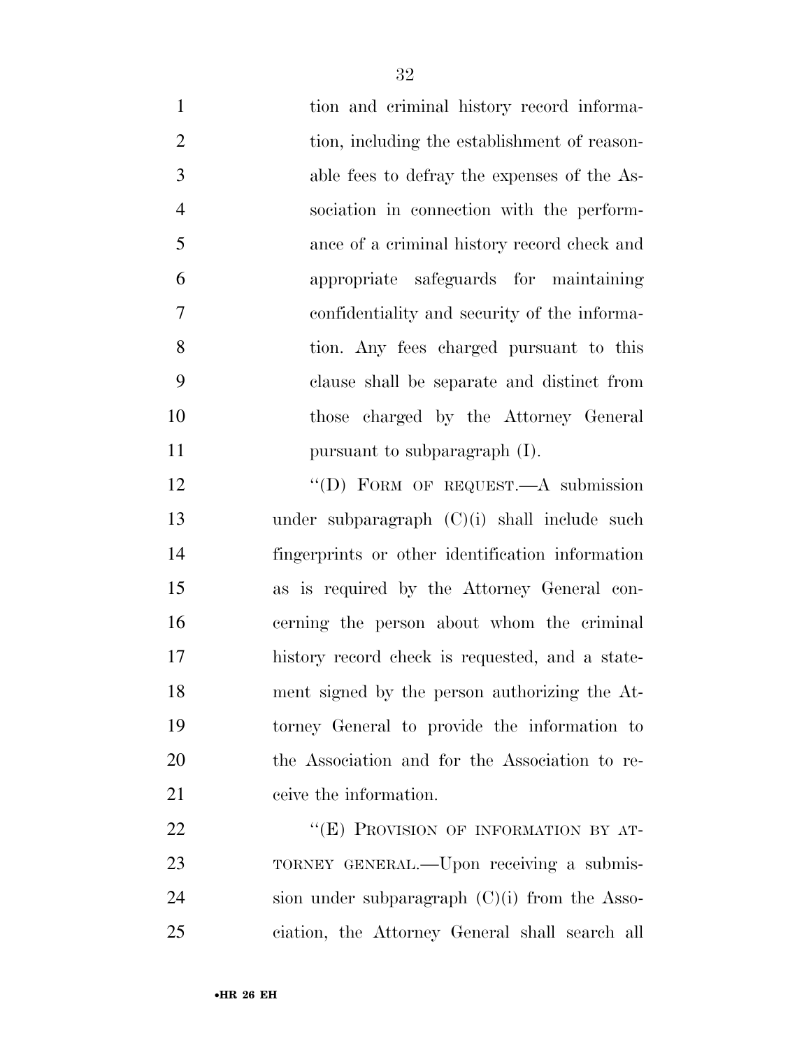tion and criminal history record information, including the establishment of reasonable fees to defray the expenses of the Association in connection with the performance of a criminal history record check and appropriate safeguards for maintaining confidentiality and security of the information. Any fees charged pursuant to this clause shall be separate and distinct from those charged by the Attorney General pursuant to subparagraph (I).

"(D) FORM OF REQUEST.—A submission under subparagraph (C)(i) shall include such fingerprints or other identification information as is required by the Attorney General concerning the person about whom the criminal history record check is requested, and a statement signed by the person authorizing the Attorney General to provide the information to the Association and for the Association to receive the information.

"(E) PROVISION OF INFORMATION BY ATTORNEY GENERAL.—Upon receiving a submission under subparagraph (C)(i) from the Association, the Attorney General shall search all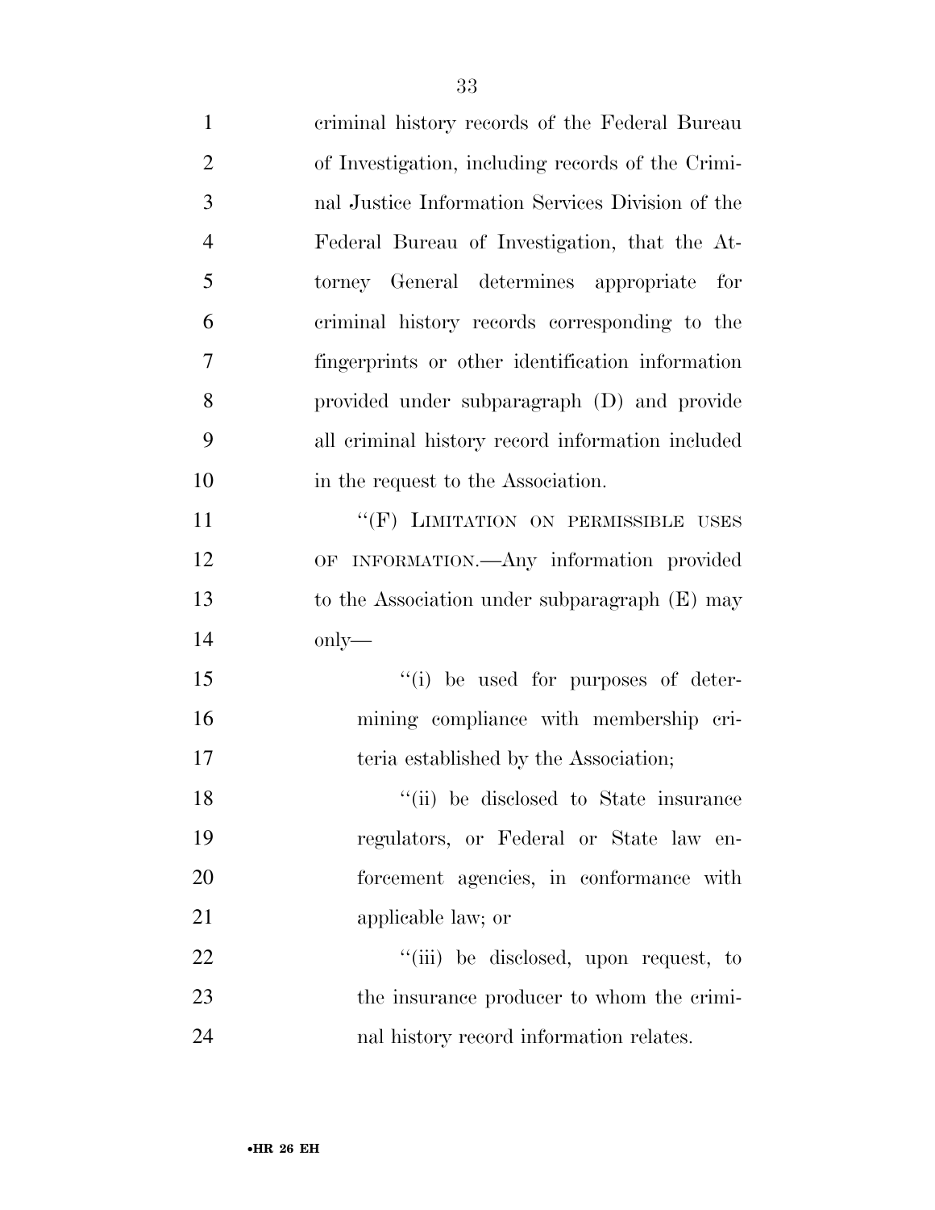criminal history records of the Federal Bureau of Investigation, including records of the Criminal Justice Information Services Division of the Federal Bureau of Investigation, that the Attorney General determines appropriate for criminal history records corresponding to the fingerprints or other identification information provided under subparagraph (D) and provide all criminal history record information included in the request to the Association.

''(F) LIMITATION ON PERMISSIBLE USES OF INFORMATION.—Any information provided to the Association under subparagraph (E) may only—

''(i) be used for purposes of determining compliance with membership criteria established by the Association;

''(ii) be disclosed to State insurance regulators, or Federal or State law enforcement agencies, in conformance with applicable law; or

''(iii) be disclosed, upon request, to the insurance producer to whom the criminal history record information relates.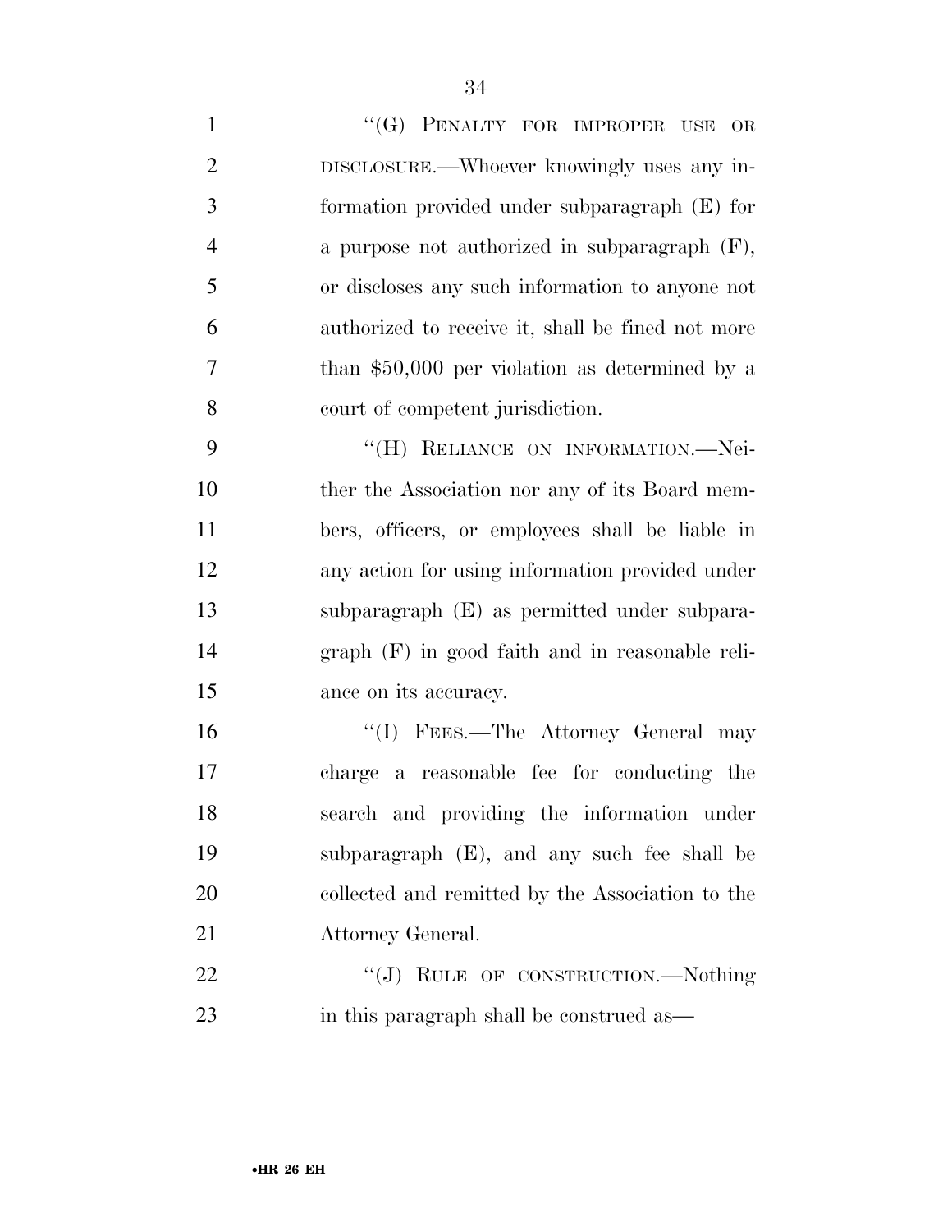"(G) PENALTY FOR IMPROPER USE OR DISCLOSURE.—Whoever knowingly uses any information provided under subparagraph (E) for a purpose not authorized in subparagraph (F), or discloses any such information to anyone not authorized to receive it, shall be fined not more than $50,000 per violation as determined by a court of competent jurisdiction.

"(H) RELIANCE ON INFORMATION.—Neither the Association nor any of its Board members, officers, or employees shall be liable in any action for using information provided under subparagraph (E) as permitted under subparagraph (F) in good faith and in reasonable reliance on its accuracy.

"(I) FEES.—The Attorney General may charge a reasonable fee for conducting the search and providing the information under subparagraph (E), and any such fee shall be collected and remitted by the Association to the Attorney General.

"(J) RULE OF CONSTRUCTION.—Nothing in this paragraph shall be construed as—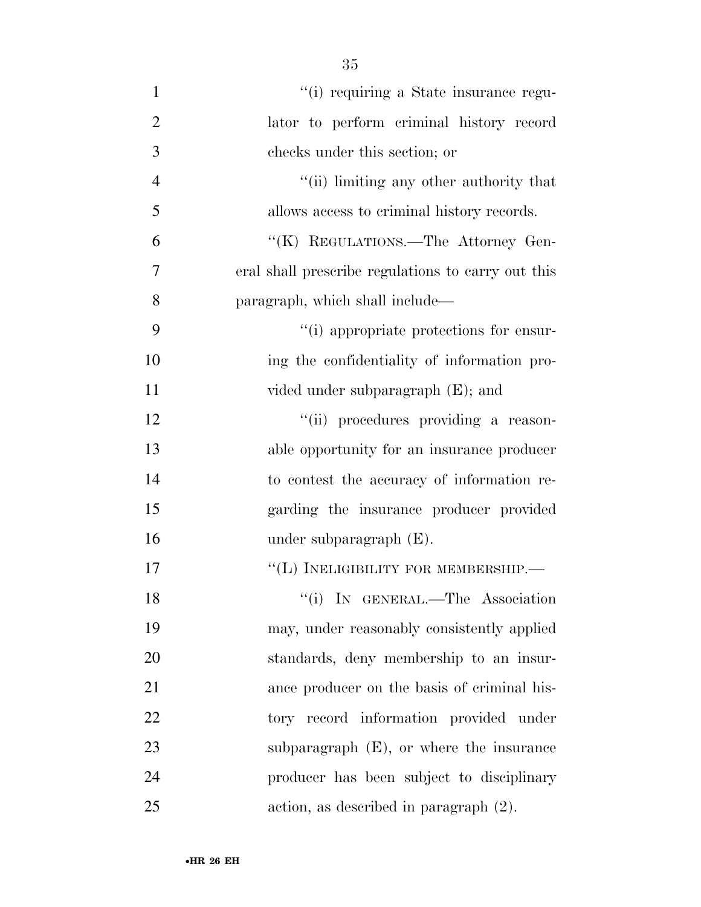''(i) requiring a State insurance regulator to perform criminal history record checks under this section; or

''(ii) limiting any other authority that allows access to criminal history records.

''(K) REGULATIONS.—The Attorney General shall prescribe regulations to carry out this paragraph, which shall include—

''(i) appropriate protections for ensuring the confidentiality of information provided under subparagraph (E); and

''(ii) procedures providing a reasonable opportunity for an insurance producer to contest the accuracy of information regarding the insurance producer provided under subparagraph (E).

''(L) INELIGIBILITY FOR MEMBERSHIP.—

''(i) IN GENERAL.—The Association may, under reasonably consistently applied standards, deny membership to an insurance producer on the basis of criminal history record information provided under subparagraph (E), or where the insurance producer has been subject to disciplinary action, as described in paragraph (2).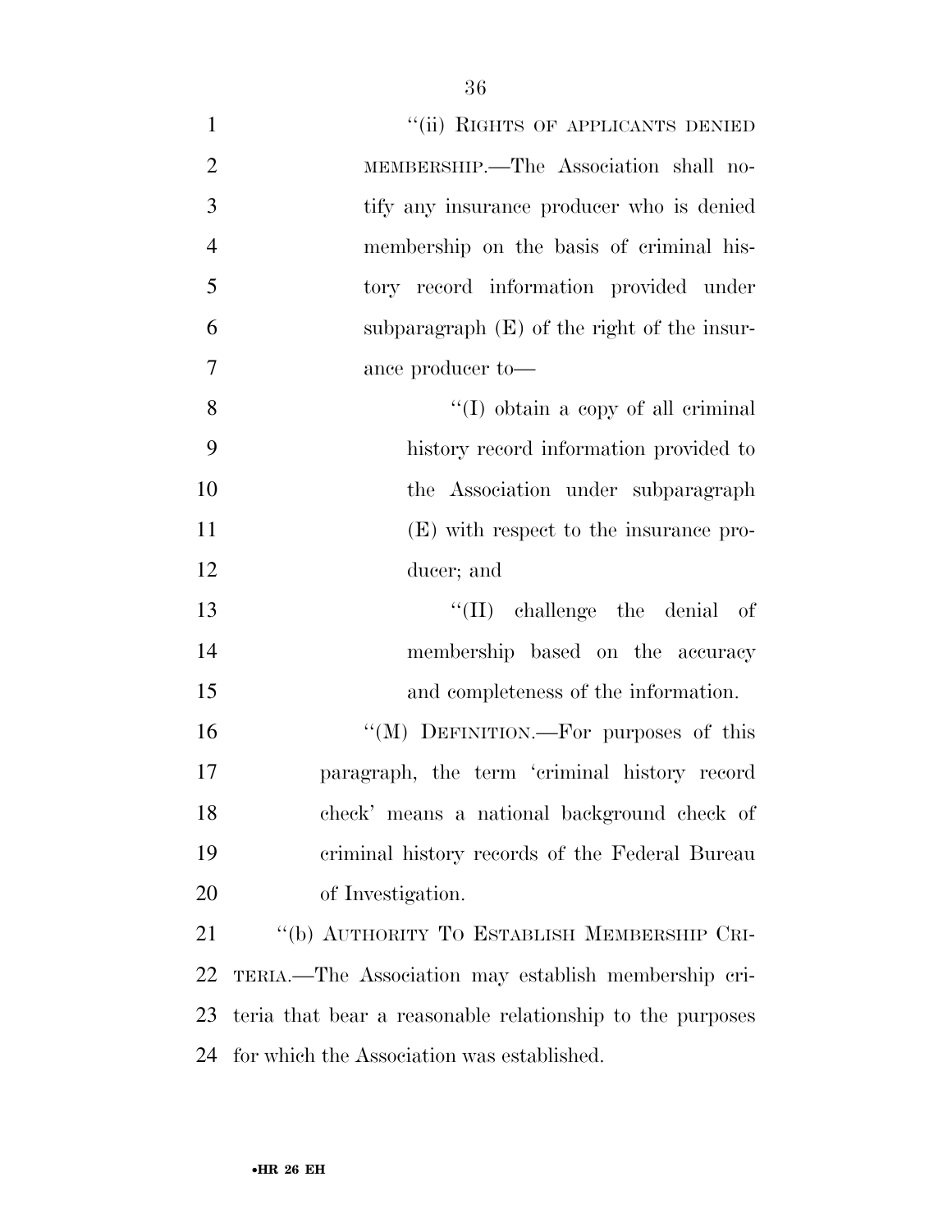"(ii) RIGHTS OF APPLICANTS DENIED MEMBERSHIP.—The Association shall notify any insurance producer who is denied membership on the basis of criminal history record information provided under subparagraph (E) of the right of the insurance producer to—

"(I) obtain a copy of all criminal history record information provided to the Association under subparagraph (E) with respect to the insurance producer; and

"(II) challenge the denial of membership based on the accuracy and completeness of the information.

"(M) DEFINITION.—For purposes of this paragraph, the term 'criminal history record check' means a national background check of criminal history records of the Federal Bureau of Investigation.

"(b) AUTHORITY TO ESTABLISH MEMBERSHIP CRITERIA.—The Association may establish membership criteria that bear a reasonable relationship to the purposes for which the Association was established.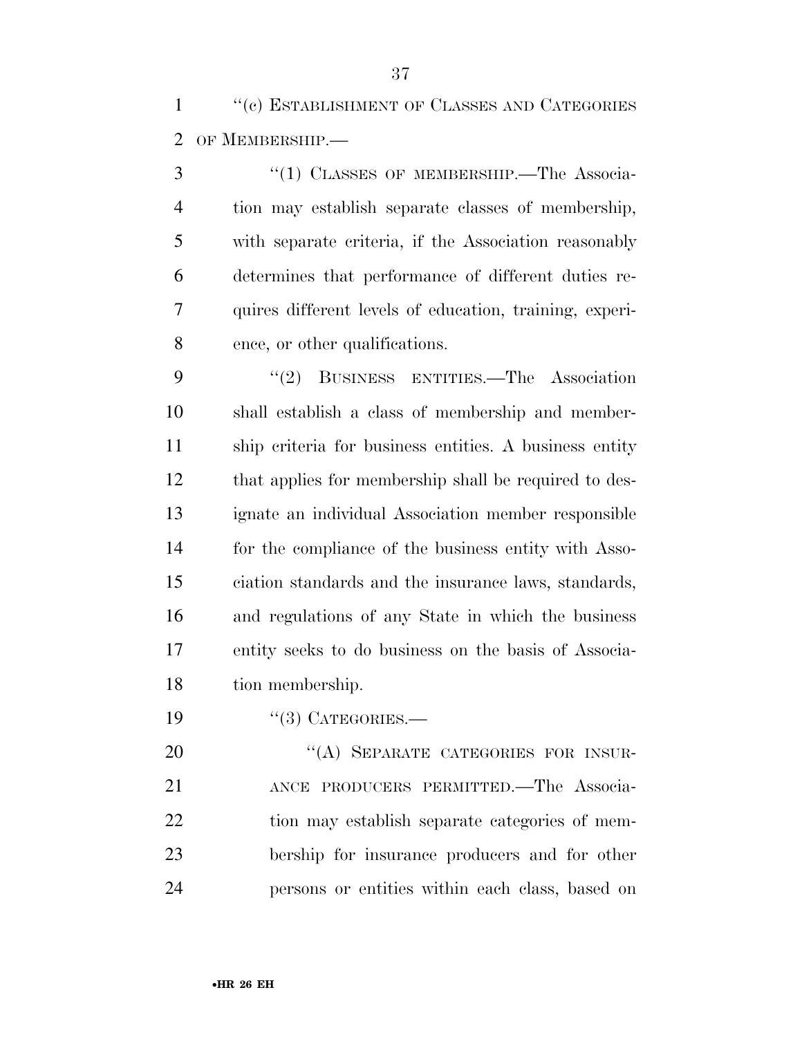"(c) ESTABLISHMENT OF CLASSES AND CATEGORIES OF MEMBERSHIP.—

"(1) CLASSES OF MEMBERSHIP.—The Association may establish separate classes of membership, with separate criteria, if the Association reasonably determines that performance of different duties requires different levels of education, training, experience, or other qualifications.

"(2) BUSINESS ENTITIES.—The Association shall establish a class of membership and membership criteria for business entities. A business entity that applies for membership shall be required to designate an individual Association member responsible for the compliance of the business entity with Association standards and the insurance laws, standards, and regulations of any State in which the business entity seeks to do business on the basis of Association membership.

"(3) CATEGORIES.—

"(A) SEPARATE CATEGORIES FOR INSURANCE PRODUCERS PERMITTED.—The Association may establish separate categories of membership for insurance producers and for other persons or entities within each class, based on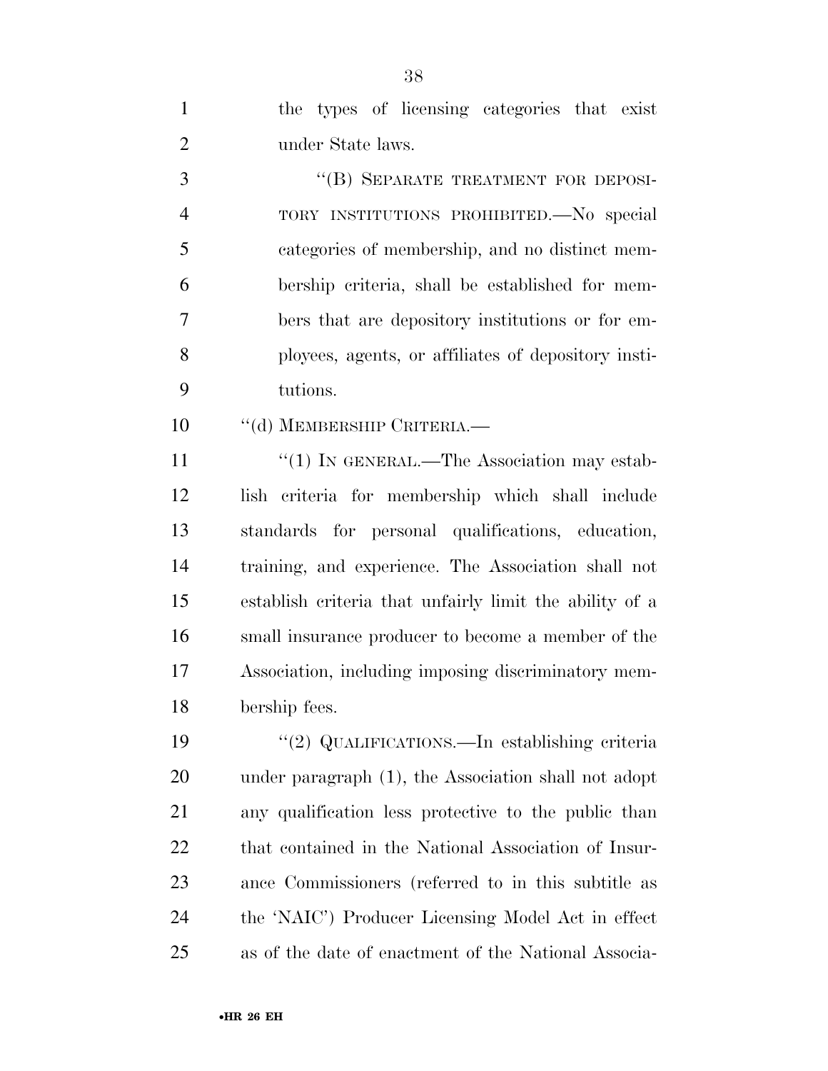the types of licensing categories that exist under State laws.

"(B) SEPARATE TREATMENT FOR DEPOSITORY INSTITUTIONS PROHIBITED.—No special categories of membership, and no distinct membership criteria, shall be established for members that are depository institutions or for employees, agents, or affiliates of depository institutions.

"(d) MEMBERSHIP CRITERIA.—

"(1) IN GENERAL.—The Association may establish criteria for membership which shall include standards for personal qualifications, education, training, and experience. The Association shall not establish criteria that unfairly limit the ability of a small insurance producer to become a member of the Association, including imposing discriminatory membership fees.

"(2) QUALIFICATIONS.—In establishing criteria under paragraph (1), the Association shall not adopt any qualification less protective to the public than that contained in the National Association of Insurance Commissioners (referred to in this subtitle as the 'NAIC') Producer Licensing Model Act in effect as of the date of enactment of the National Associa-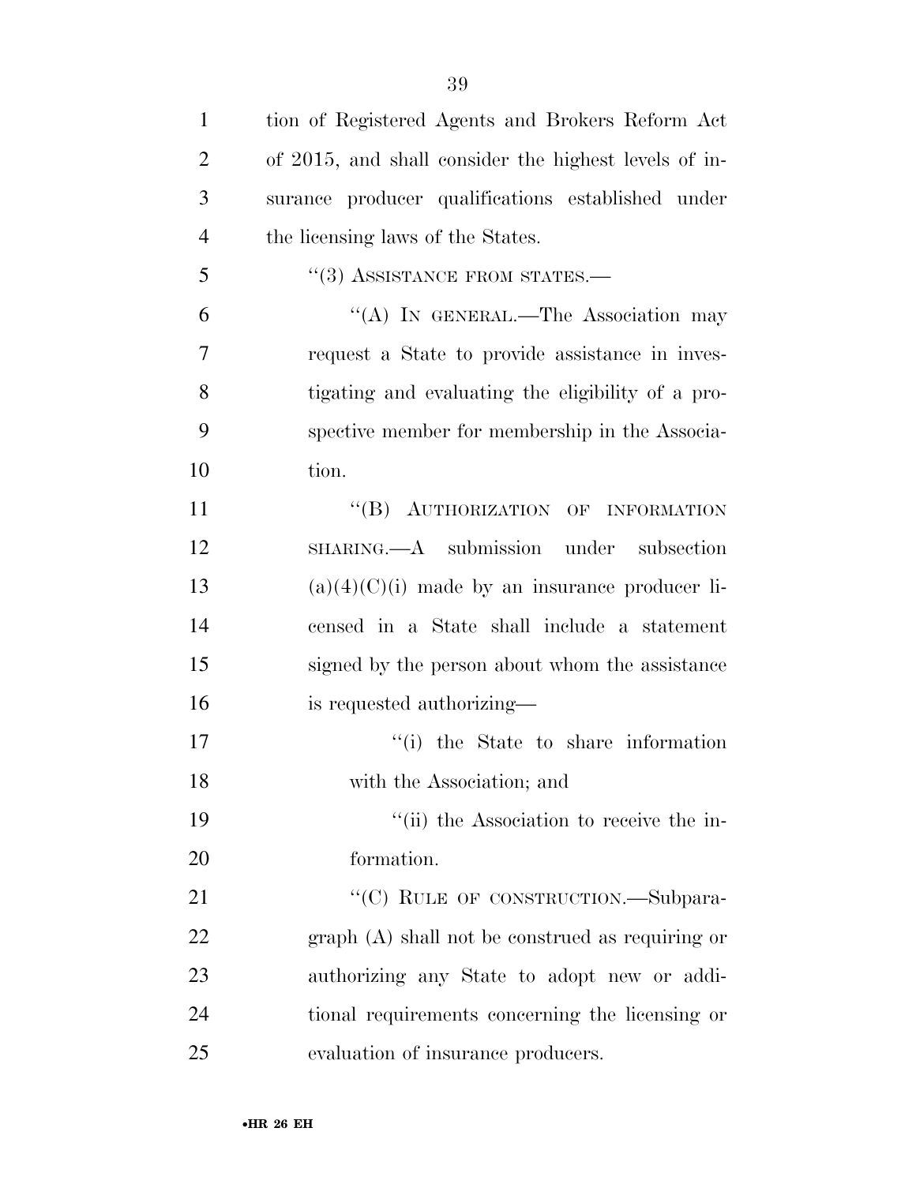tion of Registered Agents and Brokers Reform Act of 2015, and shall consider the highest levels of insurance producer qualifications established under the licensing laws of the States.

"(3) ASSISTANCE FROM STATES.—

"(A) IN GENERAL.—The Association may request a State to provide assistance in investigating and evaluating the eligibility of a prospective member for membership in the Association.

"(B) AUTHORIZATION OF INFORMATION SHARING.—A submission under subsection (a)(4)(C)(i) made by an insurance producer licensed in a State shall include a statement signed by the person about whom the assistance is requested authorizing—

"(i) the State to share information with the Association; and

"(ii) the Association to receive the information.

"(C) RULE OF CONSTRUCTION.—Subparagraph (A) shall not be construed as requiring or authorizing any State to adopt new or additional requirements concerning the licensing or evaluation of insurance producers.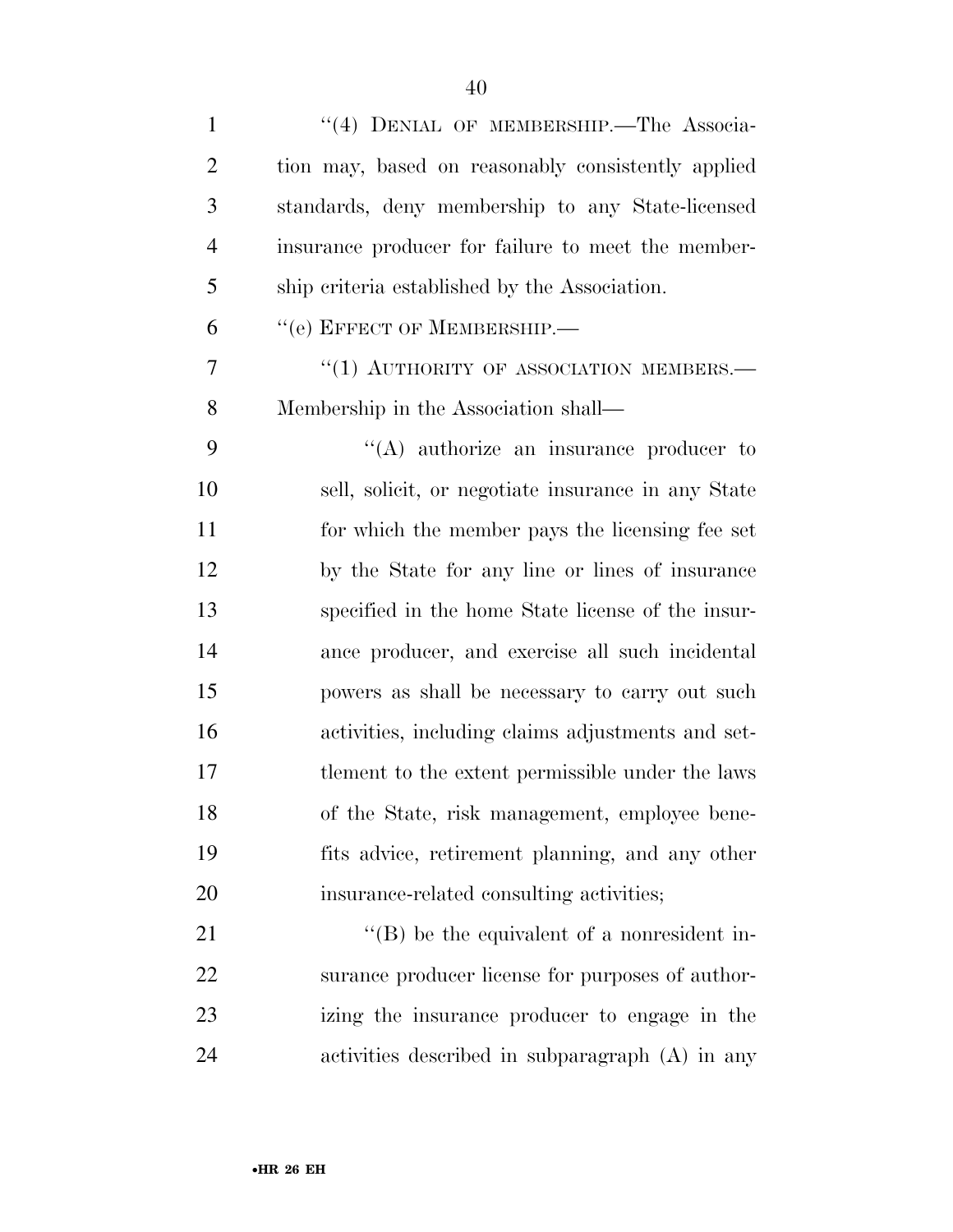''(4) DENIAL OF MEMBERSHIP.—The Association may, based on reasonably consistently applied standards, deny membership to any State-licensed insurance producer for failure to meet the membership criteria established by the Association.

''(e) EFFECT OF MEMBERSHIP.—

''(1) AUTHORITY OF ASSOCIATION MEMBERS.—Membership in the Association shall—

''(A) authorize an insurance producer to sell, solicit, or negotiate insurance in any State for which the member pays the licensing fee set by the State for any line or lines of insurance specified in the home State license of the insurance producer, and exercise all such incidental powers as shall be necessary to carry out such activities, including claims adjustments and settlement to the extent permissible under the laws of the State, risk management, employee benefits advice, retirement planning, and any other insurance-related consulting activities;

''(B) be the equivalent of a nonresident insurance producer license for purposes of authorizing the insurance producer to engage in the activities described in subparagraph (A) in any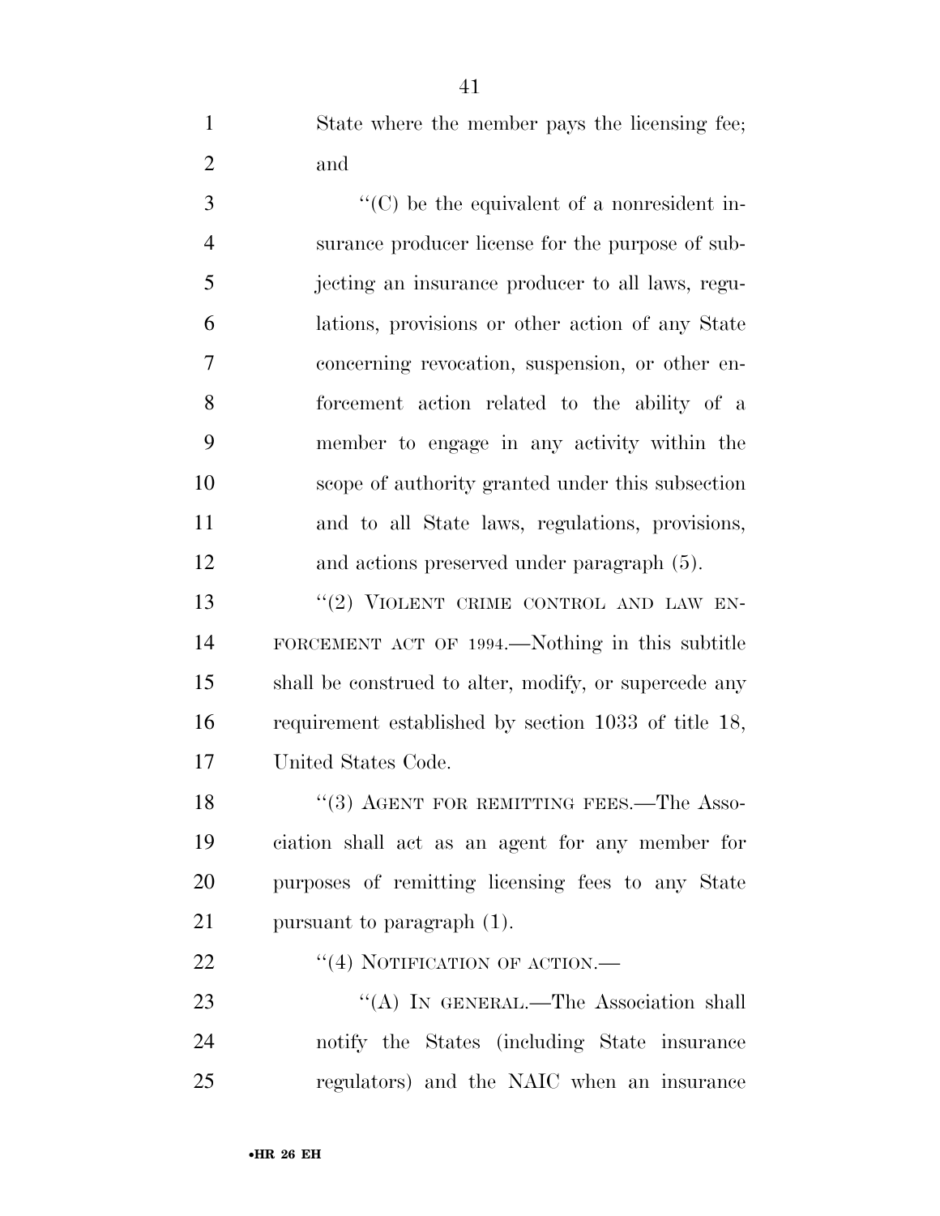State where the member pays the licensing fee; and

"(C) be the equivalent of a nonresident insurance producer license for the purpose of subjecting an insurance producer to all laws, regulations, provisions or other action of any State concerning revocation, suspension, or other enforcement action related to the ability of a member to engage in any activity within the scope of authority granted under this subsection and to all State laws, regulations, provisions, and actions preserved under paragraph (5).

"(2) VIOLENT CRIME CONTROL AND LAW ENFORCEMENT ACT OF 1994.—Nothing in this subtitle shall be construed to alter, modify, or supercede any requirement established by section 1033 of title 18, United States Code.

"(3) AGENT FOR REMITTING FEES.—The Association shall act as an agent for any member for purposes of remitting licensing fees to any State pursuant to paragraph (1).

"(4) NOTIFICATION OF ACTION.—

"(A) IN GENERAL.—The Association shall notify the States (including State insurance regulators) and the NAIC when an insurance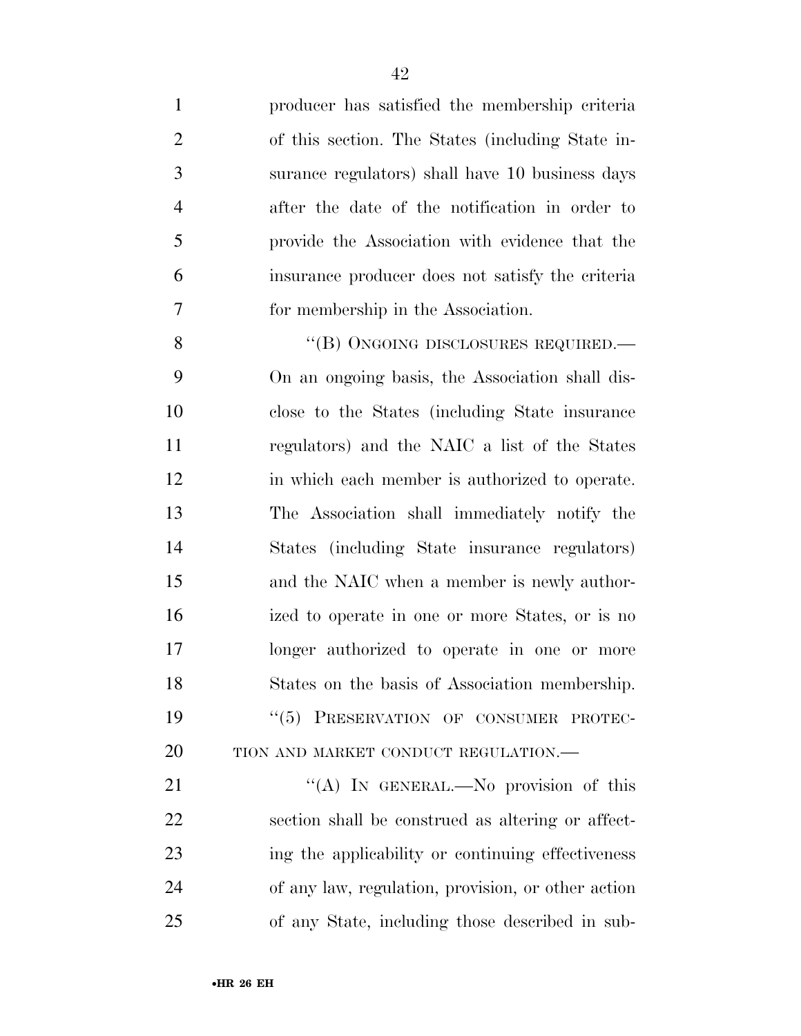producer has satisfied the membership criteria of this section. The States (including State insurance regulators) shall have 10 business days after the date of the notification in order to provide the Association with evidence that the insurance producer does not satisfy the criteria for membership in the Association.

"(B) ONGOING DISCLOSURES REQUIRED.—On an ongoing basis, the Association shall disclose to the States (including State insurance regulators) and the NAIC a list of the States in which each member is authorized to operate. The Association shall immediately notify the States (including State insurance regulators) and the NAIC when a member is newly authorized to operate in one or more States, or is no longer authorized to operate in one or more States on the basis of Association membership.

"(5) PRESERVATION OF CONSUMER PROTECTION AND MARKET CONDUCT REGULATION.—

"(A) IN GENERAL.—No provision of this section shall be construed as altering or affecting the applicability or continuing effectiveness of any law, regulation, provision, or other action of any State, including those described in sub-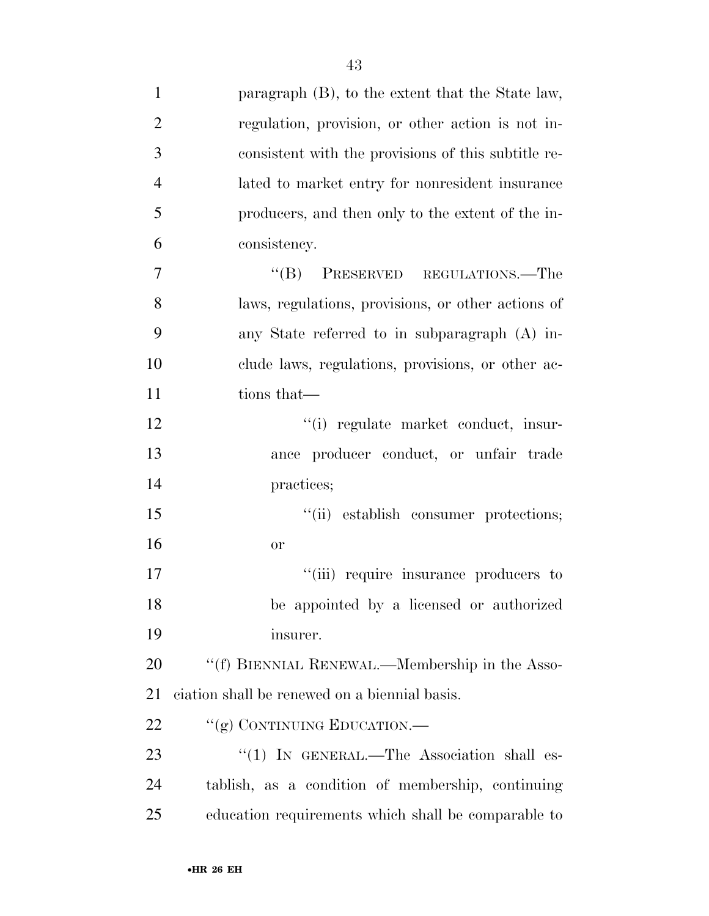paragraph (B), to the extent that the State law, regulation, provision, or other action is not inconsistent with the provisions of this subtitle related to market entry for nonresident insurance producers, and then only to the extent of the inconsistency.

"(B) PRESERVED REGULATIONS.—The laws, regulations, provisions, or other actions of any State referred to in subparagraph (A) include laws, regulations, provisions, or other actions that—

"(i) regulate market conduct, insurance producer conduct, or unfair trade practices;

"(ii) establish consumer protections; or

"(iii) require insurance producers to be appointed by a licensed or authorized insurer.

"(f) BIENNIAL RENEWAL.—Membership in the Association shall be renewed on a biennial basis.

"(g) CONTINUING EDUCATION.—

"(1) IN GENERAL.—The Association shall establish, as a condition of membership, continuing education requirements which shall be comparable to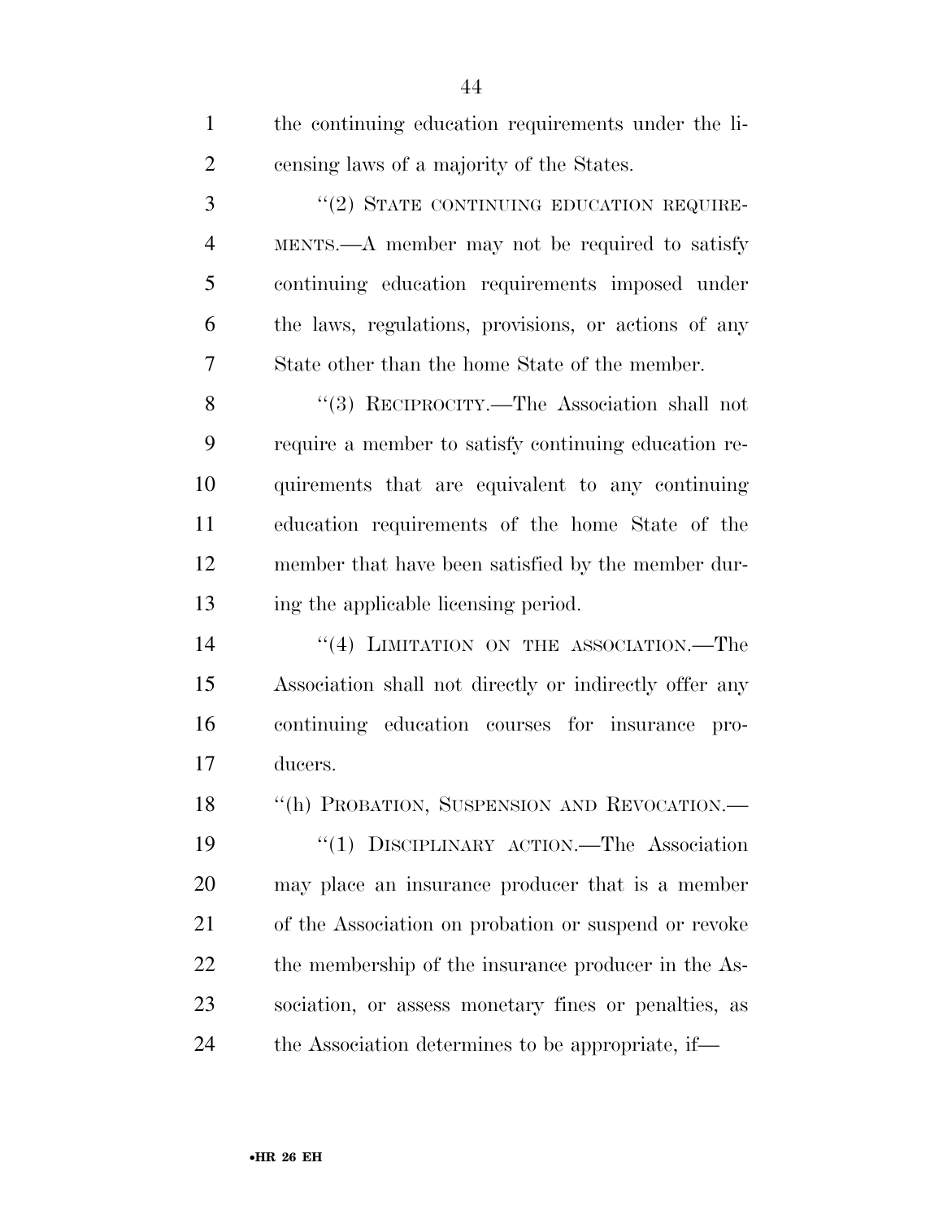the continuing education requirements under the licensing laws of a majority of the States.

"(2) STATE CONTINUING EDUCATION REQUIREMENTS.—A member may not be required to satisfy continuing education requirements imposed under the laws, regulations, provisions, or actions of any State other than the home State of the member.

"(3) RECIPROCITY.—The Association shall not require a member to satisfy continuing education requirements that are equivalent to any continuing education requirements of the home State of the member that have been satisfied by the member during the applicable licensing period.

"(4) LIMITATION ON THE ASSOCIATION.—The Association shall not directly or indirectly offer any continuing education courses for insurance producers.

"(h) PROBATION, SUSPENSION AND REVOCATION.—

"(1) DISCIPLINARY ACTION.—The Association may place an insurance producer that is a member of the Association on probation or suspend or revoke the membership of the insurance producer in the Association, or assess monetary fines or penalties, as the Association determines to be appropriate, if—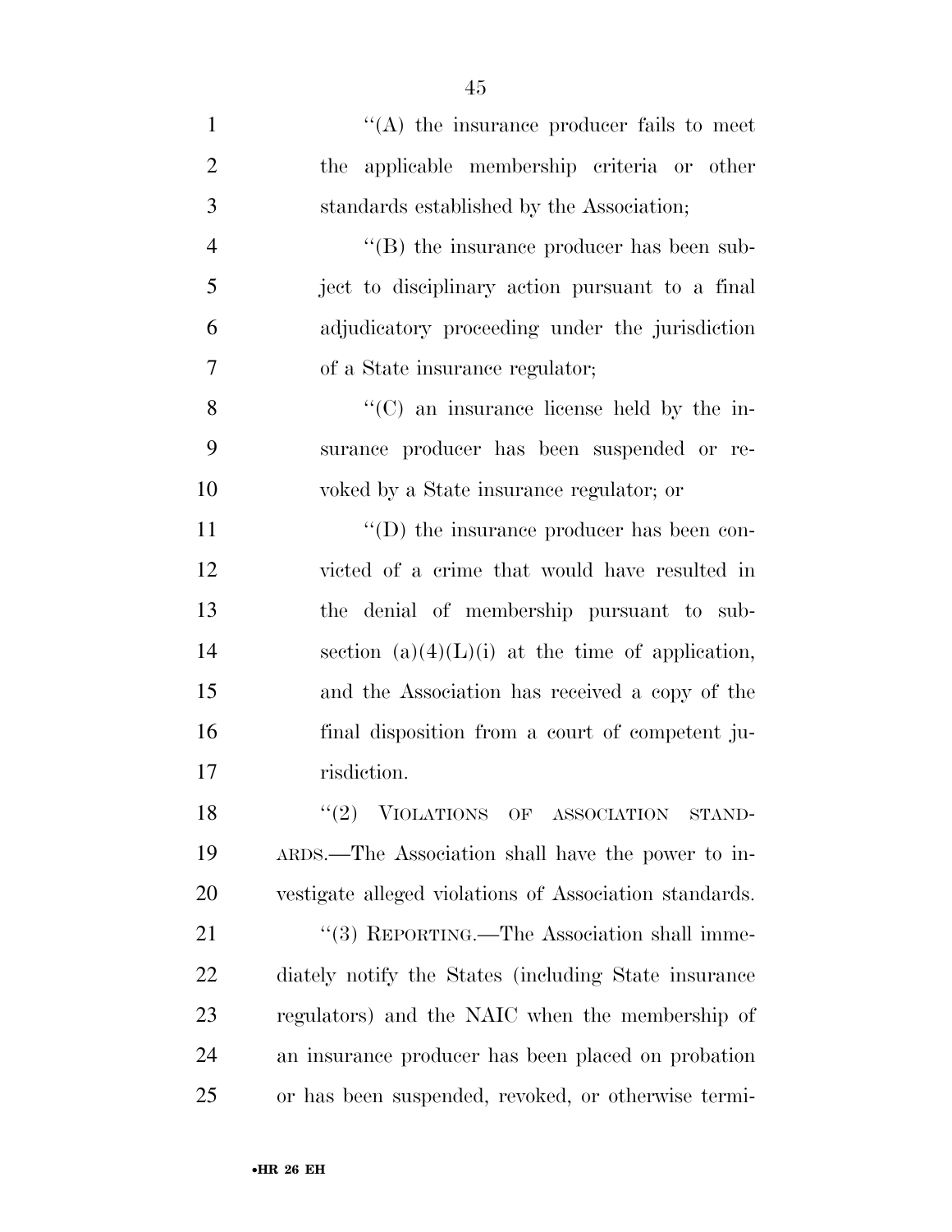''(A) the insurance producer fails to meet the applicable membership criteria or other standards established by the Association;

''(B) the insurance producer has been subject to disciplinary action pursuant to a final adjudicatory proceeding under the jurisdiction of a State insurance regulator;

''(C) an insurance license held by the insurance producer has been suspended or revoked by a State insurance regulator; or

''(D) the insurance producer has been convicted of a crime that would have resulted in the denial of membership pursuant to subsection (a)(4)(L)(i) at the time of application, and the Association has received a copy of the final disposition from a court of competent jurisdiction.

''(2) VIOLATIONS OF ASSOCIATION STANDARDS.—The Association shall have the power to investigate alleged violations of Association standards.

''(3) REPORTING.—The Association shall immediately notify the States (including State insurance regulators) and the NAIC when the membership of an insurance producer has been placed on probation or has been suspended, revoked, or otherwise termi-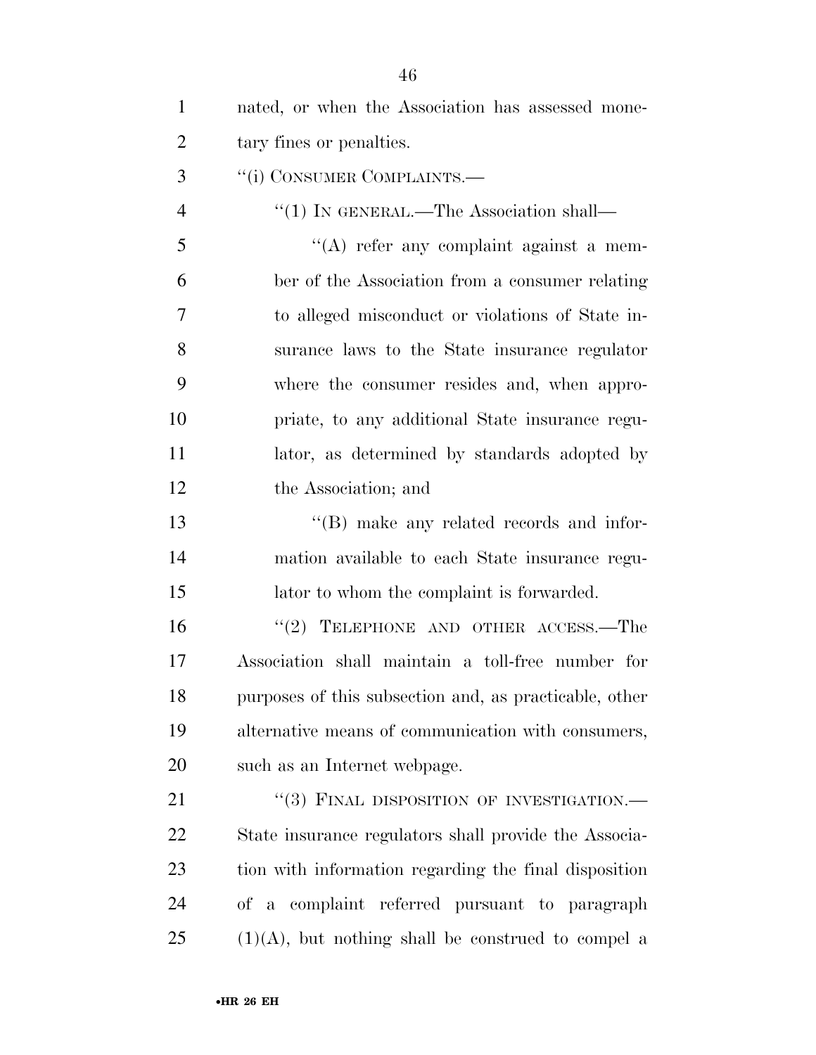nated, or when the Association has assessed monetary fines or penalties.

"(i) CONSUMER COMPLAINTS.—

"(1) IN GENERAL.—The Association shall—

"(A) refer any complaint against a member of the Association from a consumer relating to alleged misconduct or violations of State insurance laws to the State insurance regulator where the consumer resides and, when appropriate, to any additional State insurance regulator, as determined by standards adopted by the Association; and

"(B) make any related records and information available to each State insurance regulator to whom the complaint is forwarded.

"(2) TELEPHONE AND OTHER ACCESS.—The Association shall maintain a toll-free number for purposes of this subsection and, as practicable, other alternative means of communication with consumers, such as an Internet webpage.

"(3) FINAL DISPOSITION OF INVESTIGATION.— State insurance regulators shall provide the Association with information regarding the final disposition of a complaint referred pursuant to paragraph (1)(A), but nothing shall be construed to compel a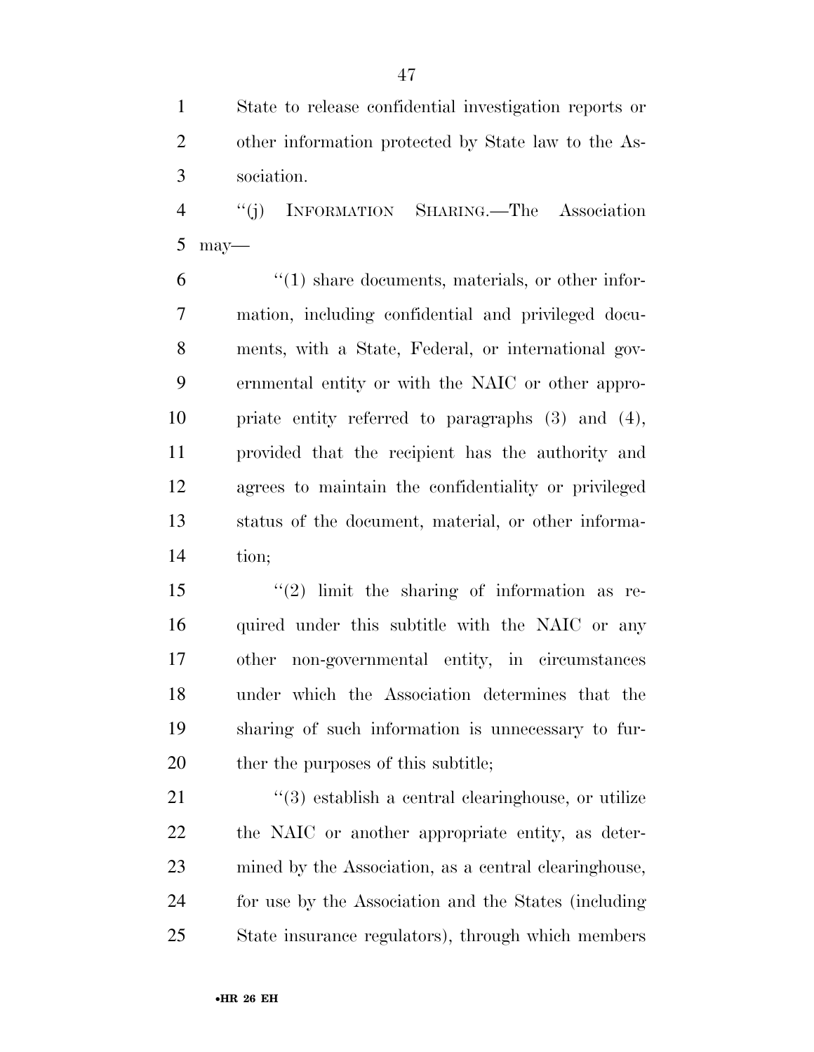State to release confidential investigation reports or other information protected by State law to the Association.

"(j) INFORMATION SHARING.—The Association may—

"(1) share documents, materials, or other information, including confidential and privileged documents, with a State, Federal, or international governmental entity or with the NAIC or other appropriate entity referred to paragraphs (3) and (4), provided that the recipient has the authority and agrees to maintain the confidentiality or privileged status of the document, material, or other information;

"(2) limit the sharing of information as required under this subtitle with the NAIC or any other non-governmental entity, in circumstances under which the Association determines that the sharing of such information is unnecessary to further the purposes of this subtitle;

"(3) establish a central clearinghouse, or utilize the NAIC or another appropriate entity, as determined by the Association, as a central clearinghouse, for use by the Association and the States (including State insurance regulators), through which members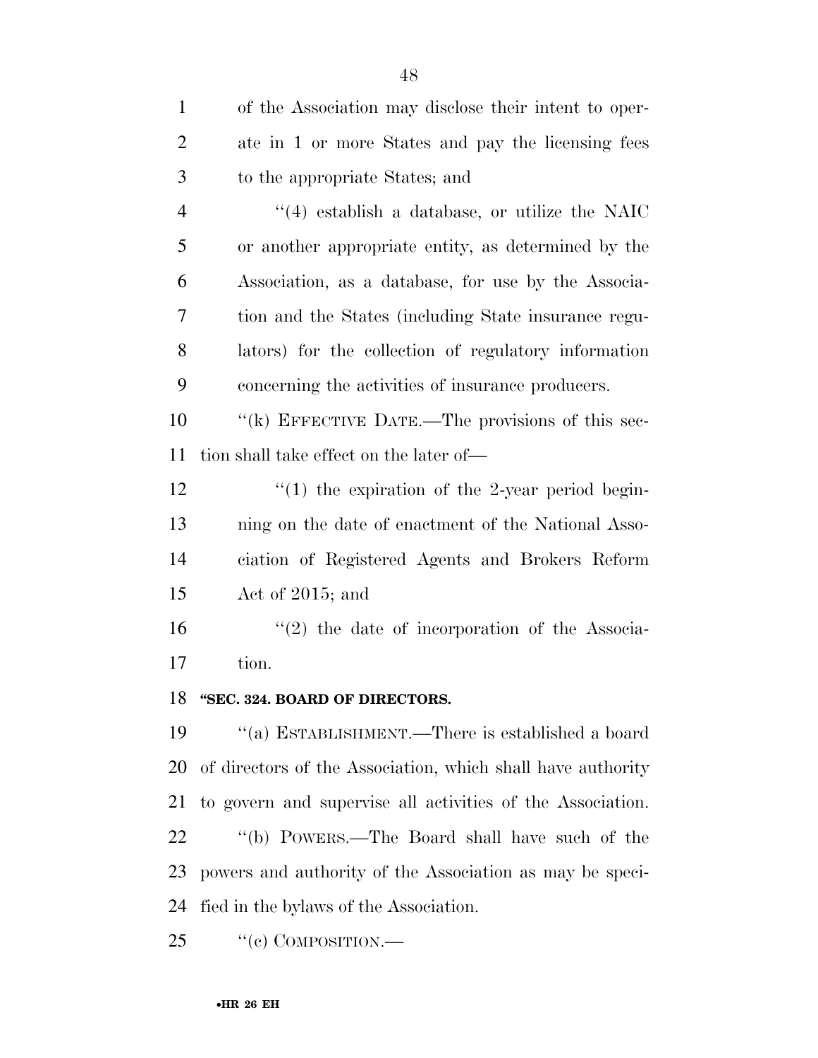of the Association may disclose their intent to operate in 1 or more States and pay the licensing fees to the appropriate States; and

''(4) establish a database, or utilize the NAIC or another appropriate entity, as determined by the Association, as a database, for use by the Association and the States (including State insurance regulators) for the collection of regulatory information concerning the activities of insurance producers.

''(k) EFFECTIVE DATE.—The provisions of this section shall take effect on the later of—

''(1) the expiration of the 2-year period beginning on the date of enactment of the National Association of Registered Agents and Brokers Reform Act of 2015; and

''(2) the date of incorporation of the Association.

**''SEC. 324. BOARD OF DIRECTORS.**

''(a) ESTABLISHMENT.—There is established a board of directors of the Association, which shall have authority to govern and supervise all activities of the Association.

''(b) POWERS.—The Board shall have such of the powers and authority of the Association as may be specified in the bylaws of the Association.

''(c) COMPOSITION.—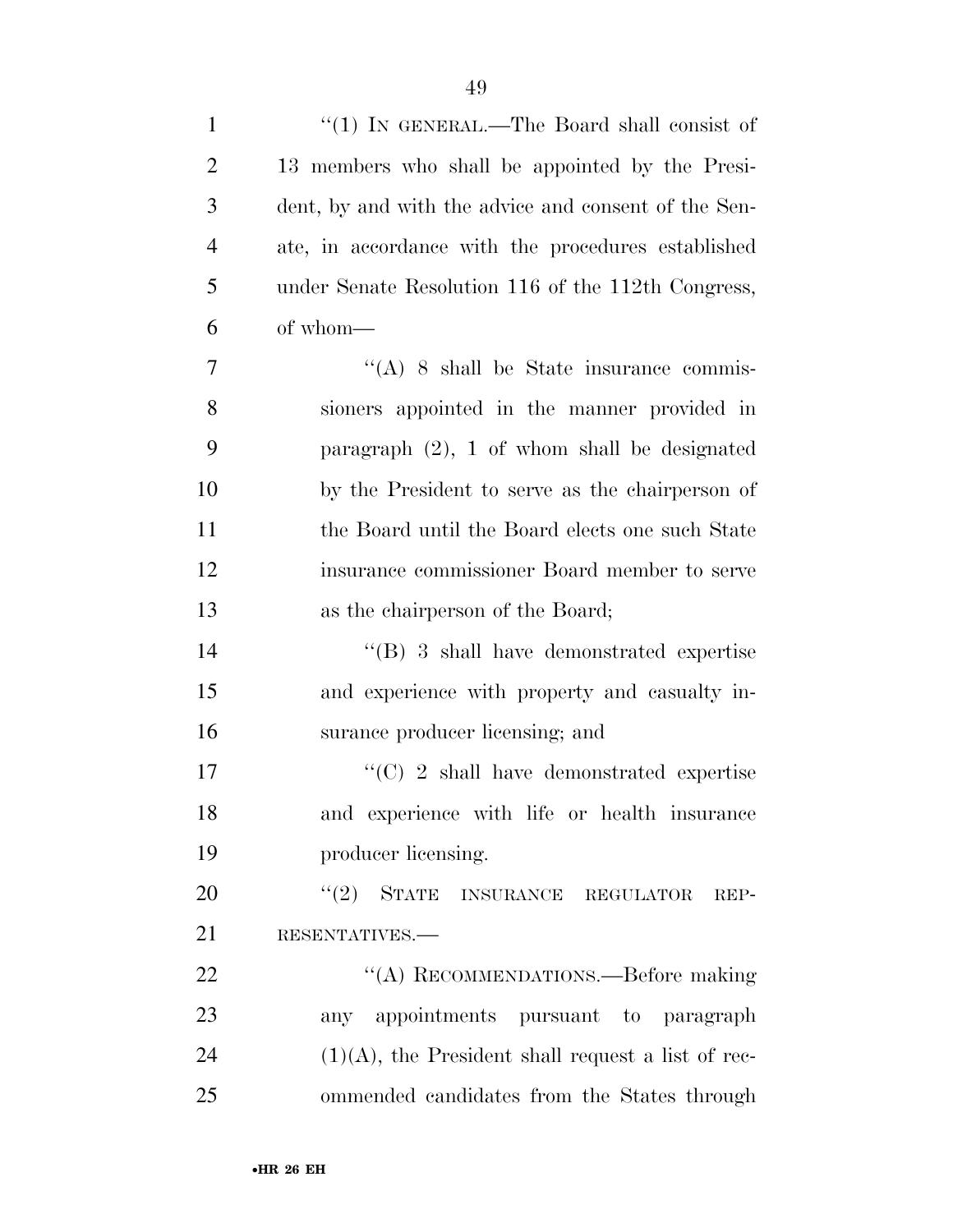"(1) IN GENERAL.—The Board shall consist of 13 members who shall be appointed by the President, by and with the advice and consent of the Senate, in accordance with the procedures established under Senate Resolution 116 of the 112th Congress, of whom—

"(A) 8 shall be State insurance commissioners appointed in the manner provided in paragraph (2), 1 of whom shall be designated by the President to serve as the chairperson of the Board until the Board elects one such State insurance commissioner Board member to serve as the chairperson of the Board;

"(B) 3 shall have demonstrated expertise and experience with property and casualty insurance producer licensing; and

"(C) 2 shall have demonstrated expertise and experience with life or health insurance producer licensing.

"(2) STATE INSURANCE REGULATOR REPRESENTATIVES.—

"(A) RECOMMENDATIONS.—Before making any appointments pursuant to paragraph (1)(A), the President shall request a list of recommended candidates from the States through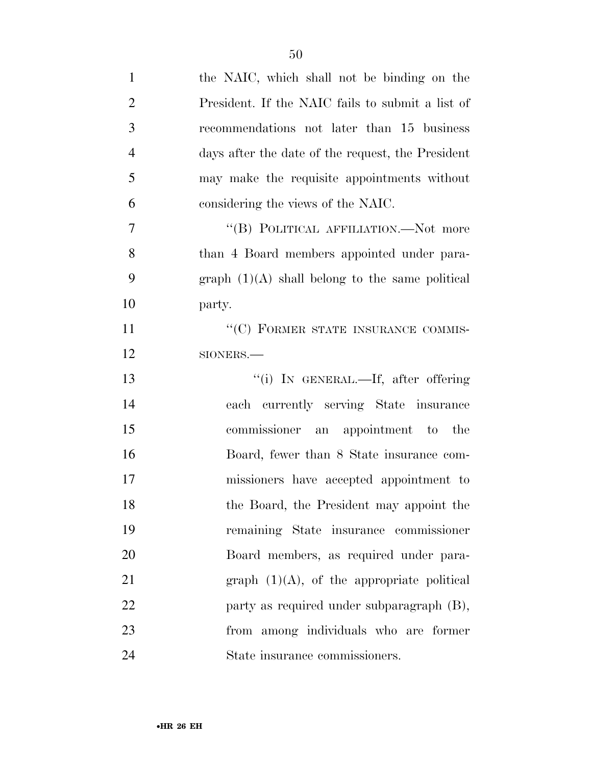the NAIC, which shall not be binding on the President. If the NAIC fails to submit a list of recommendations not later than 15 business days after the date of the request, the President may make the requisite appointments without considering the views of the NAIC.

''(B) POLITICAL AFFILIATION.—Not more than 4 Board members appointed under paragraph (1)(A) shall belong to the same political party.

''(C) FORMER STATE INSURANCE COMMISSIONERS.—

''(i) IN GENERAL.—If, after offering each currently serving State insurance commissioner an appointment to the Board, fewer than 8 State insurance commissioners have accepted appointment to the Board, the President may appoint the remaining State insurance commissioner Board members, as required under paragraph (1)(A), of the appropriate political party as required under subparagraph (B), from among individuals who are former State insurance commissioners.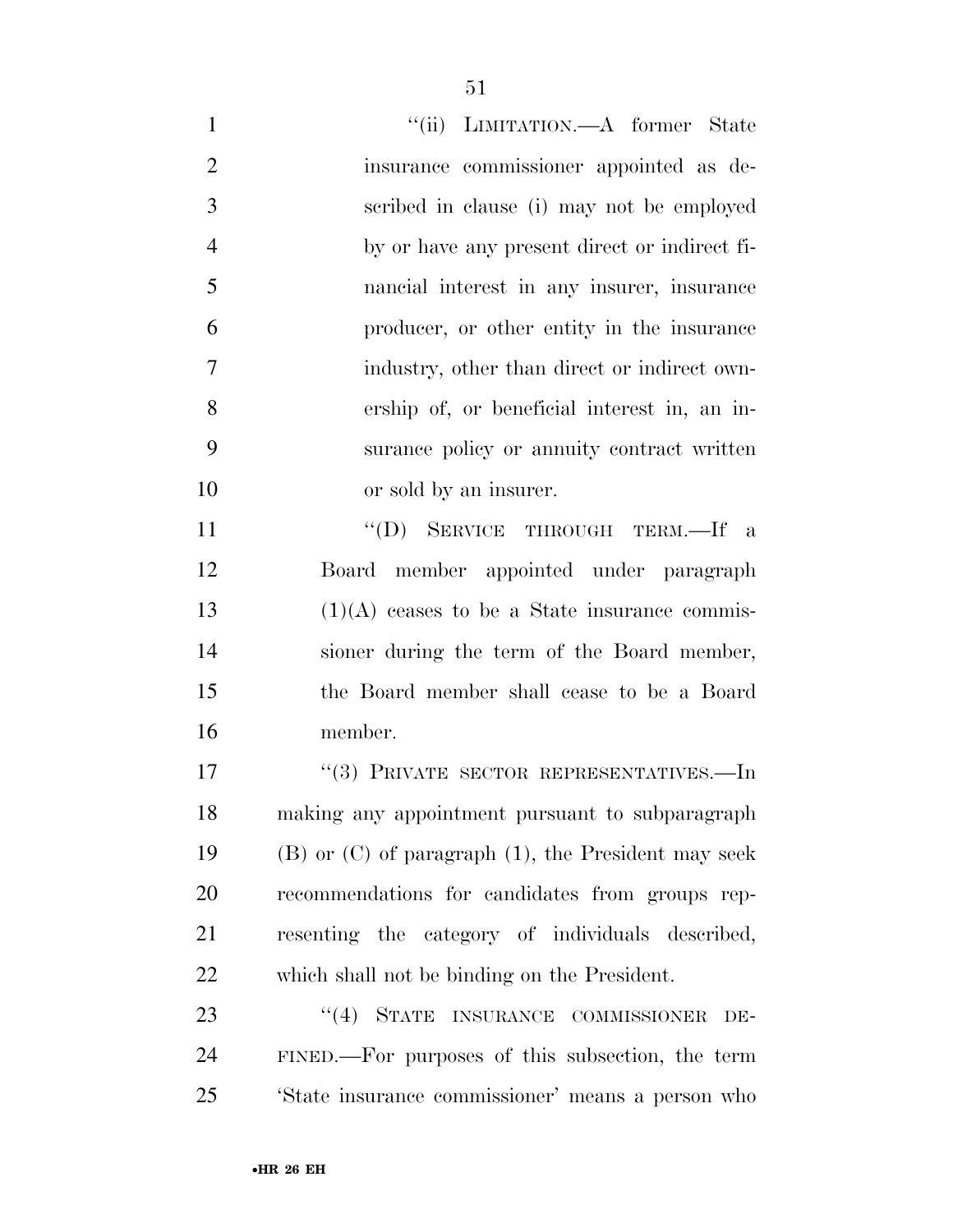"(ii) LIMITATION.—A former State insurance commissioner appointed as described in clause (i) may not be employed by or have any present direct or indirect financial interest in any insurer, insurance producer, or other entity in the insurance industry, other than direct or indirect ownership of, or beneficial interest in, an insurance policy or annuity contract written or sold by an insurer.

"(D) SERVICE THROUGH TERM.—If a Board member appointed under paragraph (1)(A) ceases to be a State insurance commissioner during the term of the Board member, the Board member shall cease to be a Board member.

"(3) PRIVATE SECTOR REPRESENTATIVES.—In making any appointment pursuant to subparagraph (B) or (C) of paragraph (1), the President may seek recommendations for candidates from groups representing the category of individuals described, which shall not be binding on the President.

"(4) STATE INSURANCE COMMISSIONER DEFINED.—For purposes of this subsection, the term 'State insurance commissioner' means a person who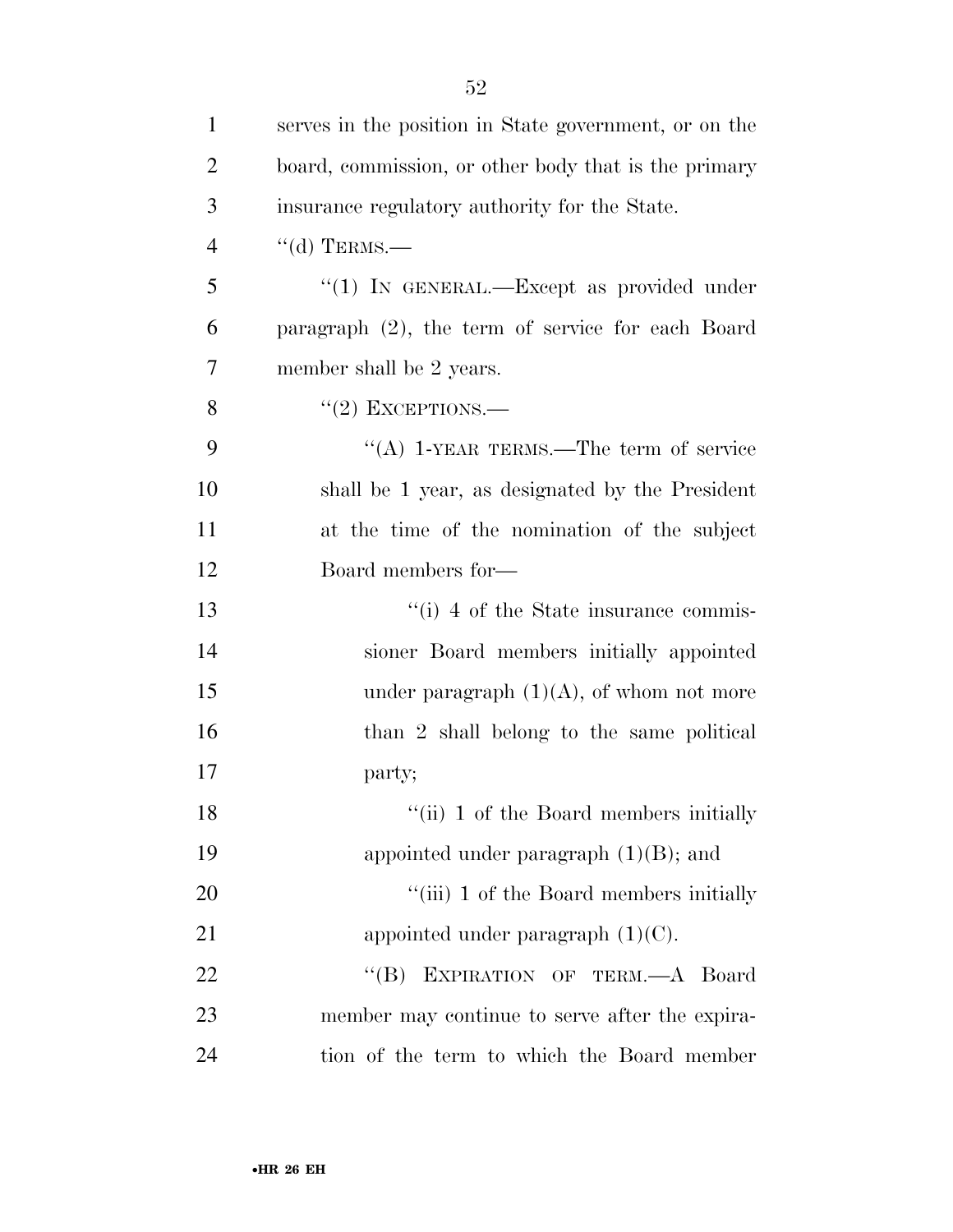serves in the position in State government, or on the board, commission, or other body that is the primary insurance regulatory authority for the State.

"(d) TERMS.—

"(1) IN GENERAL.—Except as provided under paragraph (2), the term of service for each Board member shall be 2 years.

"(2) EXCEPTIONS.—

"(A) 1-YEAR TERMS.—The term of service shall be 1 year, as designated by the President at the time of the nomination of the subject Board members for—

"(i) 4 of the State insurance commissioner Board members initially appointed under paragraph (1)(A), of whom not more than 2 shall belong to the same political party;

"(ii) 1 of the Board members initially appointed under paragraph (1)(B); and

"(iii) 1 of the Board members initially appointed under paragraph (1)(C).

"(B) EXPIRATION OF TERM.—A Board member may continue to serve after the expiration of the term to which the Board member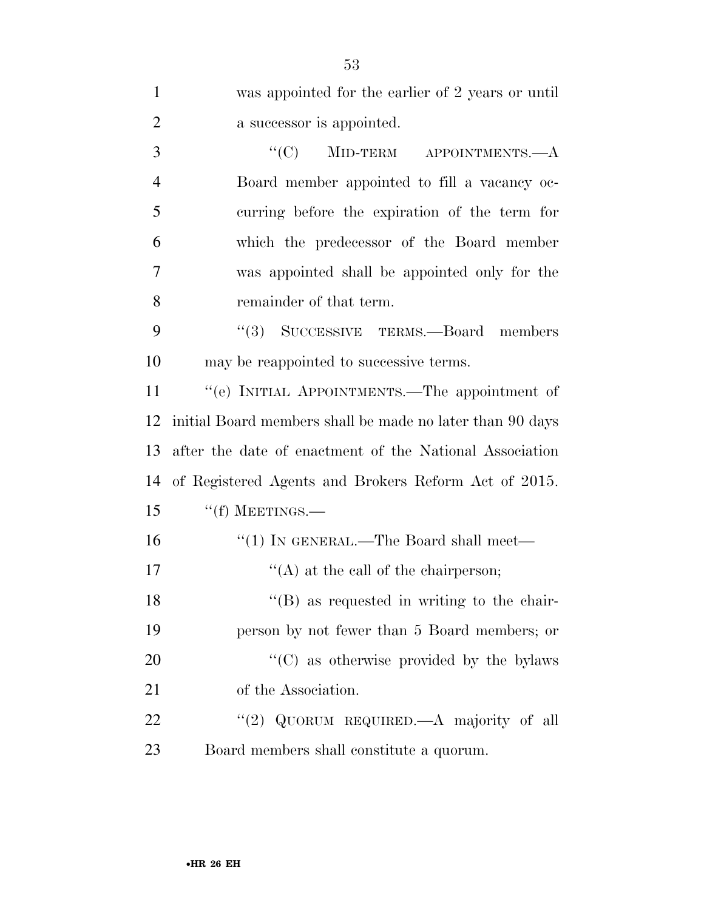was appointed for the earlier of 2 years or until a successor is appointed.

"(C) MID-TERM APPOINTMENTS.—A Board member appointed to fill a vacancy occurring before the expiration of the term for which the predecessor of the Board member was appointed shall be appointed only for the remainder of that term.

"(3) SUCCESSIVE TERMS.—Board members may be reappointed to successive terms.

"(e) INITIAL APPOINTMENTS.—The appointment of initial Board members shall be made no later than 90 days after the date of enactment of the National Association of Registered Agents and Brokers Reform Act of 2015.

"(f) MEETINGS.—

"(1) IN GENERAL.—The Board shall meet—

"(A) at the call of the chairperson;

"(B) as requested in writing to the chairperson by not fewer than 5 Board members; or

"(C) as otherwise provided by the bylaws of the Association.

"(2) QUORUM REQUIRED.—A majority of all Board members shall constitute a quorum.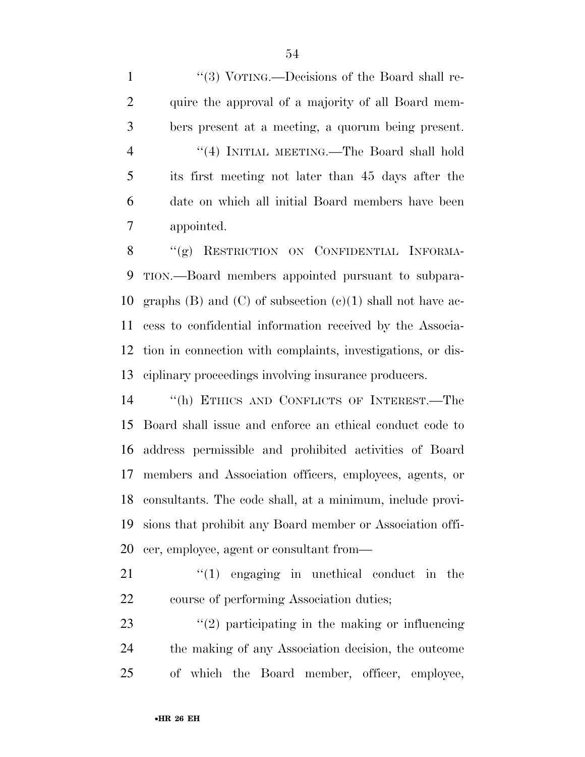''(3) VOTING.—Decisions of the Board shall require the approval of a majority of all Board members present at a meeting, a quorum being present.

''(4) INITIAL MEETING.—The Board shall hold its first meeting not later than 45 days after the date on which all initial Board members have been appointed.

''(g) RESTRICTION ON CONFIDENTIAL INFORMATION.—Board members appointed pursuant to subparagraphs (B) and (C) of subsection (c)(1) shall not have access to confidential information received by the Association in connection with complaints, investigations, or disciplinary proceedings involving insurance producers.

''(h) ETHICS AND CONFLICTS OF INTEREST.—The Board shall issue and enforce an ethical conduct code to address permissible and prohibited activities of Board members and Association officers, employees, agents, or consultants. The code shall, at a minimum, include provisions that prohibit any Board member or Association officer, employee, agent or consultant from—

''(1) engaging in unethical conduct in the course of performing Association duties;

''(2) participating in the making or influencing the making of any Association decision, the outcome of which the Board member, officer, employee,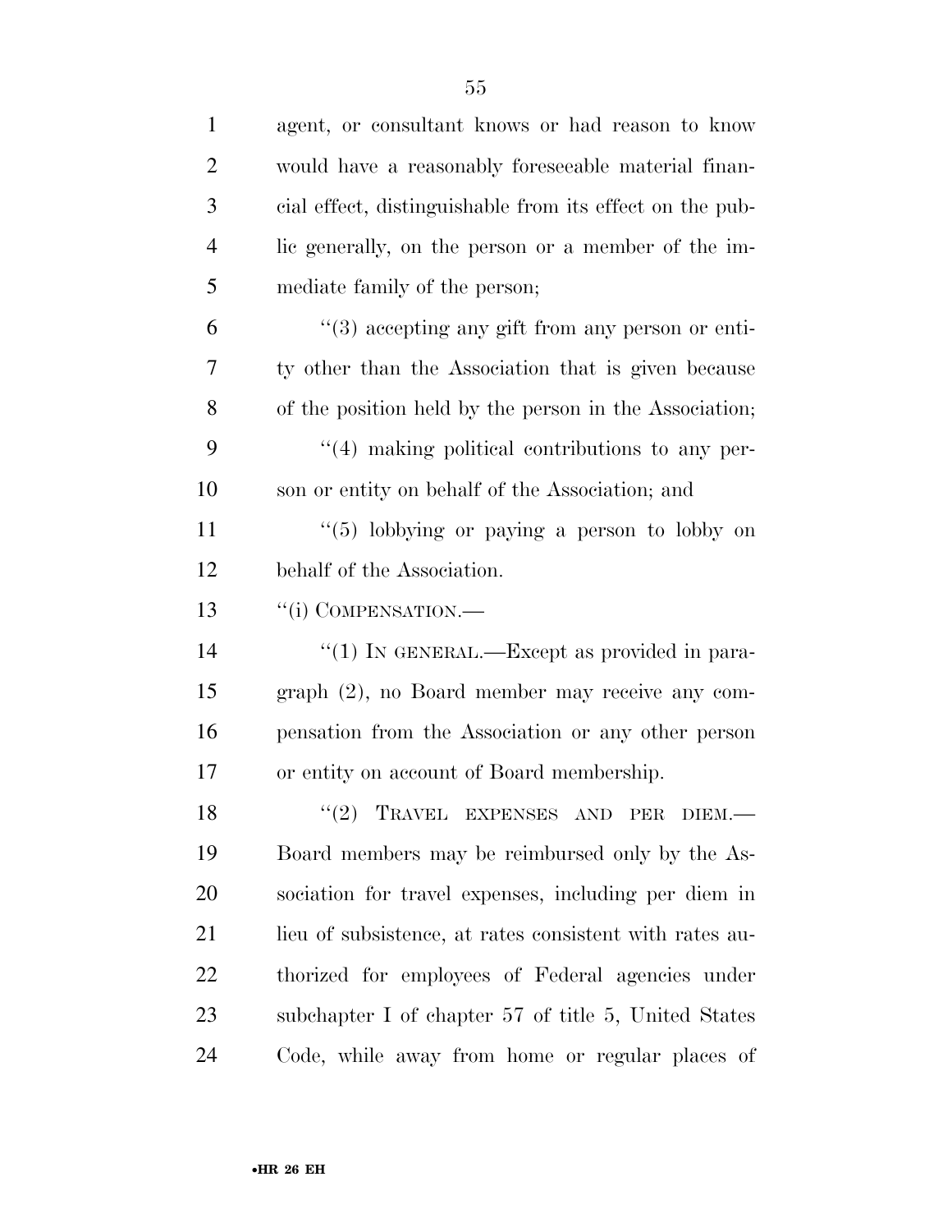agent, or consultant knows or had reason to know would have a reasonably foreseeable material financial effect, distinguishable from its effect on the public generally, on the person or a member of the immediate family of the person;

"(3) accepting any gift from any person or entity other than the Association that is given because of the position held by the person in the Association;

"(4) making political contributions to any person or entity on behalf of the Association; and

"(5) lobbying or paying a person to lobby on behalf of the Association.

"(i) COMPENSATION.—

"(1) IN GENERAL.—Except as provided in paragraph (2), no Board member may receive any compensation from the Association or any other person or entity on account of Board membership.

"(2) TRAVEL EXPENSES AND PER DIEM.—Board members may be reimbursed only by the Association for travel expenses, including per diem in lieu of subsistence, at rates consistent with rates authorized for employees of Federal agencies under subchapter I of chapter 57 of title 5, United States Code, while away from home or regular places of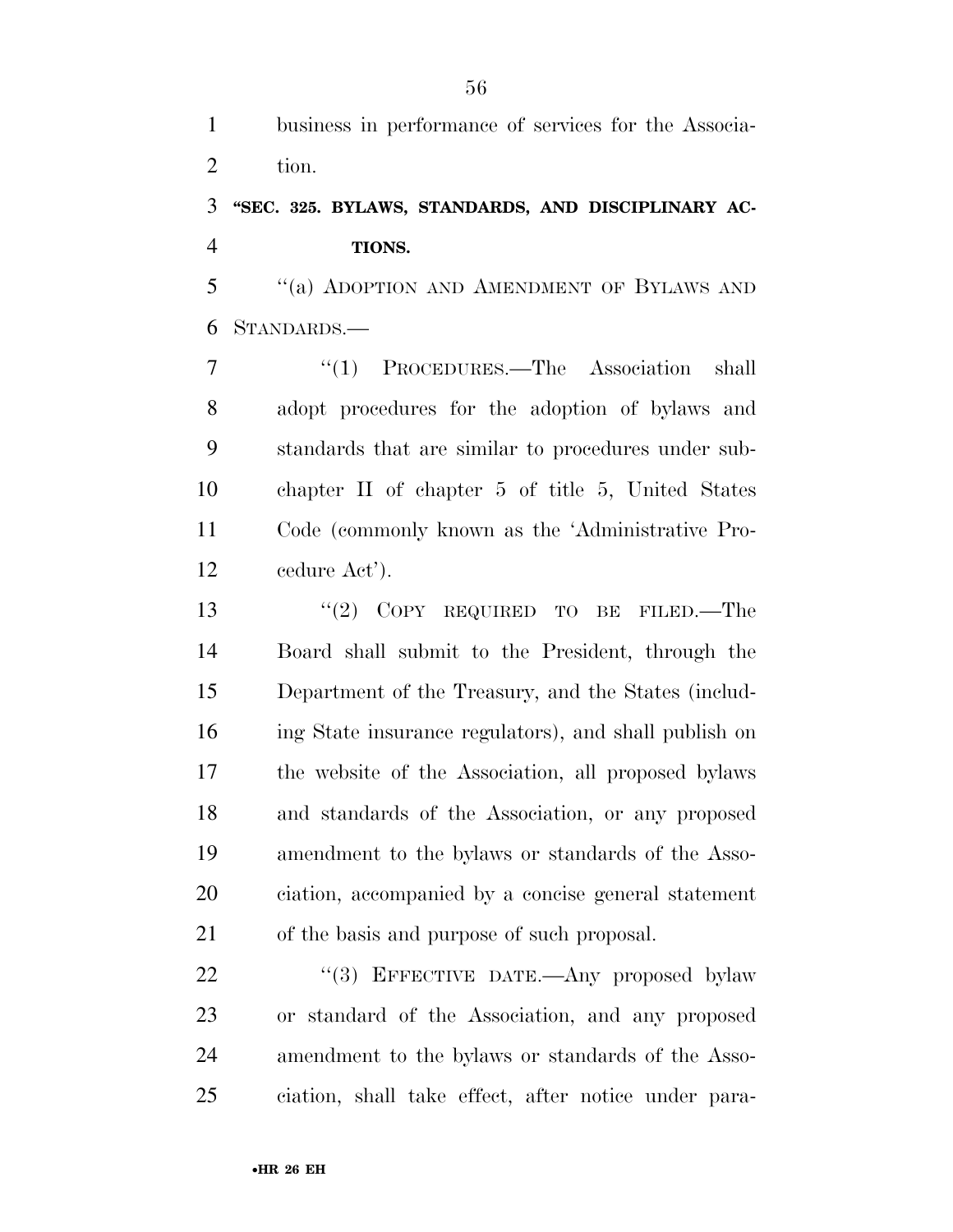business in performance of services for the Association.

### "SEC. 325. BYLAWS, STANDARDS, AND DISCIPLINARY ACTIONS.

"(a) ADOPTION AND AMENDMENT OF BYLAWS AND STANDARDS.—

"(1) PROCEDURES.—The Association shall adopt procedures for the adoption of bylaws and standards that are similar to procedures under subchapter II of chapter 5 of title 5, United States Code (commonly known as the 'Administrative Procedure Act').

"(2) COPY REQUIRED TO BE FILED.—The Board shall submit to the President, through the Department of the Treasury, and the States (including State insurance regulators), and shall publish on the website of the Association, all proposed bylaws and standards of the Association, or any proposed amendment to the bylaws or standards of the Association, accompanied by a concise general statement of the basis and purpose of such proposal.

"(3) EFFECTIVE DATE.—Any proposed bylaw or standard of the Association, and any proposed amendment to the bylaws or standards of the Association, shall take effect, after notice under para-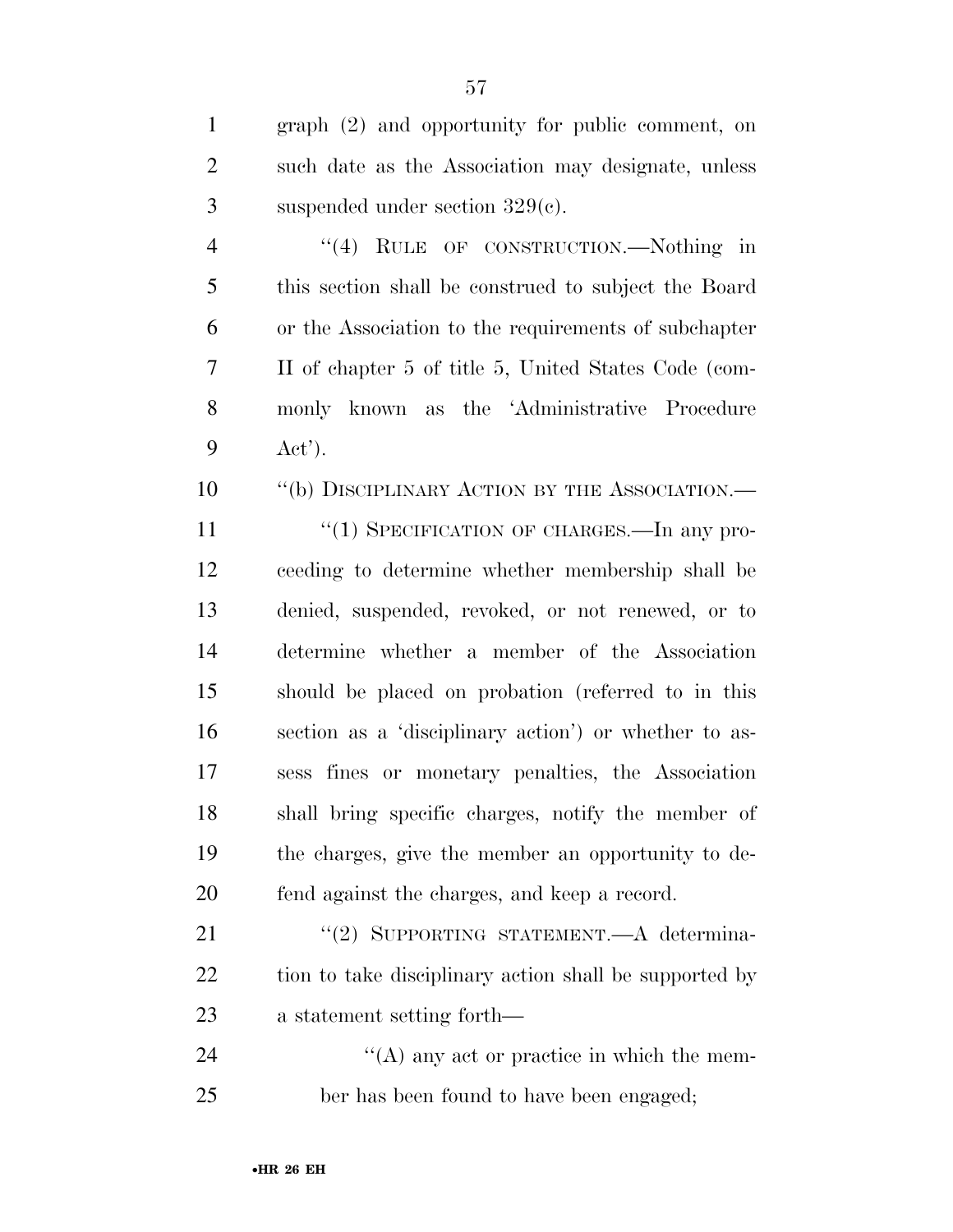graph (2) and opportunity for public comment, on such date as the Association may designate, unless suspended under section 329(c).

"(4) RULE OF CONSTRUCTION.—Nothing in this section shall be construed to subject the Board or the Association to the requirements of subchapter II of chapter 5 of title 5, United States Code (commonly known as the 'Administrative Procedure Act').

"(b) DISCIPLINARY ACTION BY THE ASSOCIATION.—

"(1) SPECIFICATION OF CHARGES.—In any proceeding to determine whether membership shall be denied, suspended, revoked, or not renewed, or to determine whether a member of the Association should be placed on probation (referred to in this section as a 'disciplinary action') or whether to assess fines or monetary penalties, the Association shall bring specific charges, notify the member of the charges, give the member an opportunity to defend against the charges, and keep a record.

"(2) SUPPORTING STATEMENT.—A determination to take disciplinary action shall be supported by a statement setting forth—

"(A) any act or practice in which the member has been found to have been engaged;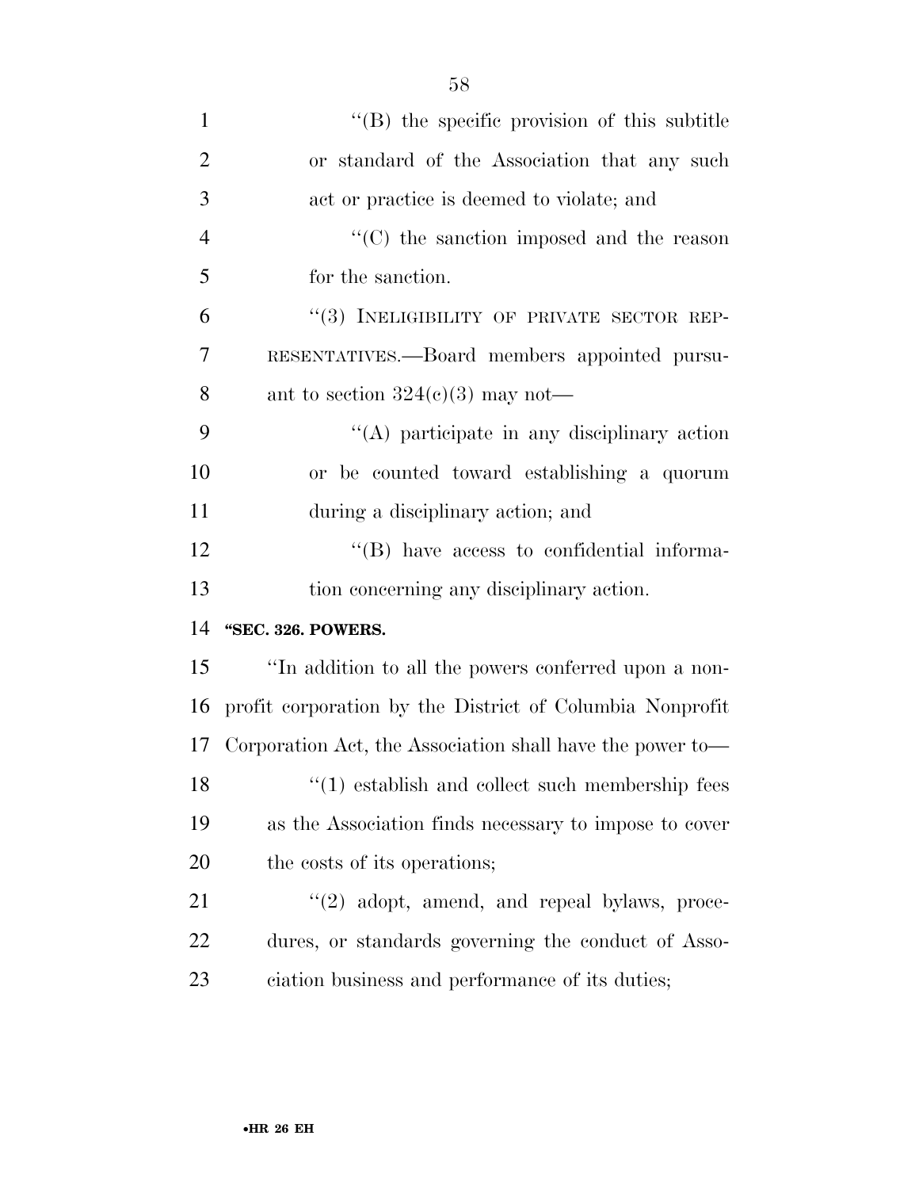''(B) the specific provision of this subtitle or standard of the Association that any such act or practice is deemed to violate; and

''(C) the sanction imposed and the reason for the sanction.

''(3) INELIGIBILITY OF PRIVATE SECTOR REPRESENTATIVES.—Board members appointed pursuant to section 324(c)(3) may not—

''(A) participate in any disciplinary action or be counted toward establishing a quorum during a disciplinary action; and

''(B) have access to confidential information concerning any disciplinary action.

**''SEC. 326. POWERS.**

''In addition to all the powers conferred upon a nonprofit corporation by the District of Columbia Nonprofit Corporation Act, the Association shall have the power to—

''(1) establish and collect such membership fees as the Association finds necessary to impose to cover the costs of its operations;

''(2) adopt, amend, and repeal bylaws, procedures, or standards governing the conduct of Association business and performance of its duties;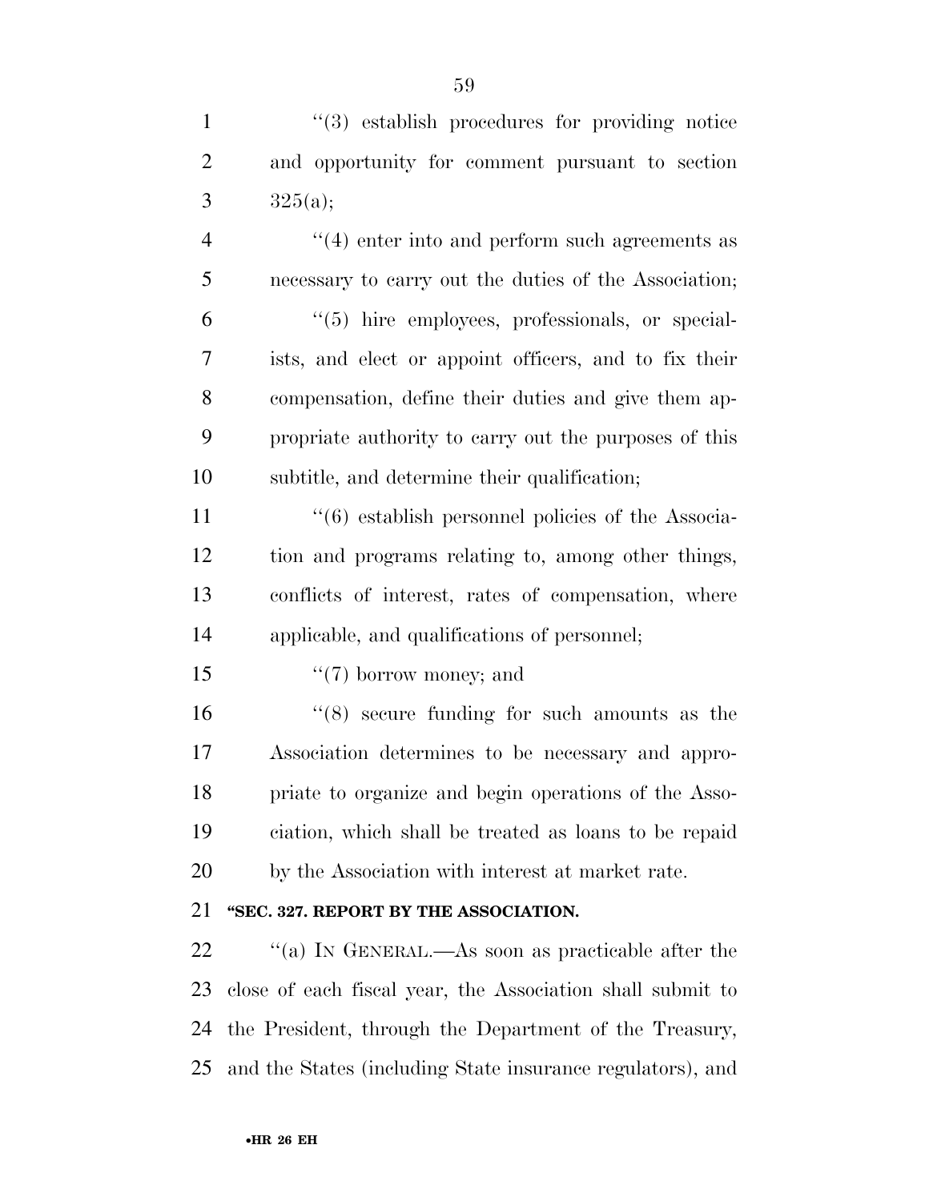''(3) establish procedures for providing notice and opportunity for comment pursuant to section 325(a);

''(4) enter into and perform such agreements as necessary to carry out the duties of the Association;

''(5) hire employees, professionals, or specialists, and elect or appoint officers, and to fix their compensation, define their duties and give them appropriate authority to carry out the purposes of this subtitle, and determine their qualification;

''(6) establish personnel policies of the Association and programs relating to, among other things, conflicts of interest, rates of compensation, where applicable, and qualifications of personnel;

''(7) borrow money; and

''(8) secure funding for such amounts as the Association determines to be necessary and appropriate to organize and begin operations of the Association, which shall be treated as loans to be repaid by the Association with interest at market rate.

**''SEC. 327. REPORT BY THE ASSOCIATION.**

''(a) IN GENERAL.—As soon as practicable after the close of each fiscal year, the Association shall submit to the President, through the Department of the Treasury, and the States (including State insurance regulators), and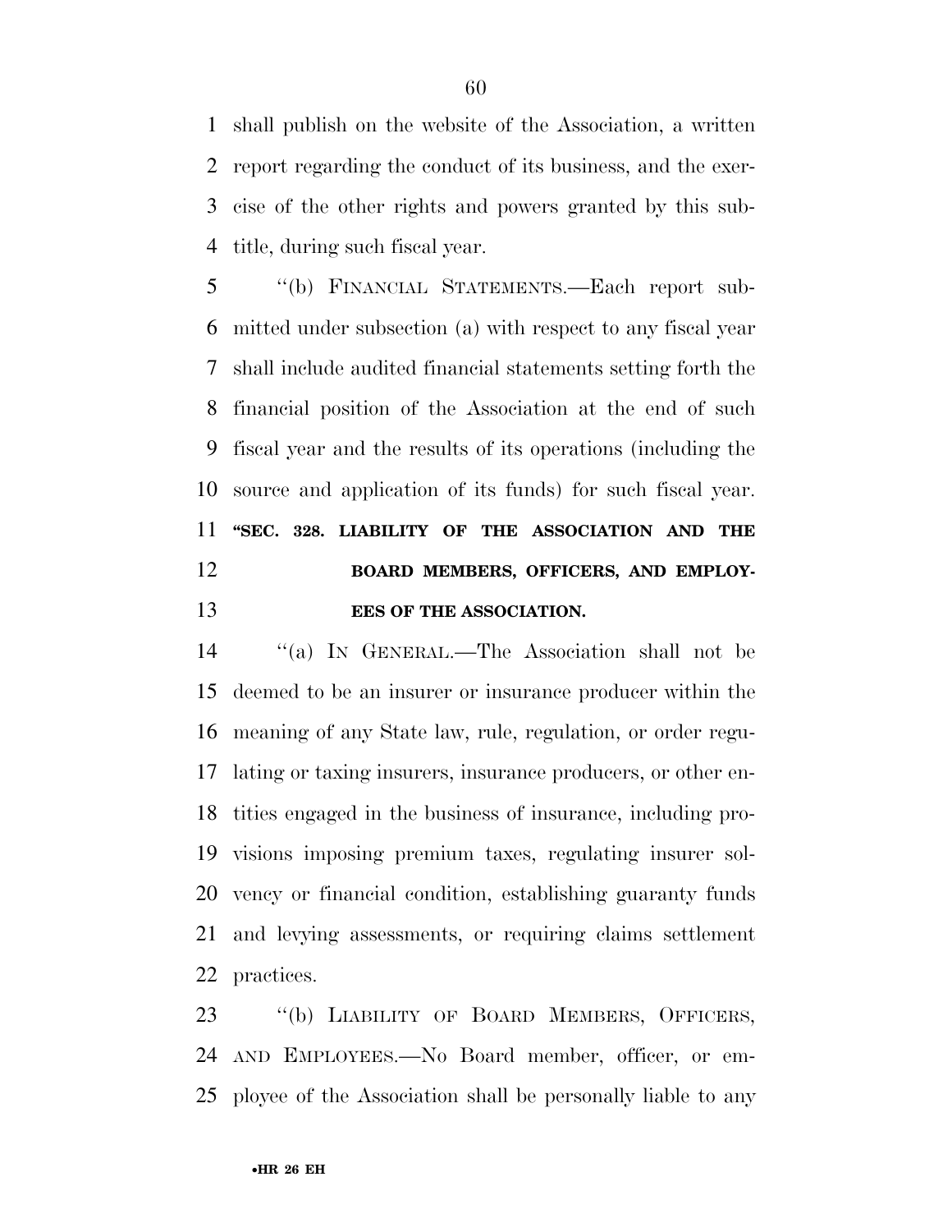shall publish on the website of the Association, a written report regarding the conduct of its business, and the exercise of the other rights and powers granted by this subtitle, during such fiscal year.

''(b) FINANCIAL STATEMENTS.—Each report submitted under subsection (a) with respect to any fiscal year shall include audited financial statements setting forth the financial position of the Association at the end of such fiscal year and the results of its operations (including the source and application of its funds) for such fiscal year.

### ''SEC. 328. LIABILITY OF THE ASSOCIATION AND THE BOARD MEMBERS, OFFICERS, AND EMPLOYEES OF THE ASSOCIATION.

''(a) IN GENERAL.—The Association shall not be deemed to be an insurer or insurance producer within the meaning of any State law, rule, regulation, or order regulating or taxing insurers, insurance producers, or other entities engaged in the business of insurance, including provisions imposing premium taxes, regulating insurer solvency or financial condition, establishing guaranty funds and levying assessments, or requiring claims settlement practices.

''(b) LIABILITY OF BOARD MEMBERS, OFFICERS, AND EMPLOYEES.—No Board member, officer, or employee of the Association shall be personally liable to any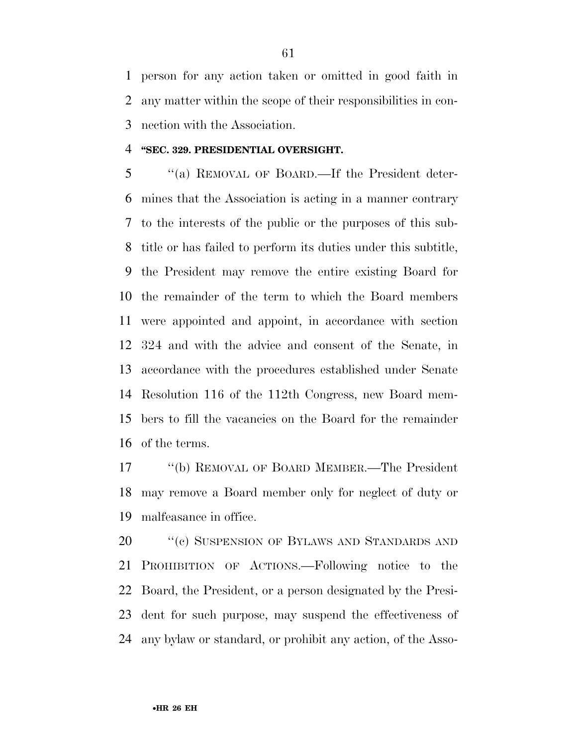person for any action taken or omitted in good faith in any matter within the scope of their responsibilities in connection with the Association.

**"SEC. 329. PRESIDENTIAL OVERSIGHT.**

"(a) REMOVAL OF BOARD.—If the President determines that the Association is acting in a manner contrary to the interests of the public or the purposes of this subtitle or has failed to perform its duties under this subtitle, the President may remove the entire existing Board for the remainder of the term to which the Board members were appointed and appoint, in accordance with section 324 and with the advice and consent of the Senate, in accordance with the procedures established under Senate Resolution 116 of the 112th Congress, new Board members to fill the vacancies on the Board for the remainder of the terms.

"(b) REMOVAL OF BOARD MEMBER.—The President may remove a Board member only for neglect of duty or malfeasance in office.

"(c) SUSPENSION OF BYLAWS AND STANDARDS AND PROHIBITION OF ACTIONS.—Following notice to the Board, the President, or a person designated by the President for such purpose, may suspend the effectiveness of any bylaw or standard, or prohibit any action, of the Asso-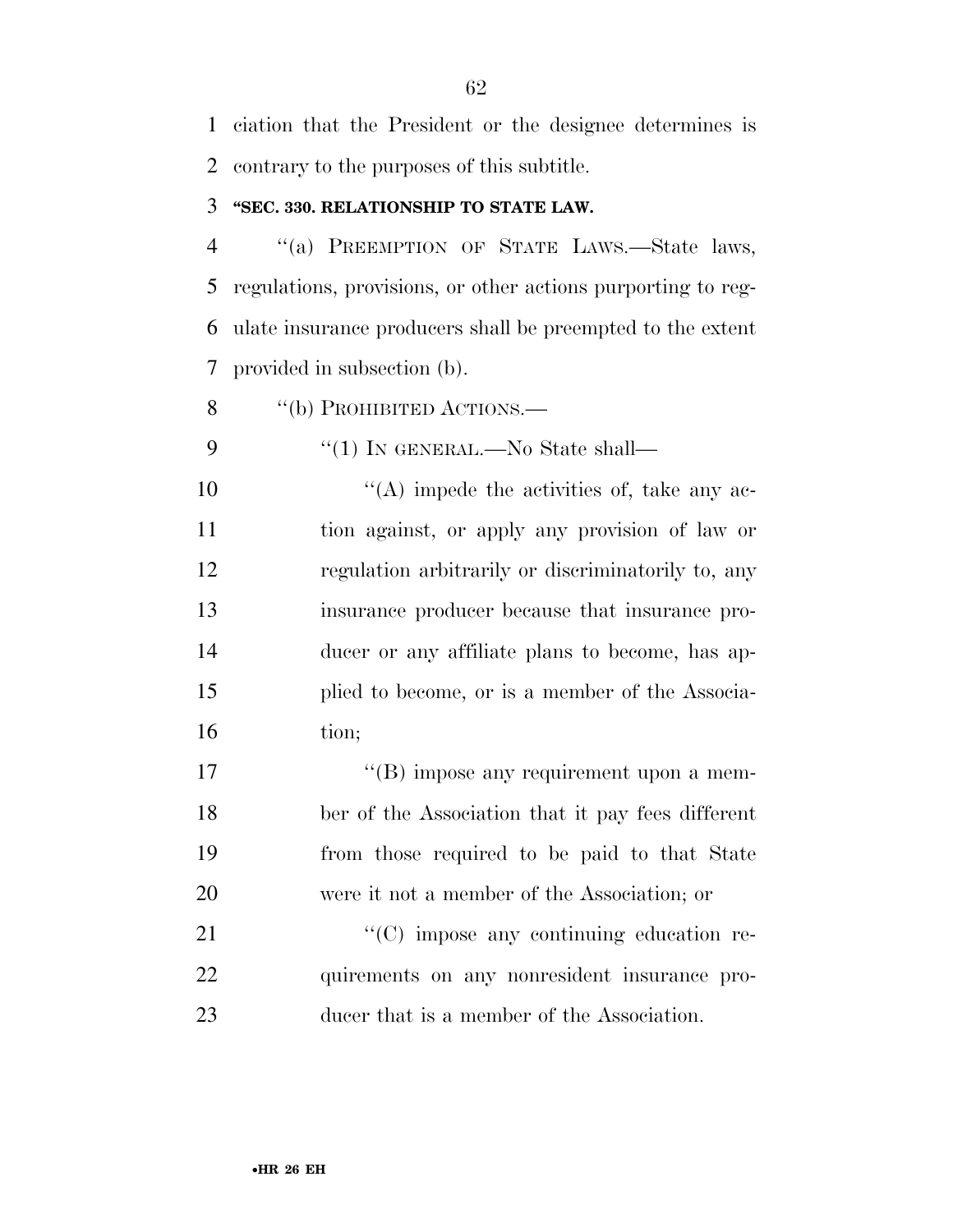ciation that the President or the designee determines is contrary to the purposes of this subtitle.

### "SEC. 330. RELATIONSHIP TO STATE LAW.

"(a) PREEMPTION OF STATE LAWS.—State laws, regulations, provisions, or other actions purporting to regulate insurance producers shall be preempted to the extent provided in subsection (b).

"(b) PROHIBITED ACTIONS.—

"(1) IN GENERAL.—No State shall—

"(A) impede the activities of, take any action against, or apply any provision of law or regulation arbitrarily or discriminatorily to, any insurance producer because that insurance producer or any affiliate plans to become, has applied to become, or is a member of the Association;

"(B) impose any requirement upon a member of the Association that it pay fees different from those required to be paid to that State were it not a member of the Association; or

"(C) impose any continuing education requirements on any nonresident insurance producer that is a member of the Association.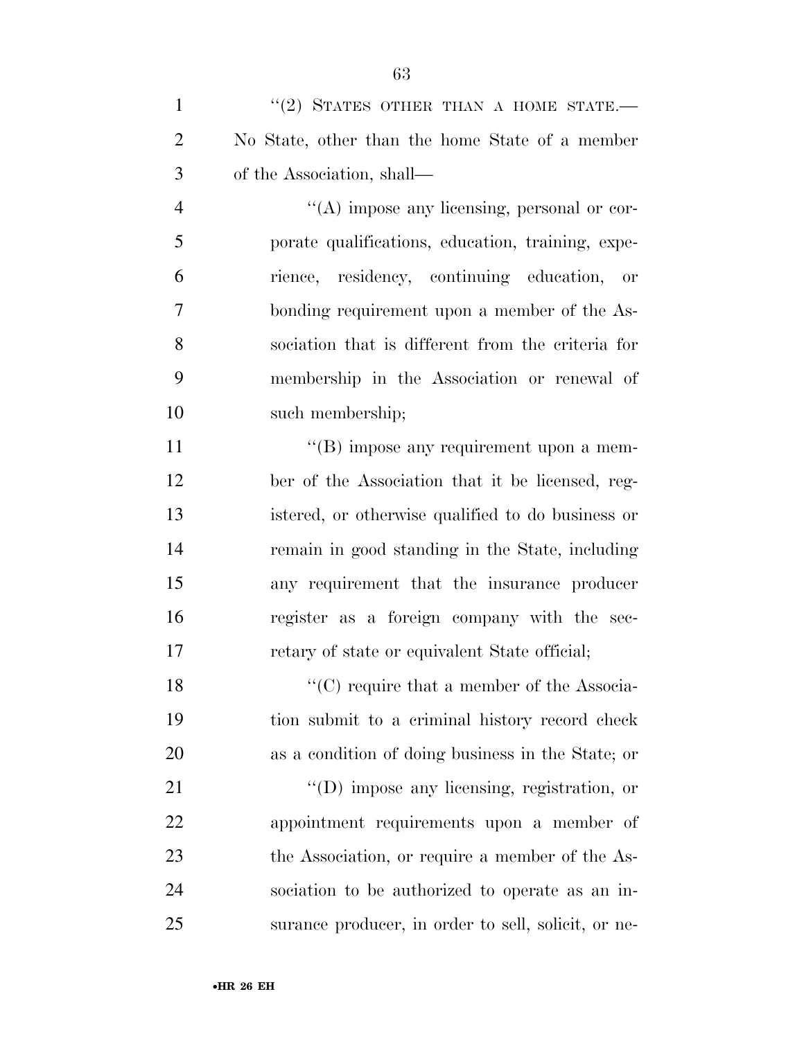"(2) STATES OTHER THAN A HOME STATE.—No State, other than the home State of a member of the Association, shall—

"(A) impose any licensing, personal or corporate qualifications, education, training, experience, residency, continuing education, or bonding requirement upon a member of the Association that is different from the criteria for membership in the Association or renewal of such membership;

"(B) impose any requirement upon a member of the Association that it be licensed, registered, or otherwise qualified to do business or remain in good standing in the State, including any requirement that the insurance producer register as a foreign company with the secretary of state or equivalent State official;

"(C) require that a member of the Association submit to a criminal history record check as a condition of doing business in the State; or

"(D) impose any licensing, registration, or appointment requirements upon a member of the Association, or require a member of the Association to be authorized to operate as an insurance producer, in order to sell, solicit, or ne-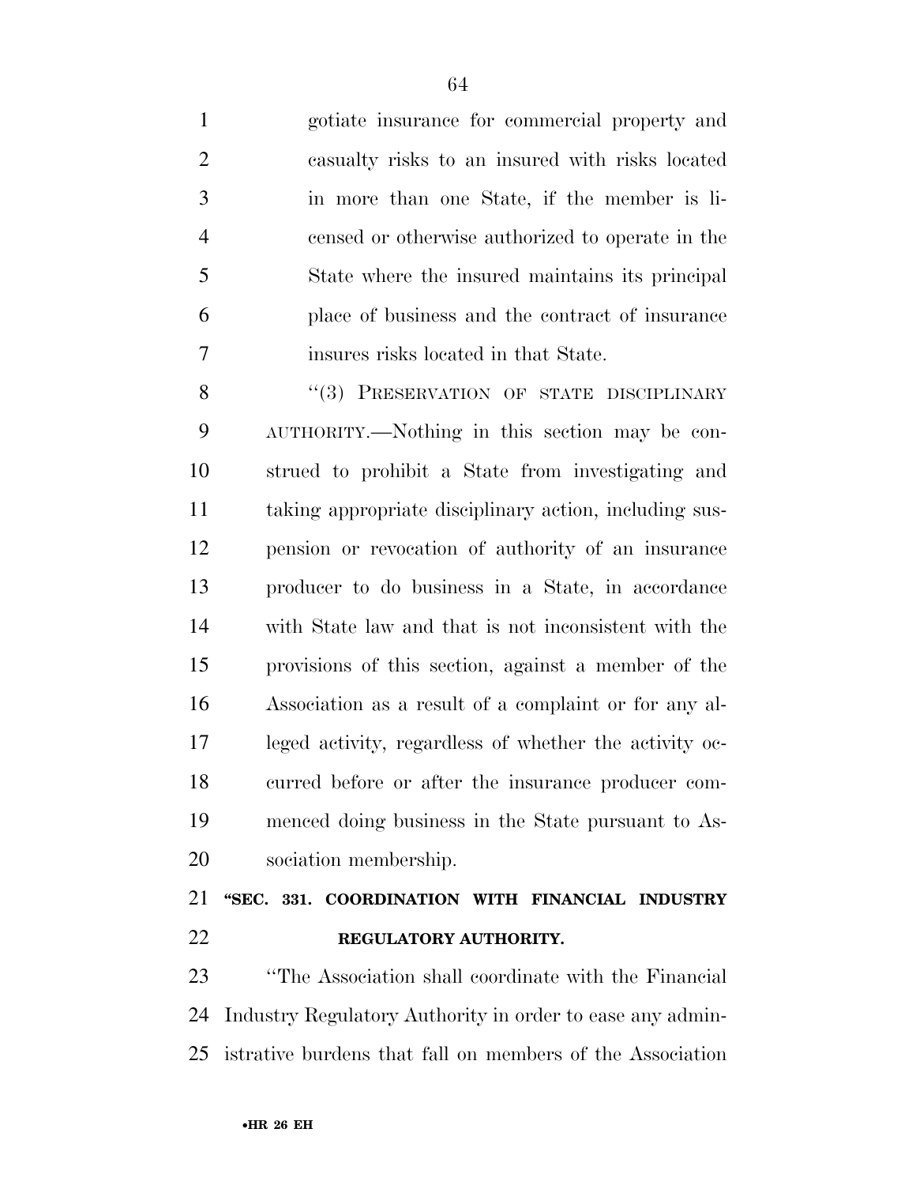gotiate insurance for commercial property and casualty risks to an insured with risks located in more than one State, if the member is licensed or otherwise authorized to operate in the State where the insured maintains its principal place of business and the contract of insurance insures risks located in that State.

"(3) PRESERVATION OF STATE DISCIPLINARY AUTHORITY.—Nothing in this section may be construed to prohibit a State from investigating and taking appropriate disciplinary action, including suspension or revocation of authority of an insurance producer to do business in a State, in accordance with State law and that is not inconsistent with the provisions of this section, against a member of the Association as a result of a complaint or for any alleged activity, regardless of whether the activity occurred before or after the insurance producer commenced doing business in the State pursuant to Association membership.

### "SEC. 331. COORDINATION WITH FINANCIAL INDUSTRY REGULATORY AUTHORITY.

"The Association shall coordinate with the Financial Industry Regulatory Authority in order to ease any administrative burdens that fall on members of the Association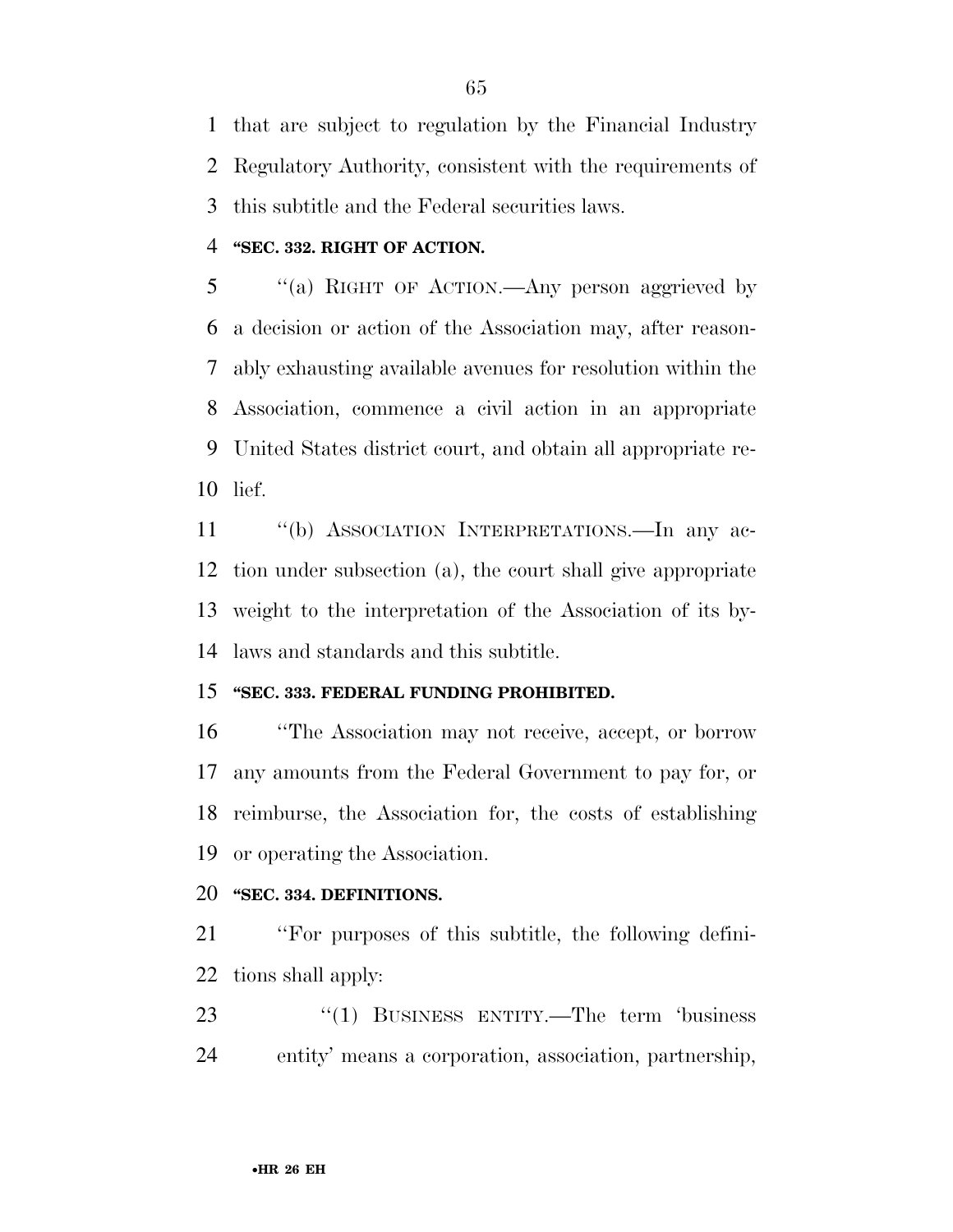that are subject to regulation by the Financial Industry Regulatory Authority, consistent with the requirements of this subtitle and the Federal securities laws.

**"SEC. 332. RIGHT OF ACTION.**

"(a) RIGHT OF ACTION.—Any person aggrieved by a decision or action of the Association may, after reasonably exhausting available avenues for resolution within the Association, commence a civil action in an appropriate United States district court, and obtain all appropriate relief.

"(b) ASSOCIATION INTERPRETATIONS.—In any action under subsection (a), the court shall give appropriate weight to the interpretation of the Association of its bylaws and standards and this subtitle.

**"SEC. 333. FEDERAL FUNDING PROHIBITED.**

"The Association may not receive, accept, or borrow any amounts from the Federal Government to pay for, or reimburse, the Association for, the costs of establishing or operating the Association.

**"SEC. 334. DEFINITIONS.**

"For purposes of this subtitle, the following definitions shall apply:

"(1) BUSINESS ENTITY.—The term 'business entity' means a corporation, association, partnership,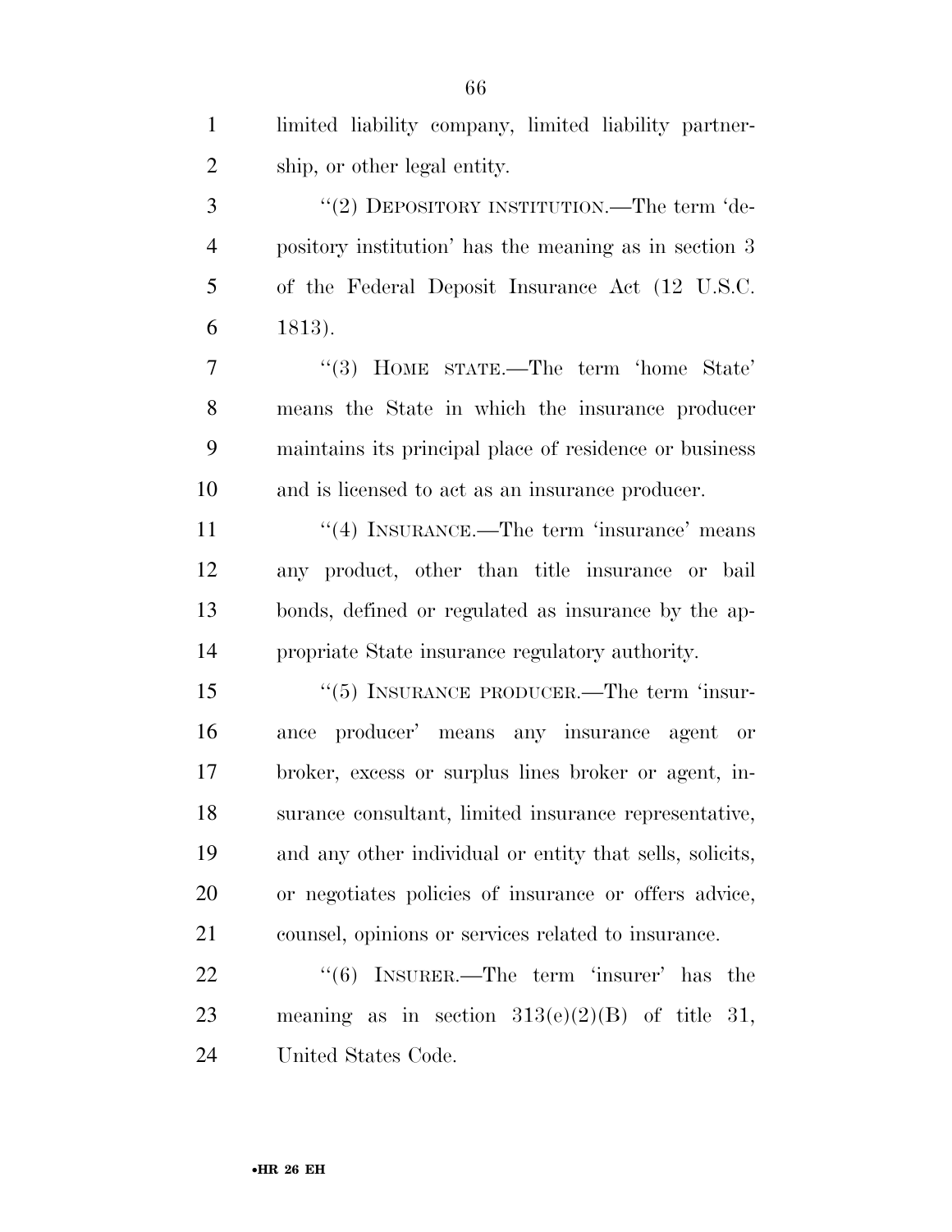limited liability company, limited liability partnership, or other legal entity.

''(2) DEPOSITORY INSTITUTION.—The term 'depository institution' has the meaning as in section 3 of the Federal Deposit Insurance Act (12 U.S.C. 1813).

''(3) HOME STATE.—The term 'home State' means the State in which the insurance producer maintains its principal place of residence or business and is licensed to act as an insurance producer.

''(4) INSURANCE.—The term 'insurance' means any product, other than title insurance or bail bonds, defined or regulated as insurance by the appropriate State insurance regulatory authority.

''(5) INSURANCE PRODUCER.—The term 'insurance producer' means any insurance agent or broker, excess or surplus lines broker or agent, insurance consultant, limited insurance representative, and any other individual or entity that sells, solicits, or negotiates policies of insurance or offers advice, counsel, opinions or services related to insurance.

''(6) INSURER.—The term 'insurer' has the meaning as in section 313(e)(2)(B) of title 31, United States Code.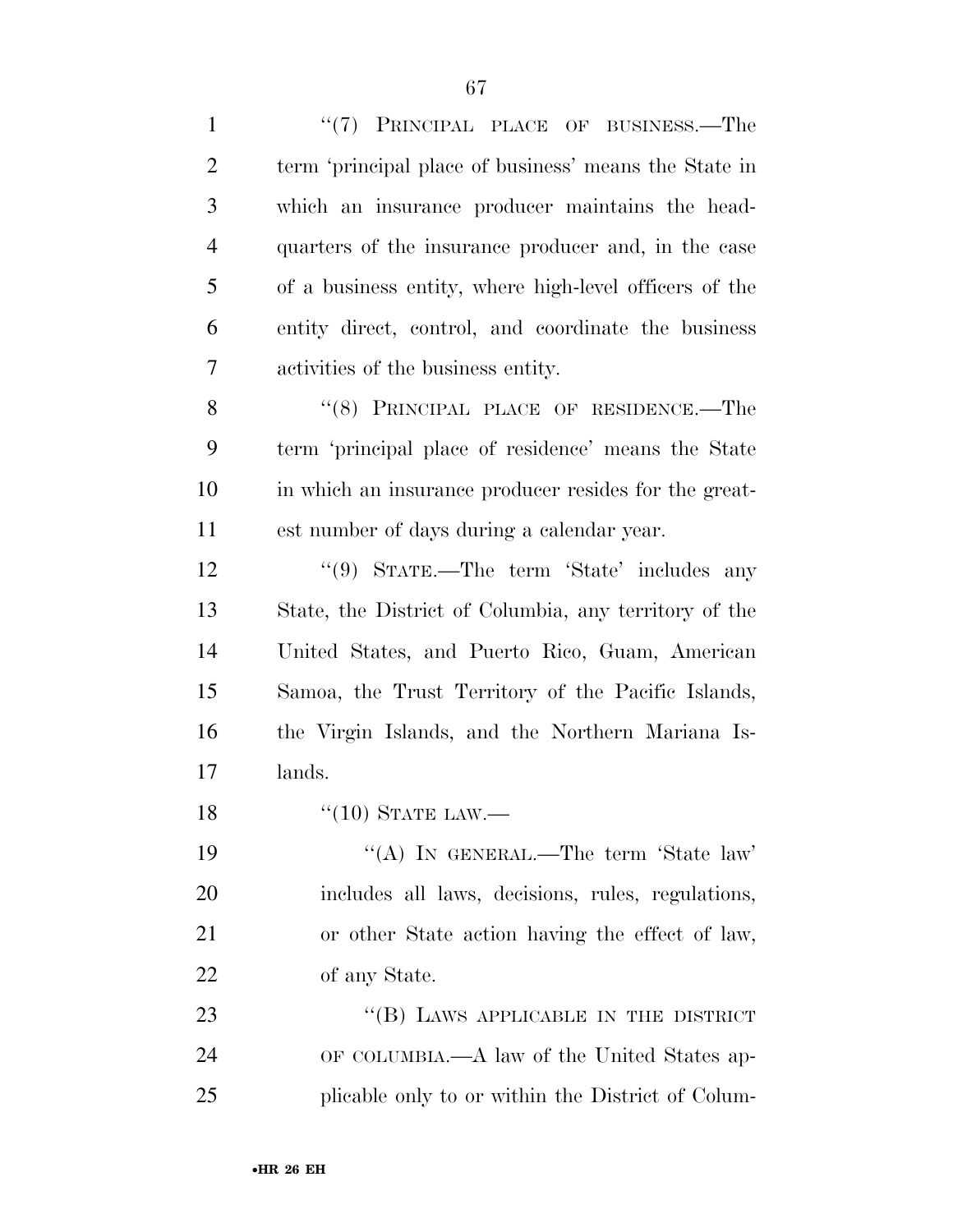"(7) PRINCIPAL PLACE OF BUSINESS.—The term 'principal place of business' means the State in which an insurance producer maintains the headquarters of the insurance producer and, in the case of a business entity, where high-level officers of the entity direct, control, and coordinate the business activities of the business entity.

"(8) PRINCIPAL PLACE OF RESIDENCE.—The term 'principal place of residence' means the State in which an insurance producer resides for the greatest number of days during a calendar year.

"(9) STATE.—The term 'State' includes any State, the District of Columbia, any territory of the United States, and Puerto Rico, Guam, American Samoa, the Trust Territory of the Pacific Islands, the Virgin Islands, and the Northern Mariana Islands.

"(10) STATE LAW.—

"(A) IN GENERAL.—The term 'State law' includes all laws, decisions, rules, regulations, or other State action having the effect of law, of any State.

"(B) LAWS APPLICABLE IN THE DISTRICT OF COLUMBIA.—A law of the United States applicable only to or within the District of Colum-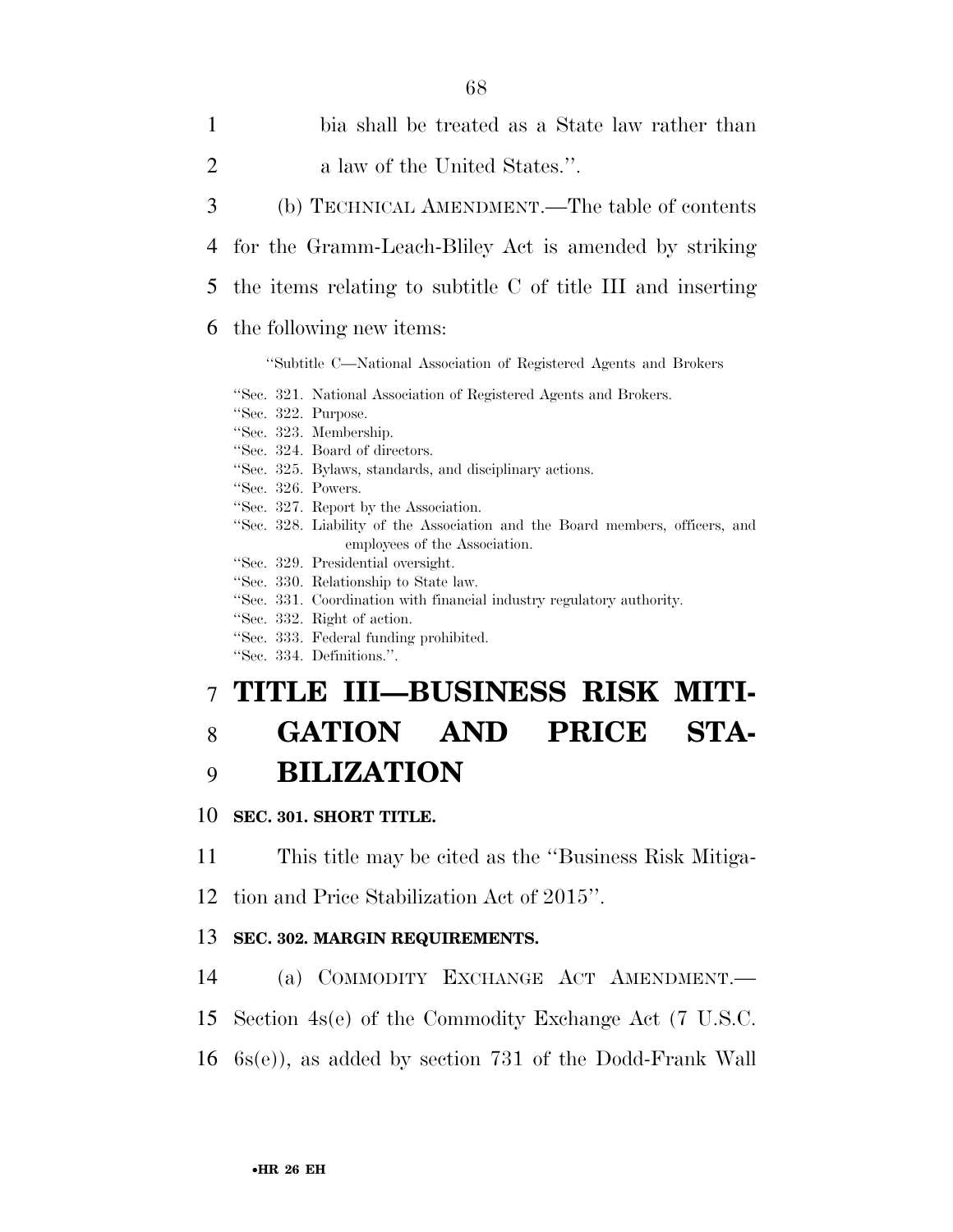bia shall be treated as a State law rather than a law of the United States.''.

(b) TECHNICAL AMENDMENT.—The table of contents for the Gramm-Leach-Bliley Act is amended by striking the items relating to subtitle C of title III and inserting the following new items:

''Subtitle C—National Association of Registered Agents and Brokers

''Sec. 321. National Association of Registered Agents and Brokers.
''Sec. 322. Purpose.
''Sec. 323. Membership.
''Sec. 324. Board of directors.
''Sec. 325. Bylaws, standards, and disciplinary actions.
''Sec. 326. Powers.
''Sec. 327. Report by the Association.
''Sec. 328. Liability of the Association and the Board members, officers, and employees of the Association.
''Sec. 329. Presidential oversight.
''Sec. 330. Relationship to State law.
''Sec. 331. Coordination with financial industry regulatory authority.
''Sec. 332. Right of action.
''Sec. 333. Federal funding prohibited.
''Sec. 334. Definitions.''.

# TITLE III—BUSINESS RISK MITIGATION AND PRICE STABILIZATION

### SEC. 301. SHORT TITLE.

This title may be cited as the ''Business Risk Mitigation and Price Stabilization Act of 2015''.

### SEC. 302. MARGIN REQUIREMENTS.

(a) COMMODITY EXCHANGE ACT AMENDMENT.—Section 4s(e) of the Commodity Exchange Act (7 U.S.C. 6s(e)), as added by section 731 of the Dodd-Frank Wall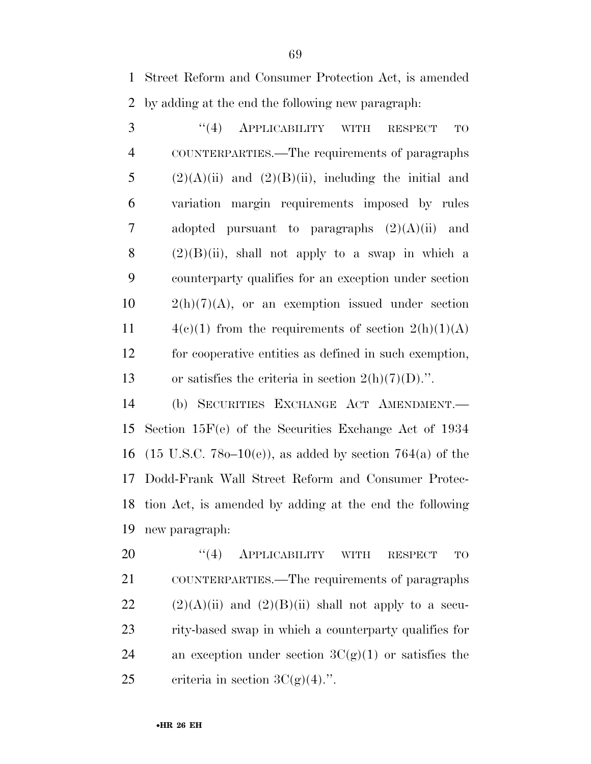Street Reform and Consumer Protection Act, is amended by adding at the end the following new paragraph:

"(4) APPLICABILITY WITH RESPECT TO COUNTERPARTIES.—The requirements of paragraphs (2)(A)(ii) and (2)(B)(ii), including the initial and variation margin requirements imposed by rules adopted pursuant to paragraphs (2)(A)(ii) and (2)(B)(ii), shall not apply to a swap in which a counterparty qualifies for an exception under section 2(h)(7)(A), or an exemption issued under section 4(c)(1) from the requirements of section 2(h)(1)(A) for cooperative entities as defined in such exemption, or satisfies the criteria in section 2(h)(7)(D).".

(b) SECURITIES EXCHANGE ACT AMENDMENT.—Section 15F(e) of the Securities Exchange Act of 1934 (15 U.S.C. 78o–10(e)), as added by section 764(a) of the Dodd-Frank Wall Street Reform and Consumer Protection Act, is amended by adding at the end the following new paragraph:

"(4) APPLICABILITY WITH RESPECT TO COUNTERPARTIES.—The requirements of paragraphs (2)(A)(ii) and (2)(B)(ii) shall not apply to a security-based swap in which a counterparty qualifies for an exception under section 3C(g)(1) or satisfies the criteria in section 3C(g)(4).".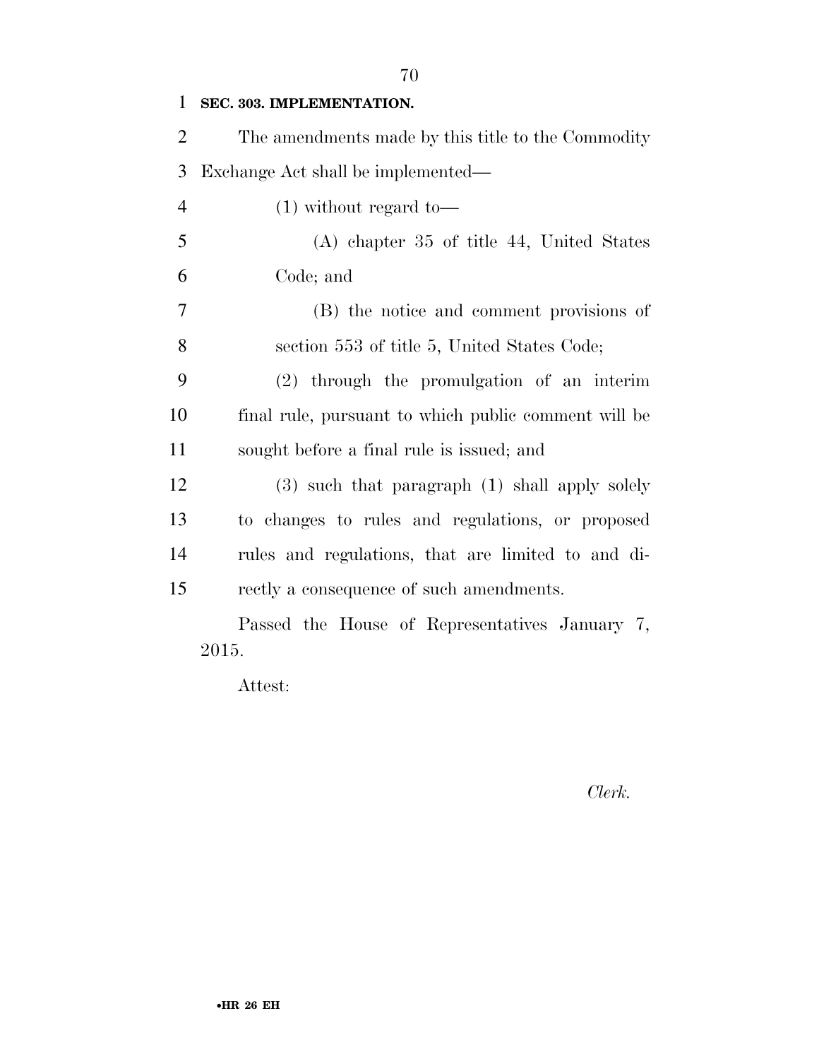**SEC. 303. IMPLEMENTATION.**

The amendments made by this title to the Commodity Exchange Act shall be implemented—

(1) without regard to—

(A) chapter 35 of title 44, United States Code; and

(B) the notice and comment provisions of section 553 of title 5, United States Code;

(2) through the promulgation of an interim final rule, pursuant to which public comment will be sought before a final rule is issued; and

(3) such that paragraph (1) shall apply solely to changes to rules and regulations, or proposed rules and regulations, that are limited to and directly a consequence of such amendments.

Passed the House of Representatives January 7, 2015.

Attest:

*Clerk.*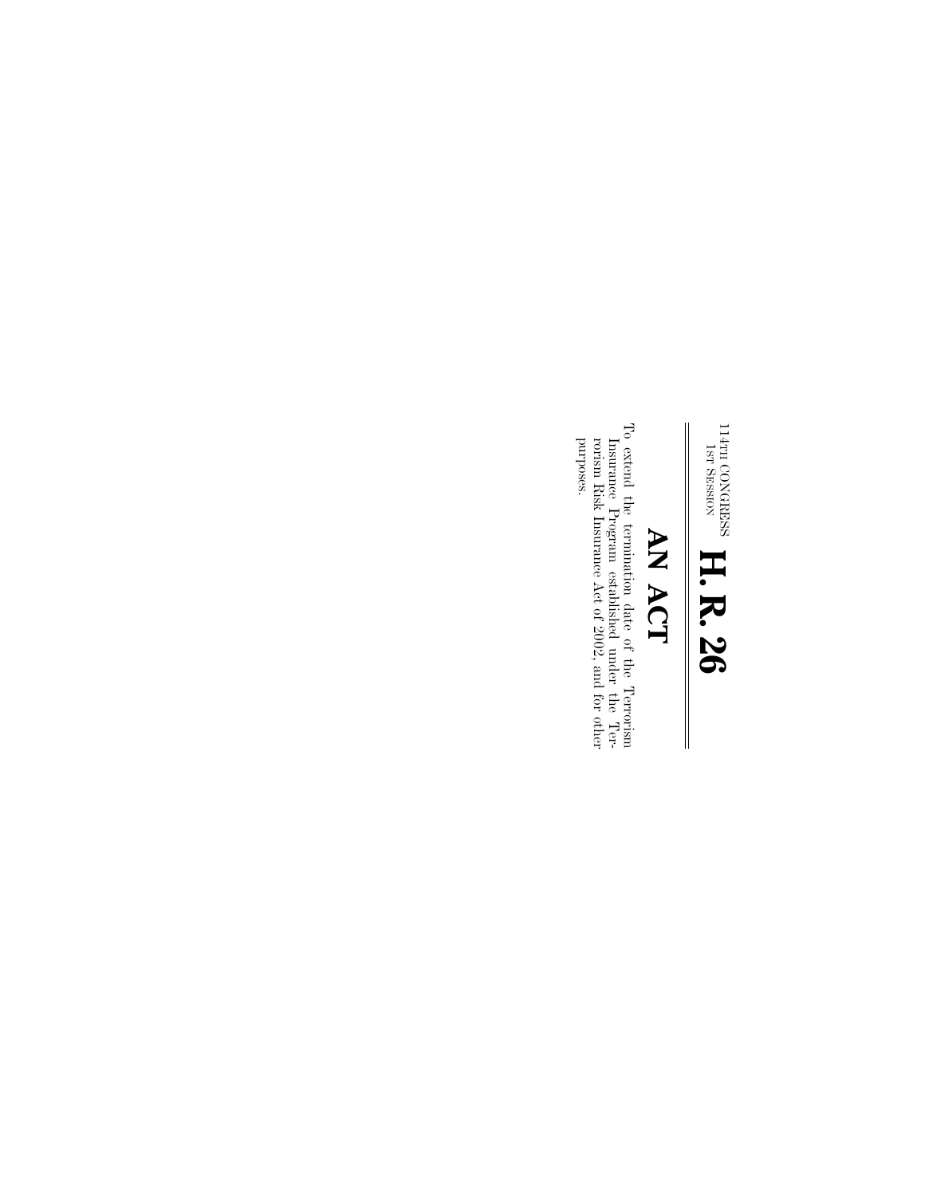114TH CONGRESS
1ST SESSION

# H. R. 26

---

# AN ACT

To extend the termination date of the Terrorism Insurance Program established under the Terrorism Risk Insurance Act of 2002, and for other purposes.